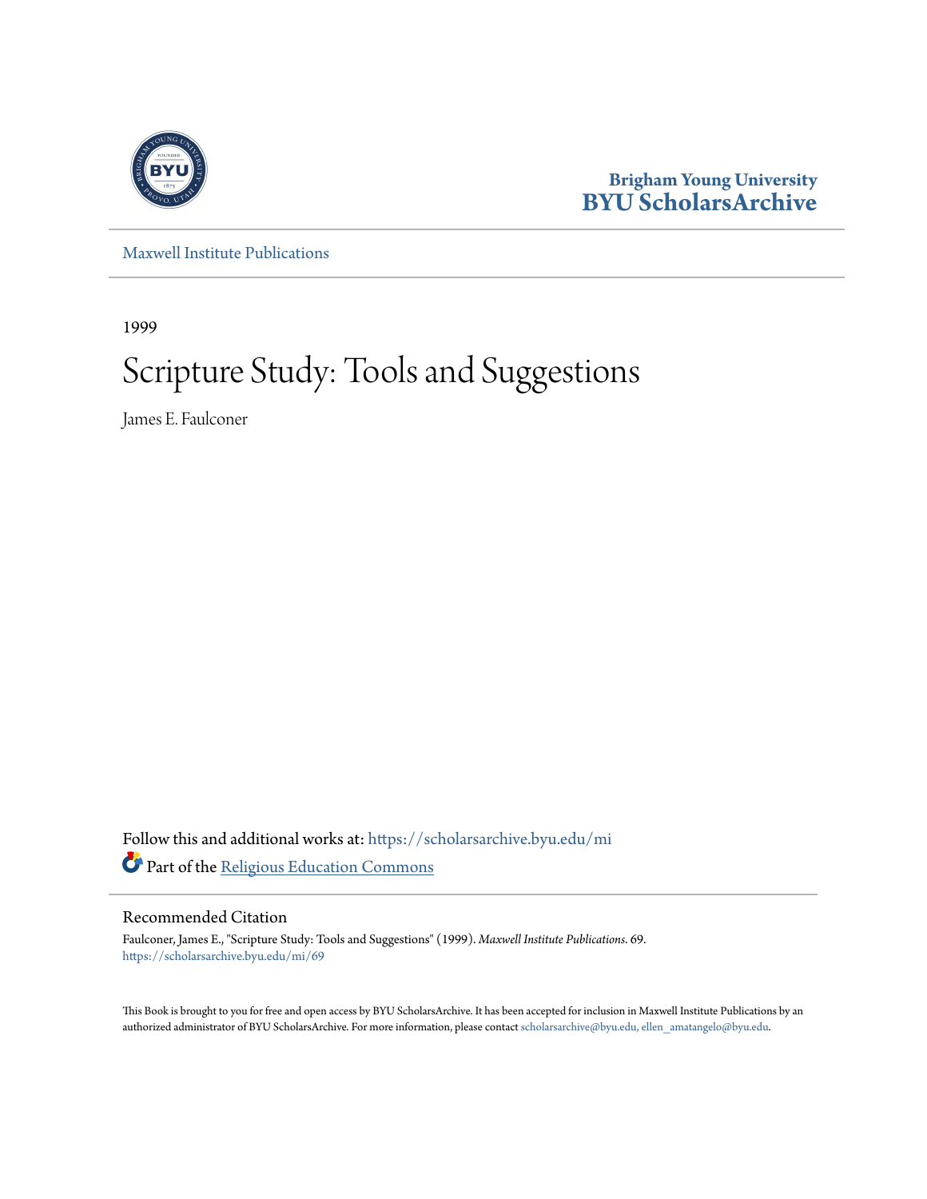Brigham Young University
BYU ScholarsArchive

Maxwell Institute Publications

1999

# Scripture Study: Tools and Suggestions

James E. Faulconer

Follow this and additional works at: https://scholarsarchive.byu.edu/mi

Part of the Religious Education Commons

## Recommended Citation

Faulconer, James E., "Scripture Study: Tools and Suggestions" (1999). *Maxwell Institute Publications*. 69.
https://scholarsarchive.byu.edu/mi/69

This Book is brought to you for free and open access by BYU ScholarsArchive. It has been accepted for inclusion in Maxwell Institute Publications by an authorized administrator of BYU ScholarsArchive. For more information, please contact scholarsarchive@byu.edu, ellen_amatangelo@byu.edu.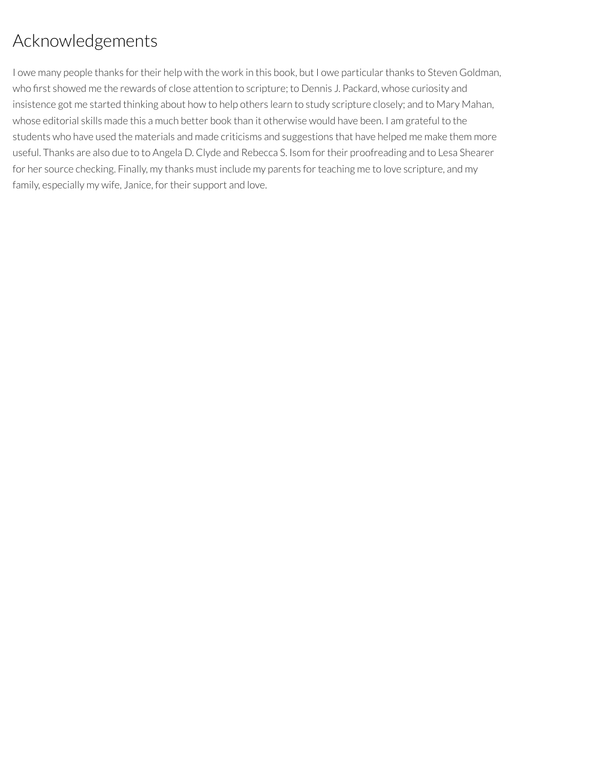# Acknowledgements

I owe many people thanks for their help with the work in this book, but I owe particular thanks to Steven Goldman, who first showed me the rewards of close attention to scripture; to Dennis J. Packard, whose curiosity and insistence got me started thinking about how to help others learn to study scripture closely; and to Mary Mahan, whose editorial skills made this a much better book than it otherwise would have been. I am grateful to the students who have used the materials and made criticisms and suggestions that have helped me make them more useful. Thanks are also due to to Angela D. Clyde and Rebecca S. Isom for their proofreading and to Lesa Shearer for her source checking. Finally, my thanks must include my parents for teaching me to love scripture, and my family, especially my wife, Janice, for their support and love.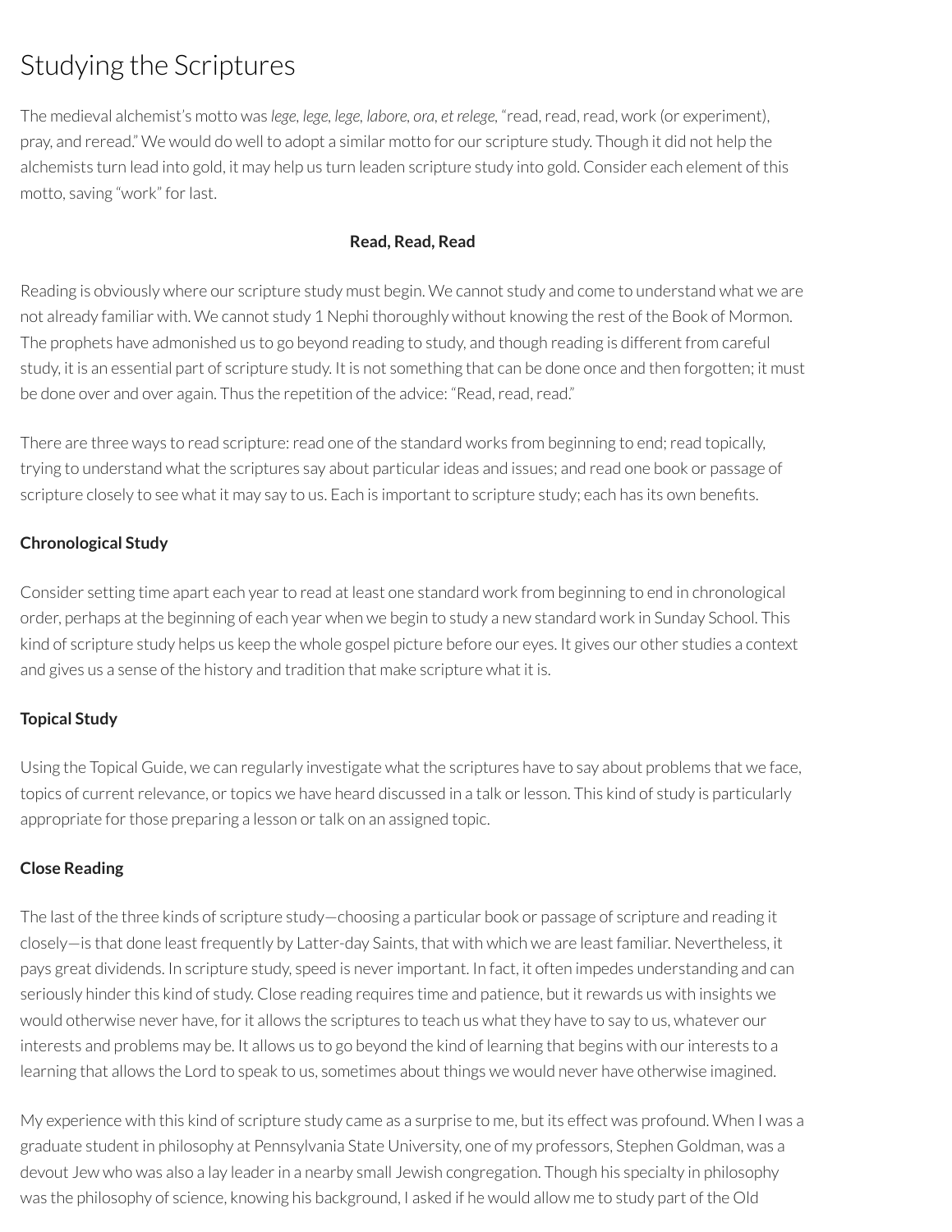# Studying the Scriptures

The medieval alchemist's motto was *lege, lege, lege, labore, ora, et relege*, "read, read, read, work (or experiment), pray, and reread." We would do well to adopt a similar motto for our scripture study. Though it did not help the alchemists turn lead into gold, it may help us turn leaden scripture study into gold. Consider each element of this motto, saving "work" for last.

**Read, Read, Read**

Reading is obviously where our scripture study must begin. We cannot study and come to understand what we are not already familiar with. We cannot study 1 Nephi thoroughly without knowing the rest of the Book of Mormon. The prophets have admonished us to go beyond reading to study, and though reading is different from careful study, it is an essential part of scripture study. It is not something that can be done once and then forgotten; it must be done over and over again. Thus the repetition of the advice: "Read, read, read."

There are three ways to read scripture: read one of the standard works from beginning to end; read topically, trying to understand what the scriptures say about particular ideas and issues; and read one book or passage of scripture closely to see what it may say to us. Each is important to scripture study; each has its own benefits.

**Chronological Study**

Consider setting time apart each year to read at least one standard work from beginning to end in chronological order, perhaps at the beginning of each year when we begin to study a new standard work in Sunday School. This kind of scripture study helps us keep the whole gospel picture before our eyes. It gives our other studies a context and gives us a sense of the history and tradition that make scripture what it is.

**Topical Study**

Using the Topical Guide, we can regularly investigate what the scriptures have to say about problems that we face, topics of current relevance, or topics we have heard discussed in a talk or lesson. This kind of study is particularly appropriate for those preparing a lesson or talk on an assigned topic.

**Close Reading**

The last of the three kinds of scripture study—choosing a particular book or passage of scripture and reading it closely—is that done least frequently by Latter-day Saints, that with which we are least familiar. Nevertheless, it pays great dividends. In scripture study, speed is never important. In fact, it often impedes understanding and can seriously hinder this kind of study. Close reading requires time and patience, but it rewards us with insights we would otherwise never have, for it allows the scriptures to teach us what they have to say to us, whatever our interests and problems may be. It allows us to go beyond the kind of learning that begins with our interests to a learning that allows the Lord to speak to us, sometimes about things we would never have otherwise imagined.

My experience with this kind of scripture study came as a surprise to me, but its effect was profound. When I was a graduate student in philosophy at Pennsylvania State University, one of my professors, Stephen Goldman, was a devout Jew who was also a lay leader in a nearby small Jewish congregation. Though his specialty in philosophy was the philosophy of science, knowing his background, I asked if he would allow me to study part of the Old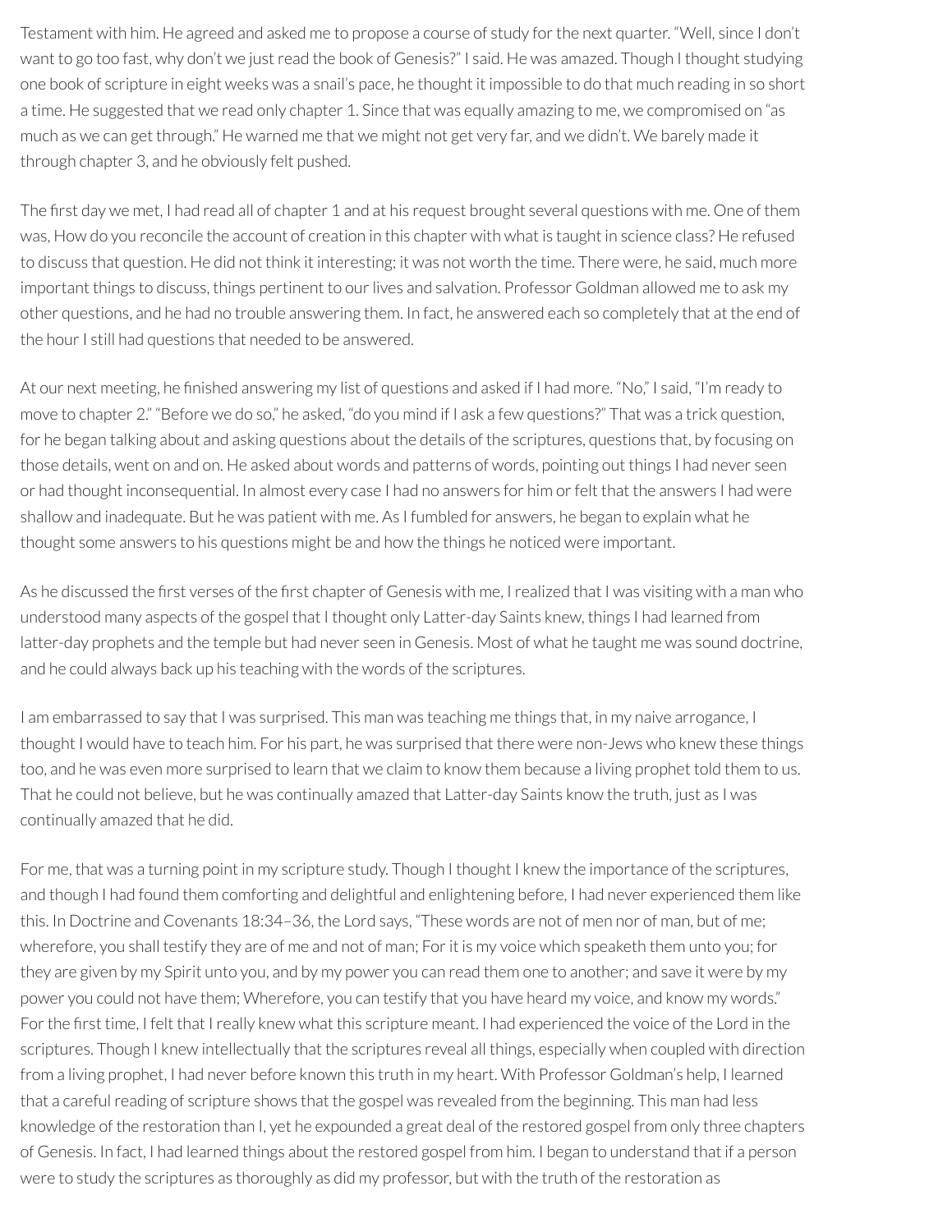Testament with him. He agreed and asked me to propose a course of study for the next quarter. "Well, since I don't want to go too fast, why don't we just read the book of Genesis?" I said. He was amazed. Though I thought studying one book of scripture in eight weeks was a snail's pace, he thought it impossible to do that much reading in so short a time. He suggested that we read only chapter 1. Since that was equally amazing to me, we compromised on "as much as we can get through." He warned me that we might not get very far, and we didn't. We barely made it through chapter 3, and he obviously felt pushed.

The first day we met, I had read all of chapter 1 and at his request brought several questions with me. One of them was, How do you reconcile the account of creation in this chapter with what is taught in science class? He refused to discuss that question. He did not think it interesting; it was not worth the time. There were, he said, much more important things to discuss, things pertinent to our lives and salvation. Professor Goldman allowed me to ask my other questions, and he had no trouble answering them. In fact, he answered each so completely that at the end of the hour I still had questions that needed to be answered.

At our next meeting, he finished answering my list of questions and asked if I had more. "No," I said, "I'm ready to move to chapter 2." "Before we do so," he asked, "do you mind if I ask a few questions?" That was a trick question, for he began talking about and asking questions about the details of the scriptures, questions that, by focusing on those details, went on and on. He asked about words and patterns of words, pointing out things I had never seen or had thought inconsequential. In almost every case I had no answers for him or felt that the answers I had were shallow and inadequate. But he was patient with me. As I fumbled for answers, he began to explain what he thought some answers to his questions might be and how the things he noticed were important.

As he discussed the first verses of the first chapter of Genesis with me, I realized that I was visiting with a man who understood many aspects of the gospel that I thought only Latter-day Saints knew, things I had learned from latter-day prophets and the temple but had never seen in Genesis. Most of what he taught me was sound doctrine, and he could always back up his teaching with the words of the scriptures.

I am embarrassed to say that I was surprised. This man was teaching me things that, in my naive arrogance, I thought I would have to teach him. For his part, he was surprised that there were non-Jews who knew these things too, and he was even more surprised to learn that we claim to know them because a living prophet told them to us. That he could not believe, but he was continually amazed that Latter-day Saints know the truth, just as I was continually amazed that he did.

For me, that was a turning point in my scripture study. Though I thought I knew the importance of the scriptures, and though I had found them comforting and delightful and enlightening before, I had never experienced them like this. In Doctrine and Covenants 18:34–36, the Lord says, "These words are not of men nor of man, but of me; wherefore, you shall testify they are of me and not of man; For it is my voice which speaketh them unto you; for they are given by my Spirit unto you, and by my power you can read them one to another; and save it were by my power you could not have them; Wherefore, you can testify that you have heard my voice, and know my words." For the first time, I felt that I really knew what this scripture meant. I had experienced the voice of the Lord in the scriptures. Though I knew intellectually that the scriptures reveal all things, especially when coupled with direction from a living prophet, I had never before known this truth in my heart. With Professor Goldman's help, I learned that a careful reading of scripture shows that the gospel was revealed from the beginning. This man had less knowledge of the restoration than I, yet he expounded a great deal of the restored gospel from only three chapters of Genesis. In fact, I had learned things about the restored gospel from him. I began to understand that if a person were to study the scriptures as thoroughly as did my professor, but with the truth of the restoration as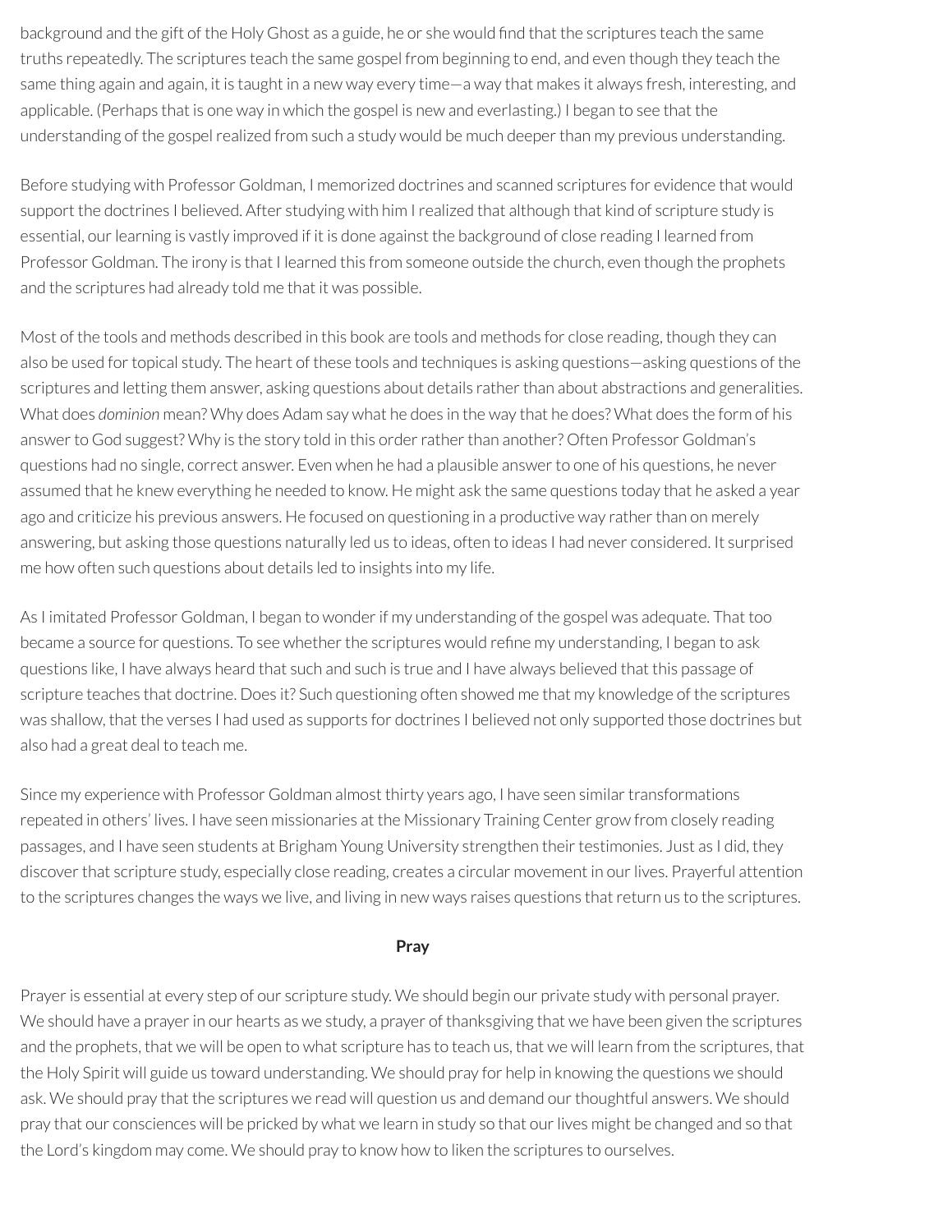background and the gift of the Holy Ghost as a guide, he or she would find that the scriptures teach the same truths repeatedly. The scriptures teach the same gospel from beginning to end, and even though they teach the same thing again and again, it is taught in a new way every time—a way that makes it always fresh, interesting, and applicable. (Perhaps that is one way in which the gospel is new and everlasting.) I began to see that the understanding of the gospel realized from such a study would be much deeper than my previous understanding.

Before studying with Professor Goldman, I memorized doctrines and scanned scriptures for evidence that would support the doctrines I believed. After studying with him I realized that although that kind of scripture study is essential, our learning is vastly improved if it is done against the background of close reading I learned from Professor Goldman. The irony is that I learned this from someone outside the church, even though the prophets and the scriptures had already told me that it was possible.

Most of the tools and methods described in this book are tools and methods for close reading, though they can also be used for topical study. The heart of these tools and techniques is asking questions—asking questions of the scriptures and letting them answer, asking questions about details rather than about abstractions and generalities. What does *dominion* mean? Why does Adam say what he does in the way that he does? What does the form of his answer to God suggest? Why is the story told in this order rather than another? Often Professor Goldman's questions had no single, correct answer. Even when he had a plausible answer to one of his questions, he never assumed that he knew everything he needed to know. He might ask the same questions today that he asked a year ago and criticize his previous answers. He focused on questioning in a productive way rather than on merely answering, but asking those questions naturally led us to ideas, often to ideas I had never considered. It surprised me how often such questions about details led to insights into my life.

As I imitated Professor Goldman, I began to wonder if my understanding of the gospel was adequate. That too became a source for questions. To see whether the scriptures would refine my understanding, I began to ask questions like, I have always heard that such and such is true and I have always believed that this passage of scripture teaches that doctrine. Does it? Such questioning often showed me that my knowledge of the scriptures was shallow, that the verses I had used as supports for doctrines I believed not only supported those doctrines but also had a great deal to teach me.

Since my experience with Professor Goldman almost thirty years ago, I have seen similar transformations repeated in others' lives. I have seen missionaries at the Missionary Training Center grow from closely reading passages, and I have seen students at Brigham Young University strengthen their testimonies. Just as I did, they discover that scripture study, especially close reading, creates a circular movement in our lives. Prayerful attention to the scriptures changes the ways we live, and living in new ways raises questions that return us to the scriptures.

## Pray

Prayer is essential at every step of our scripture study. We should begin our private study with personal prayer. We should have a prayer in our hearts as we study, a prayer of thanksgiving that we have been given the scriptures and the prophets, that we will be open to what scripture has to teach us, that we will learn from the scriptures, that the Holy Spirit will guide us toward understanding. We should pray for help in knowing the questions we should ask. We should pray that the scriptures we read will question us and demand our thoughtful answers. We should pray that our consciences will be pricked by what we learn in study so that our lives might be changed and so that the Lord's kingdom may come. We should pray to know how to liken the scriptures to ourselves.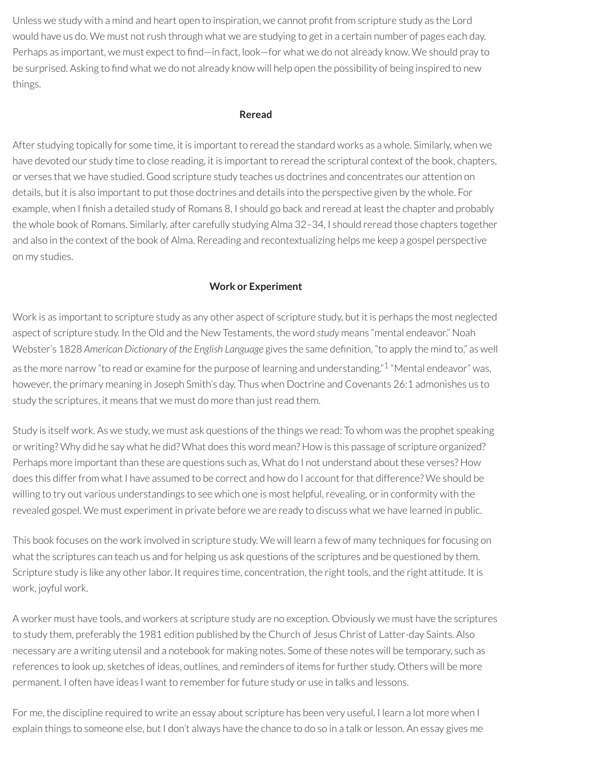Unless we study with a mind and heart open to inspiration, we cannot profit from scripture study as the Lord would have us do. We must not rush through what we are studying to get in a certain number of pages each day. Perhaps as important, we must expect to find—in fact, look—for what we do not already know. We should pray to be surprised. Asking to find what we do not already know will help open the possibility of being inspired to new things.

## Reread

After studying topically for some time, it is important to reread the standard works as a whole. Similarly, when we have devoted our study time to close reading, it is important to reread the scriptural context of the book, chapters, or verses that we have studied. Good scripture study teaches us doctrines and concentrates our attention on details, but it is also important to put those doctrines and details into the perspective given by the whole. For example, when I finish a detailed study of Romans 8, I should go back and reread at least the chapter and probably the whole book of Romans. Similarly, after carefully studying Alma 32–34, I should reread those chapters together and also in the context of the book of Alma. Rereading and recontextualizing helps me keep a gospel perspective on my studies.

## Work or Experiment

Work is as important to scripture study as any other aspect of scripture study, but it is perhaps the most neglected aspect of scripture study. In the Old and the New Testaments, the word *study* means "mental endeavor." Noah Webster's 1828 *American Dictionary of the English Language* gives the same definition, "to apply the mind to," as well as the more narrow "to read or examine for the purpose of learning and understanding."[1] "Mental endeavor" was, however, the primary meaning in Joseph Smith's day. Thus when Doctrine and Covenants 26:1 admonishes us to study the scriptures, it means that we must do more than just read them.

Study is itself work. As we study, we must ask questions of the things we read: To whom was the prophet speaking or writing? Why did he say what he did? What does this word mean? How is this passage of scripture organized? Perhaps more important than these are questions such as, What do I not understand about these verses? How does this differ from what I have assumed to be correct and how do I account for that difference? We should be willing to try out various understandings to see which one is most helpful, revealing, or in conformity with the revealed gospel. We must experiment in private before we are ready to discuss what we have learned in public.

This book focuses on the work involved in scripture study. We will learn a few of many techniques for focusing on what the scriptures can teach us and for helping us ask questions of the scriptures and be questioned by them. Scripture study is like any other labor. It requires time, concentration, the right tools, and the right attitude. It is work, joyful work.

A worker must have tools, and workers at scripture study are no exception. Obviously we must have the scriptures to study them, preferably the 1981 edition published by the Church of Jesus Christ of Latter-day Saints. Also necessary are a writing utensil and a notebook for making notes. Some of these notes will be temporary, such as references to look up, sketches of ideas, outlines, and reminders of items for further study. Others will be more permanent. I often have ideas I want to remember for future study or use in talks and lessons.

For me, the discipline required to write an essay about scripture has been very useful. I learn a lot more when I explain things to someone else, but I don't always have the chance to do so in a talk or lesson. An essay gives me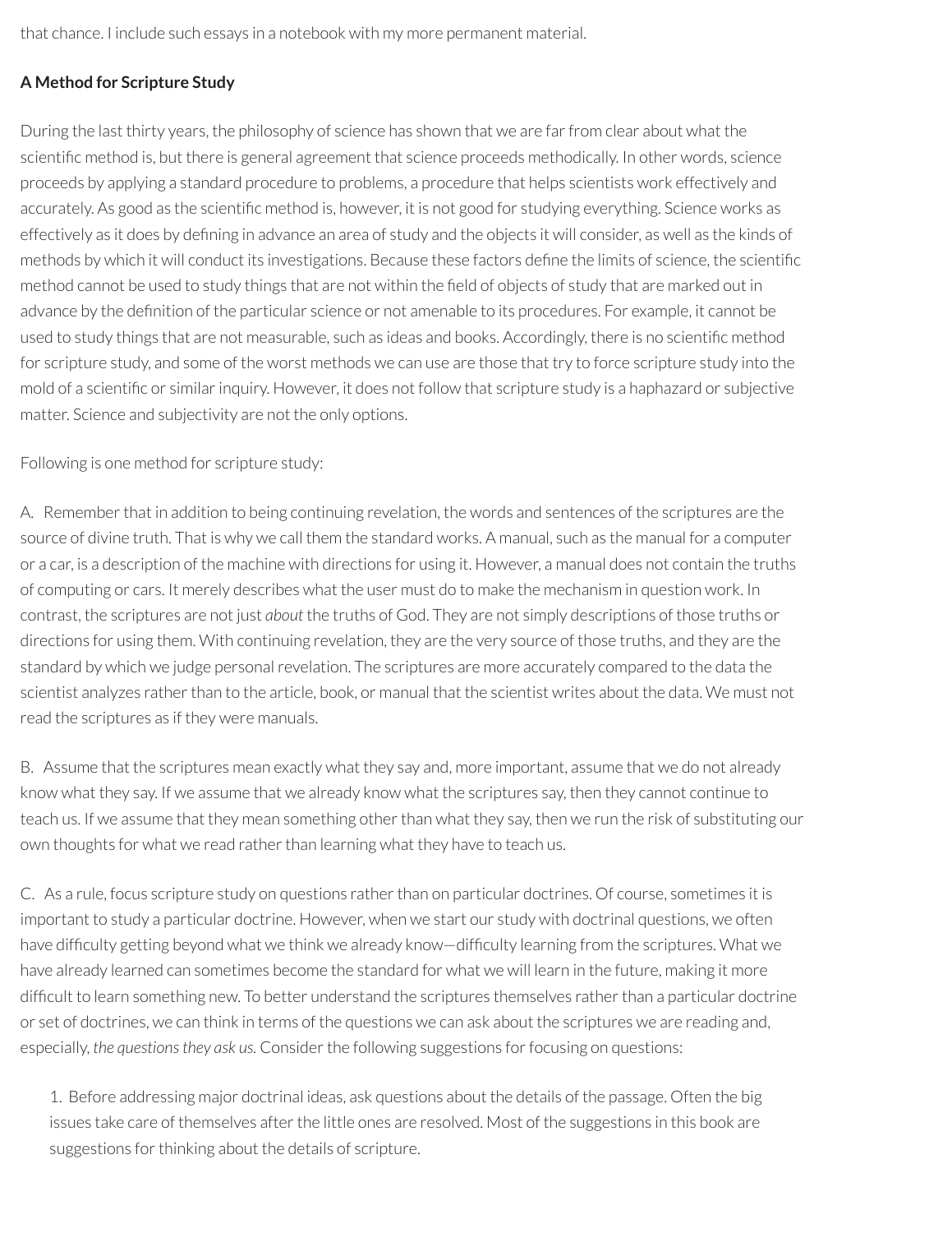that chance. I include such essays in a notebook with my more permanent material.

**A Method for Scripture Study**

During the last thirty years, the philosophy of science has shown that we are far from clear about what the scientific method is, but there is general agreement that science proceeds methodically. In other words, science proceeds by applying a standard procedure to problems, a procedure that helps scientists work effectively and accurately. As good as the scientific method is, however, it is not good for studying everything. Science works as effectively as it does by defining in advance an area of study and the objects it will consider, as well as the kinds of methods by which it will conduct its investigations. Because these factors define the limits of science, the scientific method cannot be used to study things that are not within the field of objects of study that are marked out in advance by the definition of the particular science or not amenable to its procedures. For example, it cannot be used to study things that are not measurable, such as ideas and books. Accordingly, there is no scientific method for scripture study, and some of the worst methods we can use are those that try to force scripture study into the mold of a scientific or similar inquiry. However, it does not follow that scripture study is a haphazard or subjective matter. Science and subjectivity are not the only options.

Following is one method for scripture study:

A. Remember that in addition to being continuing revelation, the words and sentences of the scriptures are the source of divine truth. That is why we call them the standard works. A manual, such as the manual for a computer or a car, is a description of the machine with directions for using it. However, a manual does not contain the truths of computing or cars. It merely describes what the user must do to make the mechanism in question work. In contrast, the scriptures are not just *about* the truths of God. They are not simply descriptions of those truths or directions for using them. With continuing revelation, they are the very source of those truths, and they are the standard by which we judge personal revelation. The scriptures are more accurately compared to the data the scientist analyzes rather than to the article, book, or manual that the scientist writes about the data. We must not read the scriptures as if they were manuals.

B. Assume that the scriptures mean exactly what they say and, more important, assume that we do not already know what they say. If we assume that we already know what the scriptures say, then they cannot continue to teach us. If we assume that they mean something other than what they say, then we run the risk of substituting our own thoughts for what we read rather than learning what they have to teach us.

C. As a rule, focus scripture study on questions rather than on particular doctrines. Of course, sometimes it is important to study a particular doctrine. However, when we start our study with doctrinal questions, we often have difficulty getting beyond what we think we already know—difficulty learning from the scriptures. What we have already learned can sometimes become the standard for what we will learn in the future, making it more difficult to learn something new. To better understand the scriptures themselves rather than a particular doctrine or set of doctrines, we can think in terms of the questions we can ask about the scriptures we are reading and, especially, *the questions they ask us.* Consider the following suggestions for focusing on questions:

1. Before addressing major doctrinal ideas, ask questions about the details of the passage. Often the big issues take care of themselves after the little ones are resolved. Most of the suggestions in this book are suggestions for thinking about the details of scripture.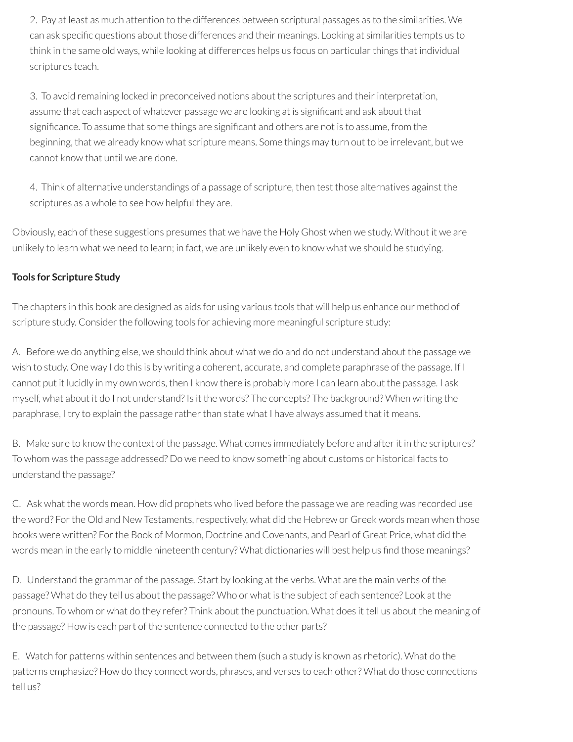2. Pay at least as much attention to the differences between scriptural passages as to the similarities. We can ask specific questions about those differences and their meanings. Looking at similarities tempts us to think in the same old ways, while looking at differences helps us focus on particular things that individual scriptures teach.

3. To avoid remaining locked in preconceived notions about the scriptures and their interpretation, assume that each aspect of whatever passage we are looking at is significant and ask about that significance. To assume that some things are significant and others are not is to assume, from the beginning, that we already know what scripture means. Some things may turn out to be irrelevant, but we cannot know that until we are done.

4. Think of alternative understandings of a passage of scripture, then test those alternatives against the scriptures as a whole to see how helpful they are.

Obviously, each of these suggestions presumes that we have the Holy Ghost when we study. Without it we are unlikely to learn what we need to learn; in fact, we are unlikely even to know what we should be studying.

**Tools for Scripture Study**

The chapters in this book are designed as aids for using various tools that will help us enhance our method of scripture study. Consider the following tools for achieving more meaningful scripture study:

A. Before we do anything else, we should think about what we do and do not understand about the passage we wish to study. One way I do this is by writing a coherent, accurate, and complete paraphrase of the passage. If I cannot put it lucidly in my own words, then I know there is probably more I can learn about the passage. I ask myself, what about it do I not understand? Is it the words? The concepts? The background? When writing the paraphrase, I try to explain the passage rather than state what I have always assumed that it means.

B. Make sure to know the context of the passage. What comes immediately before and after it in the scriptures? To whom was the passage addressed? Do we need to know something about customs or historical facts to understand the passage?

C. Ask what the words mean. How did prophets who lived before the passage we are reading was recorded use the word? For the Old and New Testaments, respectively, what did the Hebrew or Greek words mean when those books were written? For the Book of Mormon, Doctrine and Covenants, and Pearl of Great Price, what did the words mean in the early to middle nineteenth century? What dictionaries will best help us find those meanings?

D. Understand the grammar of the passage. Start by looking at the verbs. What are the main verbs of the passage? What do they tell us about the passage? Who or what is the subject of each sentence? Look at the pronouns. To whom or what do they refer? Think about the punctuation. What does it tell us about the meaning of the passage? How is each part of the sentence connected to the other parts?

E. Watch for patterns within sentences and between them (such a study is known as rhetoric). What do the patterns emphasize? How do they connect words, phrases, and verses to each other? What do those connections tell us?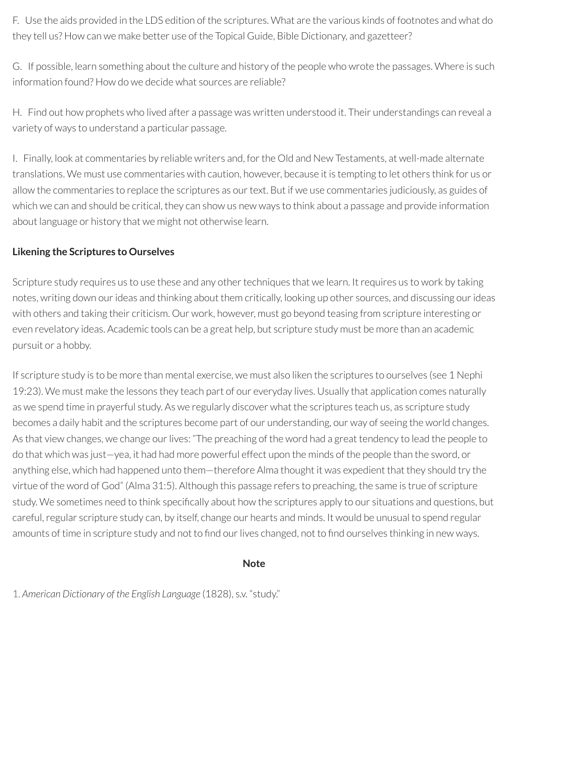F. Use the aids provided in the LDS edition of the scriptures. What are the various kinds of footnotes and what do they tell us? How can we make better use of the Topical Guide, Bible Dictionary, and gazetteer?

G. If possible, learn something about the culture and history of the people who wrote the passages. Where is such information found? How do we decide what sources are reliable?

H. Find out how prophets who lived after a passage was written understood it. Their understandings can reveal a variety of ways to understand a particular passage.

I. Finally, look at commentaries by reliable writers and, for the Old and New Testaments, at well-made alternate translations. We must use commentaries with caution, however, because it is tempting to let others think for us or allow the commentaries to replace the scriptures as our text. But if we use commentaries judiciously, as guides of which we can and should be critical, they can show us new ways to think about a passage and provide information about language or history that we might not otherwise learn.

**Likening the Scriptures to Ourselves**

Scripture study requires us to use these and any other techniques that we learn. It requires us to work by taking notes, writing down our ideas and thinking about them critically, looking up other sources, and discussing our ideas with others and taking their criticism. Our work, however, must go beyond teasing from scripture interesting or even revelatory ideas. Academic tools can be a great help, but scripture study must be more than an academic pursuit or a hobby.

If scripture study is to be more than mental exercise, we must also liken the scriptures to ourselves (see 1 Nephi 19:23). We must make the lessons they teach part of our everyday lives. Usually that application comes naturally as we spend time in prayerful study. As we regularly discover what the scriptures teach us, as scripture study becomes a daily habit and the scriptures become part of our understanding, our way of seeing the world changes. As that view changes, we change our lives: "The preaching of the word had a great tendency to lead the people to do that which was just—yea, it had had more powerful effect upon the minds of the people than the sword, or anything else, which had happened unto them—therefore Alma thought it was expedient that they should try the virtue of the word of God" (Alma 31:5). Although this passage refers to preaching, the same is true of scripture study. We sometimes need to think specifically about how the scriptures apply to our situations and questions, but careful, regular scripture study can, by itself, change our hearts and minds. It would be unusual to spend regular amounts of time in scripture study and not to find our lives changed, not to find ourselves thinking in new ways.

**Note**

1. *American Dictionary of the English Language* (1828), s.v. "study."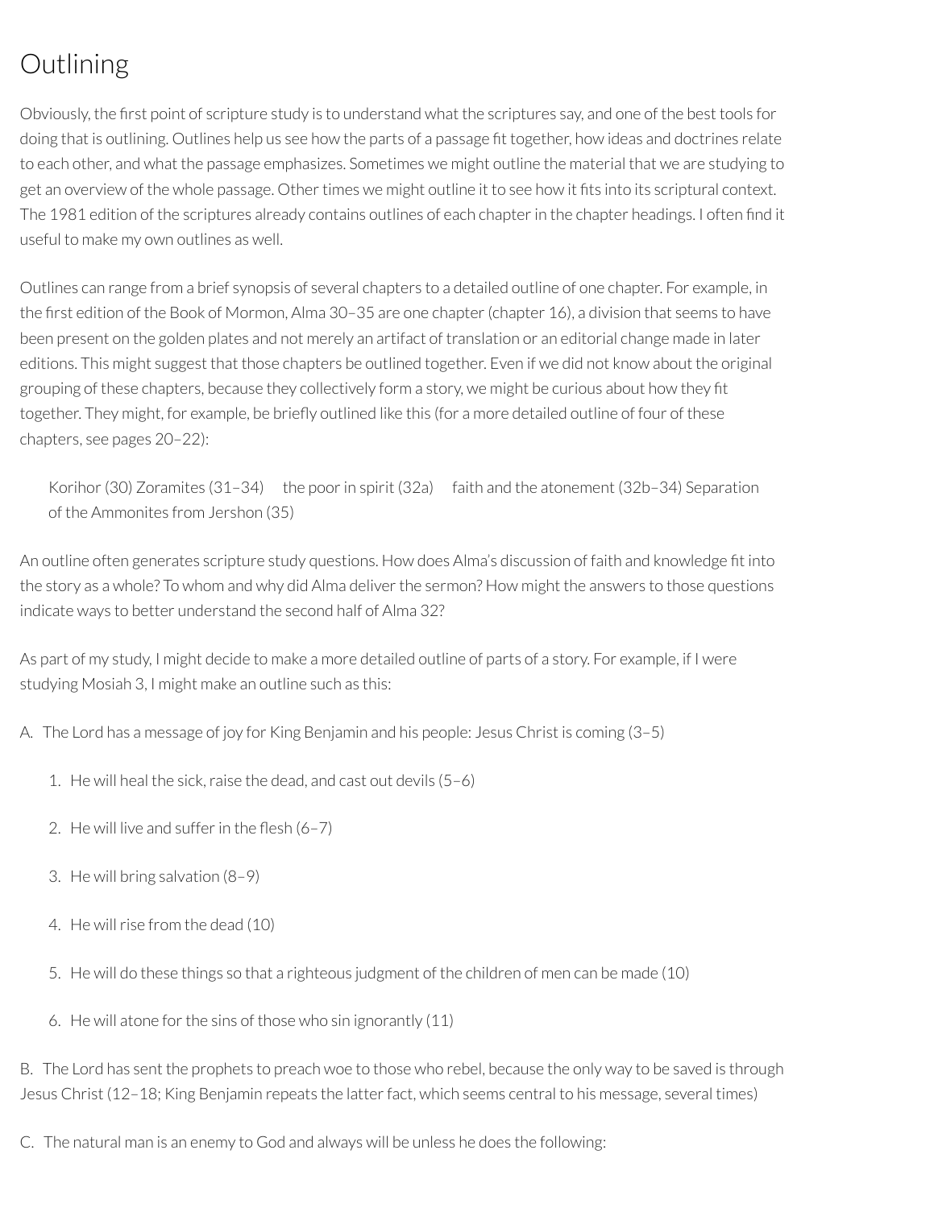# Outlining

Obviously, the first point of scripture study is to understand what the scriptures say, and one of the best tools for doing that is outlining. Outlines help us see how the parts of a passage fit together, how ideas and doctrines relate to each other, and what the passage emphasizes. Sometimes we might outline the material that we are studying to get an overview of the whole passage. Other times we might outline it to see how it fits into its scriptural context. The 1981 edition of the scriptures already contains outlines of each chapter in the chapter headings. I often find it useful to make my own outlines as well.

Outlines can range from a brief synopsis of several chapters to a detailed outline of one chapter. For example, in the first edition of the Book of Mormon, Alma 30–35 are one chapter (chapter 16), a division that seems to have been present on the golden plates and not merely an artifact of translation or an editorial change made in later editions. This might suggest that those chapters be outlined together. Even if we did not know about the original grouping of these chapters, because they collectively form a story, we might be curious about how they fit together. They might, for example, be briefly outlined like this (for a more detailed outline of four of these chapters, see pages 20–22):

> Korihor (30) Zoramites (31–34)  the poor in spirit (32a)  faith and the atonement (32b–34) Separation of the Ammonites from Jershon (35)

An outline often generates scripture study questions. How does Alma's discussion of faith and knowledge fit into the story as a whole? To whom and why did Alma deliver the sermon? How might the answers to those questions indicate ways to better understand the second half of Alma 32?

As part of my study, I might decide to make a more detailed outline of parts of a story. For example, if I were studying Mosiah 3, I might make an outline such as this:

A. The Lord has a message of joy for King Benjamin and his people: Jesus Christ is coming (3–5)

1. He will heal the sick, raise the dead, and cast out devils (5–6)
2. He will live and suffer in the flesh (6–7)
3. He will bring salvation (8–9)
4. He will rise from the dead (10)
5. He will do these things so that a righteous judgment of the children of men can be made (10)
6. He will atone for the sins of those who sin ignorantly (11)

B. The Lord has sent the prophets to preach woe to those who rebel, because the only way to be saved is through Jesus Christ (12–18; King Benjamin repeats the latter fact, which seems central to his message, several times)

C. The natural man is an enemy to God and always will be unless he does the following: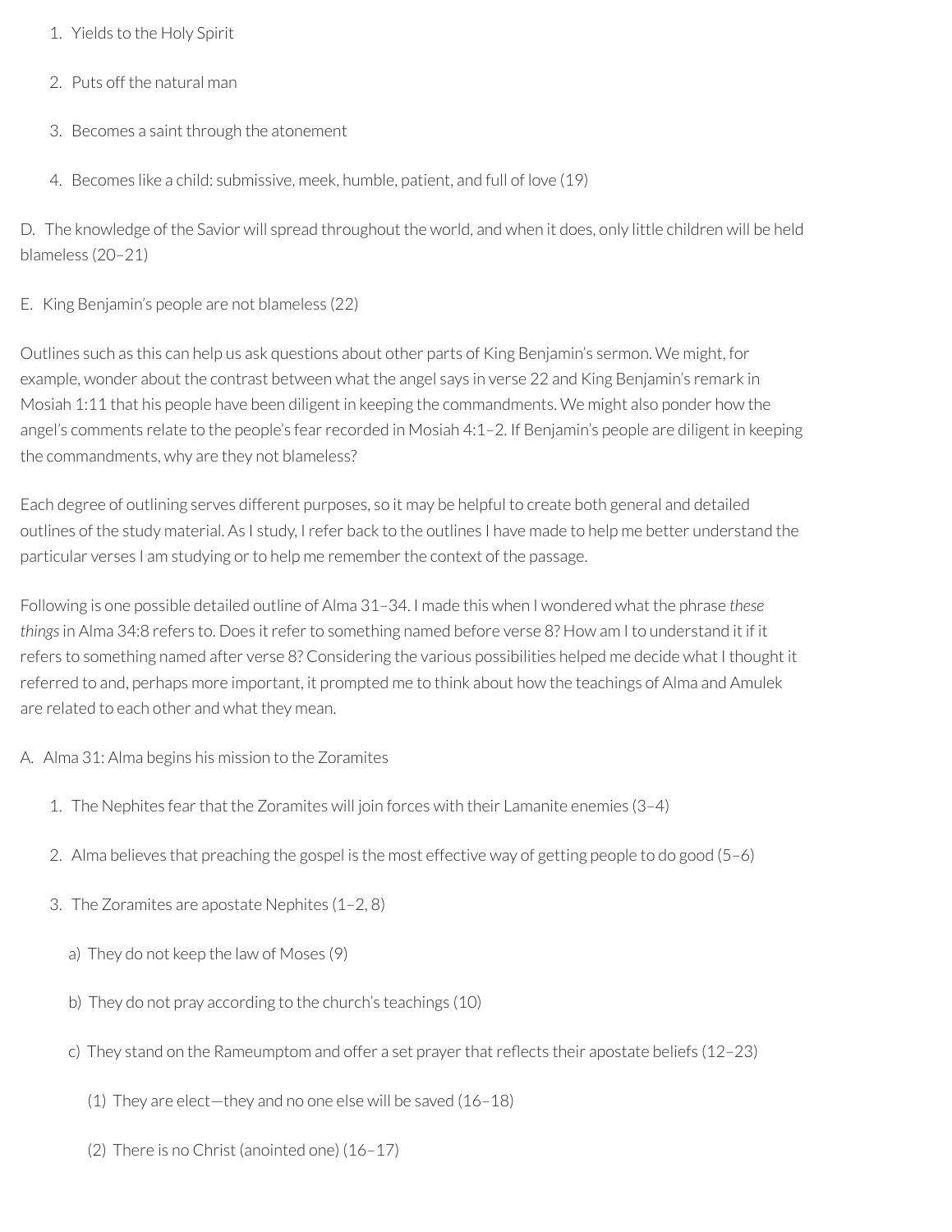1. Yields to the Holy Spirit

2. Puts off the natural man

3. Becomes a saint through the atonement

4. Becomes like a child: submissive, meek, humble, patient, and full of love (19)

D. The knowledge of the Savior will spread throughout the world, and when it does, only little children will be held blameless (20–21)

E. King Benjamin's people are not blameless (22)

Outlines such as this can help us ask questions about other parts of King Benjamin's sermon. We might, for example, wonder about the contrast between what the angel says in verse 22 and King Benjamin's remark in Mosiah 1:11 that his people have been diligent in keeping the commandments. We might also ponder how the angel's comments relate to the people's fear recorded in Mosiah 4:1–2. If Benjamin's people are diligent in keeping the commandments, why are they not blameless?

Each degree of outlining serves different purposes, so it may be helpful to create both general and detailed outlines of the study material. As I study, I refer back to the outlines I have made to help me better understand the particular verses I am studying or to help me remember the context of the passage.

Following is one possible detailed outline of Alma 31–34. I made this when I wondered what the phrase *these things* in Alma 34:8 refers to. Does it refer to something named before verse 8? How am I to understand it if it refers to something named after verse 8? Considering the various possibilities helped me decide what I thought it referred to and, perhaps more important, it prompted me to think about how the teachings of Alma and Amulek are related to each other and what they mean.

A. Alma 31: Alma begins his mission to the Zoramites

1. The Nephites fear that the Zoramites will join forces with their Lamanite enemies (3–4)

2. Alma believes that preaching the gospel is the most effective way of getting people to do good (5–6)

3. The Zoramites are apostate Nephites (1–2, 8)

    a) They do not keep the law of Moses (9)

    b) They do not pray according to the church's teachings (10)

    c) They stand on the Rameumptom and offer a set prayer that reflects their apostate beliefs (12–23)

        (1) They are elect—they and no one else will be saved (16–18)

        (2) There is no Christ (anointed one) (16–17)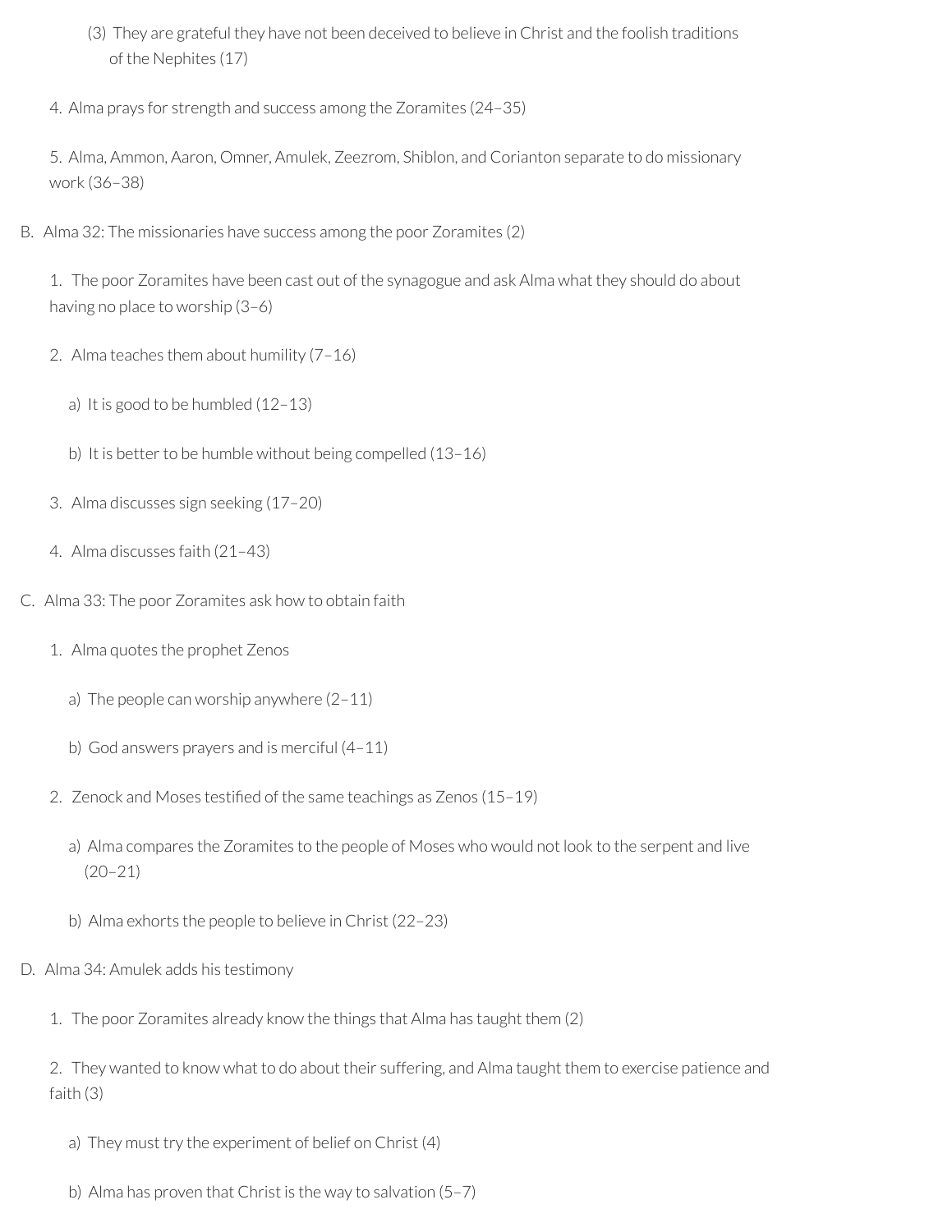(3) They are grateful they have not been deceived to believe in Christ and the foolish traditions of the Nephites (17)

    4. Alma prays for strength and success among the Zoramites (24–35)

    5. Alma, Ammon, Aaron, Omner, Amulek, Zeezrom, Shiblon, and Corianton separate to do missionary work (36–38)

B. Alma 32: The missionaries have success among the poor Zoramites (2)

    1. The poor Zoramites have been cast out of the synagogue and ask Alma what they should do about having no place to worship (3–6)

    2. Alma teaches them about humility (7–16)

        a) It is good to be humbled (12–13)

        b) It is better to be humble without being compelled (13–16)

    3. Alma discusses sign seeking (17–20)

    4. Alma discusses faith (21–43)

C. Alma 33: The poor Zoramites ask how to obtain faith

    1. Alma quotes the prophet Zenos

        a) The people can worship anywhere (2–11)

        b) God answers prayers and is merciful (4–11)

    2. Zenock and Moses testified of the same teachings as Zenos (15–19)

        a) Alma compares the Zoramites to the people of Moses who would not look to the serpent and live (20–21)

        b) Alma exhorts the people to believe in Christ (22–23)

D. Alma 34: Amulek adds his testimony

    1. The poor Zoramites already know the things that Alma has taught them (2)

    2. They wanted to know what to do about their suffering, and Alma taught them to exercise patience and faith (3)

        a) They must try the experiment of belief on Christ (4)

        b) Alma has proven that Christ is the way to salvation (5–7)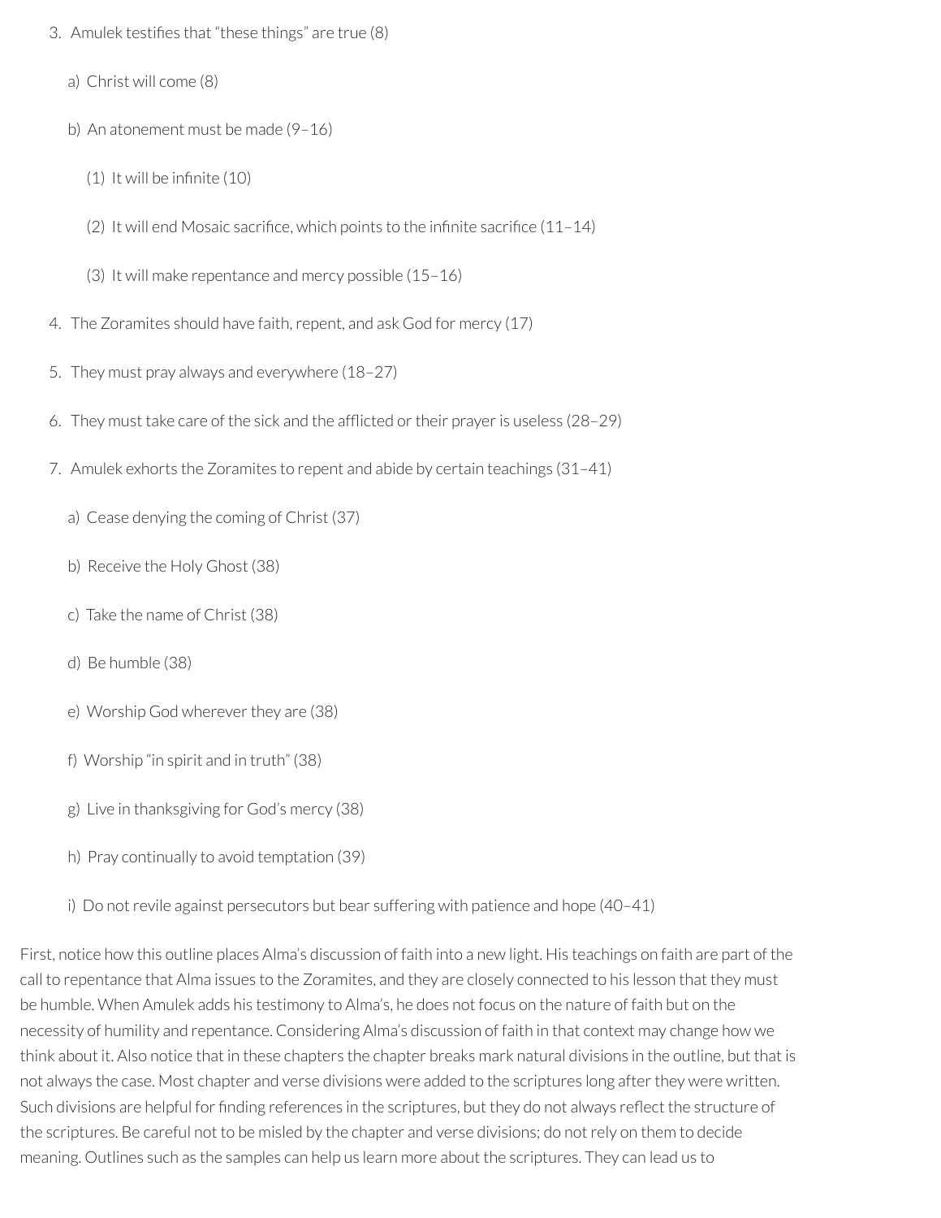3. Amulek testifies that "these things" are true (8)

   a) Christ will come (8)

   b) An atonement must be made (9–16)

      (1) It will be infinite (10)

      (2) It will end Mosaic sacrifice, which points to the infinite sacrifice (11–14)

      (3) It will make repentance and mercy possible (15–16)

4. The Zoramites should have faith, repent, and ask God for mercy (17)

5. They must pray always and everywhere (18–27)

6. They must take care of the sick and the afflicted or their prayer is useless (28–29)

7. Amulek exhorts the Zoramites to repent and abide by certain teachings (31–41)

   a) Cease denying the coming of Christ (37)

   b) Receive the Holy Ghost (38)

   c) Take the name of Christ (38)

   d) Be humble (38)

   e) Worship God wherever they are (38)

   f) Worship "in spirit and in truth" (38)

   g) Live in thanksgiving for God's mercy (38)

   h) Pray continually to avoid temptation (39)

   i) Do not revile against persecutors but bear suffering with patience and hope (40–41)

First, notice how this outline places Alma's discussion of faith into a new light. His teachings on faith are part of the call to repentance that Alma issues to the Zoramites, and they are closely connected to his lesson that they must be humble. When Amulek adds his testimony to Alma's, he does not focus on the nature of faith but on the necessity of humility and repentance. Considering Alma's discussion of faith in that context may change how we think about it. Also notice that in these chapters the chapter breaks mark natural divisions in the outline, but that is not always the case. Most chapter and verse divisions were added to the scriptures long after they were written. Such divisions are helpful for finding references in the scriptures, but they do not always reflect the structure of the scriptures. Be careful not to be misled by the chapter and verse divisions; do not rely on them to decide meaning. Outlines such as the samples can help us learn more about the scriptures. They can lead us to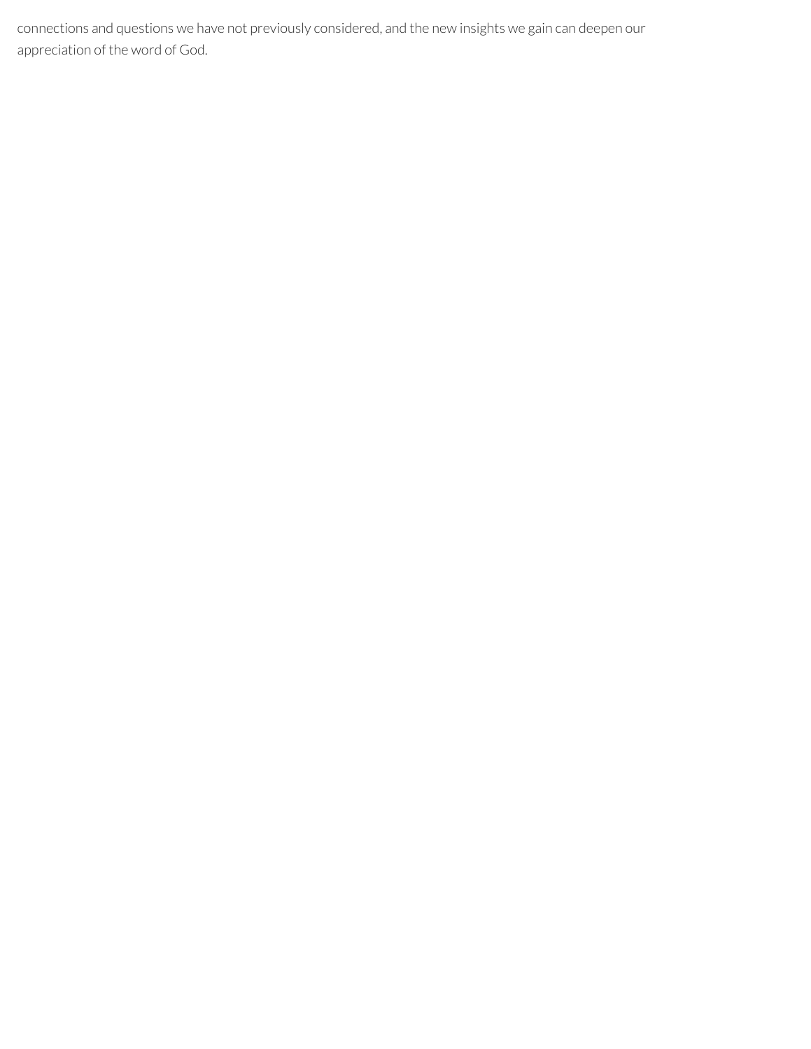connections and questions we have not previously considered, and the new insights we gain can deepen our appreciation of the word of God.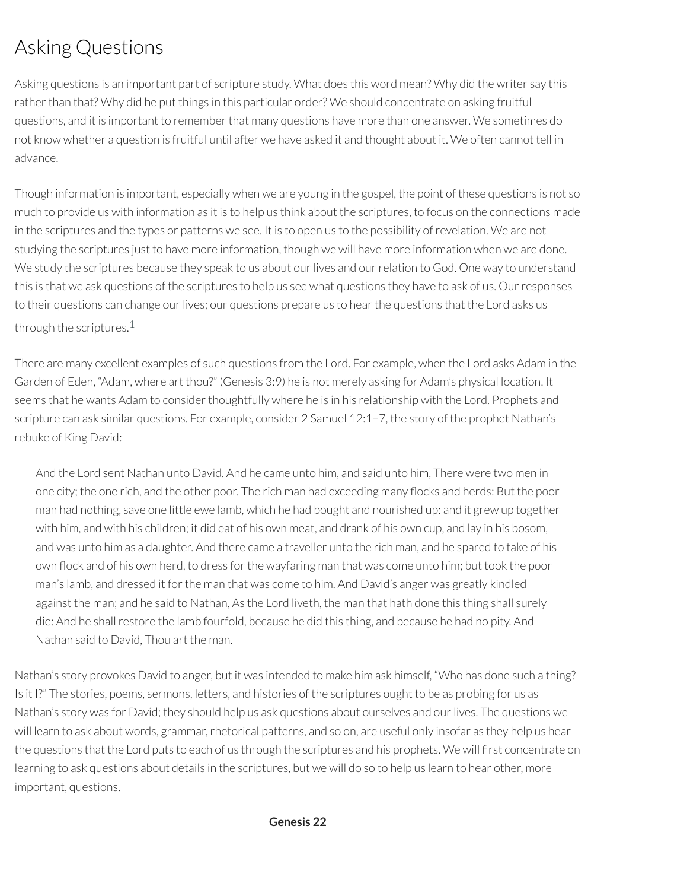# Asking Questions

Asking questions is an important part of scripture study. What does this word mean? Why did the writer say this rather than that? Why did he put things in this particular order? We should concentrate on asking fruitful questions, and it is important to remember that many questions have more than one answer. We sometimes do not know whether a question is fruitful until after we have asked it and thought about it. We often cannot tell in advance.

Though information is important, especially when we are young in the gospel, the point of these questions is not so much to provide us with information as it is to help us think about the scriptures, to focus on the connections made in the scriptures and the types or patterns we see. It is to open us to the possibility of revelation. We are not studying the scriptures just to have more information, though we will have more information when we are done. We study the scriptures because they speak to us about our lives and our relation to God. One way to understand this is that we ask questions of the scriptures to help us see what questions they have to ask of us. Our responses to their questions can change our lives; our questions prepare us to hear the questions that the Lord asks us through the scriptures.[1]

There are many excellent examples of such questions from the Lord. For example, when the Lord asks Adam in the Garden of Eden, "Adam, where art thou?" (Genesis 3:9) he is not merely asking for Adam's physical location. It seems that he wants Adam to consider thoughtfully where he is in his relationship with the Lord. Prophets and scripture can ask similar questions. For example, consider 2 Samuel 12:1–7, the story of the prophet Nathan's rebuke of King David:

> And the Lord sent Nathan unto David. And he came unto him, and said unto him, There were two men in one city; the one rich, and the other poor. The rich man had exceeding many flocks and herds: But the poor man had nothing, save one little ewe lamb, which he had bought and nourished up: and it grew up together with him, and with his children; it did eat of his own meat, and drank of his own cup, and lay in his bosom, and was unto him as a daughter. And there came a traveller unto the rich man, and he spared to take of his own flock and of his own herd, to dress for the wayfaring man that was come unto him; but took the poor man's lamb, and dressed it for the man that was come to him. And David's anger was greatly kindled against the man; and he said to Nathan, As the Lord liveth, the man that hath done this thing shall surely die: And he shall restore the lamb fourfold, because he did this thing, and because he had no pity. And Nathan said to David, Thou art the man.

Nathan's story provokes David to anger, but it was intended to make him ask himself, "Who has done such a thing? Is it I?" The stories, poems, sermons, letters, and histories of the scriptures ought to be as probing for us as Nathan's story was for David; they should help us ask questions about ourselves and our lives. The questions we will learn to ask about words, grammar, rhetorical patterns, and so on, are useful only insofar as they help us hear the questions that the Lord puts to each of us through the scriptures and his prophets. We will first concentrate on learning to ask questions about details in the scriptures, but we will do so to help us learn to hear other, more important, questions.

**Genesis 22**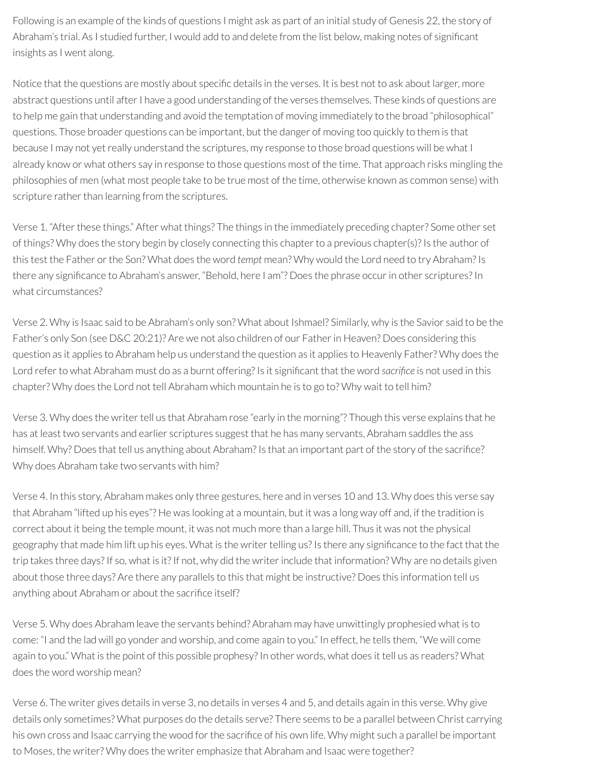Following is an example of the kinds of questions I might ask as part of an initial study of Genesis 22, the story of Abraham's trial. As I studied further, I would add to and delete from the list below, making notes of significant insights as I went along.

Notice that the questions are mostly about specific details in the verses. It is best not to ask about larger, more abstract questions until after I have a good understanding of the verses themselves. These kinds of questions are to help me gain that understanding and avoid the temptation of moving immediately to the broad "philosophical" questions. Those broader questions can be important, but the danger of moving too quickly to them is that because I may not yet really understand the scriptures, my response to those broad questions will be what I already know or what others say in response to those questions most of the time. That approach risks mingling the philosophies of men (what most people take to be true most of the time, otherwise known as common sense) with scripture rather than learning from the scriptures.

Verse 1. "After these things." After what things? The things in the immediately preceding chapter? Some other set of things? Why does the story begin by closely connecting this chapter to a previous chapter(s)? Is the author of this test the Father or the Son? What does the word *tempt* mean? Why would the Lord need to try Abraham? Is there any significance to Abraham's answer, "Behold, here I am"? Does the phrase occur in other scriptures? In what circumstances?

Verse 2. Why is Isaac said to be Abraham's only son? What about Ishmael? Similarly, why is the Savior said to be the Father's only Son (see D&C 20:21)? Are we not also children of our Father in Heaven? Does considering this question as it applies to Abraham help us understand the question as it applies to Heavenly Father? Why does the Lord refer to what Abraham must do as a burnt offering? Is it significant that the word *sacrifice* is not used in this chapter? Why does the Lord not tell Abraham which mountain he is to go to? Why wait to tell him?

Verse 3. Why does the writer tell us that Abraham rose "early in the morning"? Though this verse explains that he has at least two servants and earlier scriptures suggest that he has many servants, Abraham saddles the ass himself. Why? Does that tell us anything about Abraham? Is that an important part of the story of the sacrifice? Why does Abraham take two servants with him?

Verse 4. In this story, Abraham makes only three gestures, here and in verses 10 and 13. Why does this verse say that Abraham "lifted up his eyes"? He was looking at a mountain, but it was a long way off and, if the tradition is correct about it being the temple mount, it was not much more than a large hill. Thus it was not the physical geography that made him lift up his eyes. What is the writer telling us? Is there any significance to the fact that the trip takes three days? If so, what is it? If not, why did the writer include that information? Why are no details given about those three days? Are there any parallels to this that might be instructive? Does this information tell us anything about Abraham or about the sacrifice itself?

Verse 5. Why does Abraham leave the servants behind? Abraham may have unwittingly prophesied what is to come: "I and the lad will go yonder and worship, and come again to you." In effect, he tells them, "We will come again to you." What is the point of this possible prophesy? In other words, what does it tell us as readers? What does the word worship mean?

Verse 6. The writer gives details in verse 3, no details in verses 4 and 5, and details again in this verse. Why give details only sometimes? What purposes do the details serve? There seems to be a parallel between Christ carrying his own cross and Isaac carrying the wood for the sacrifice of his own life. Why might such a parallel be important to Moses, the writer? Why does the writer emphasize that Abraham and Isaac were together?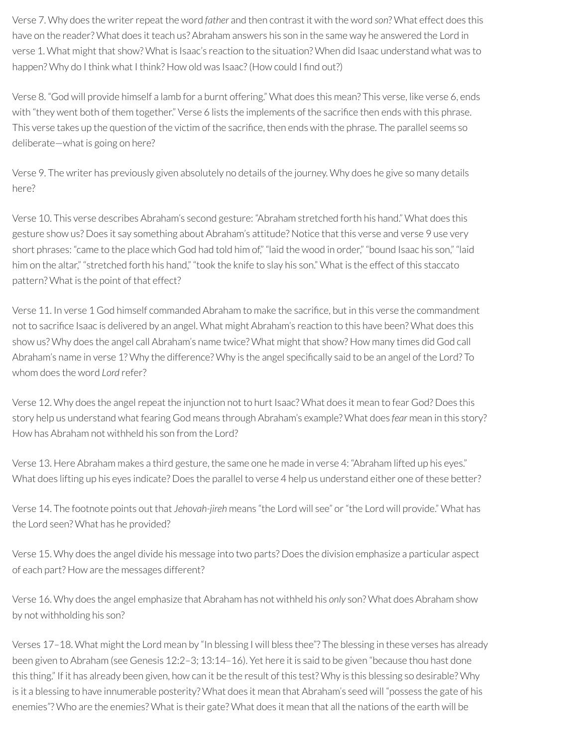Verse 7. Why does the writer repeat the word *father* and then contrast it with the word *son*? What effect does this have on the reader? What does it teach us? Abraham answers his son in the same way he answered the Lord in verse 1. What might that show? What is Isaac's reaction to the situation? When did Isaac understand what was to happen? Why do I think what I think? How old was Isaac? (How could I find out?)

Verse 8. "God will provide himself a lamb for a burnt offering." What does this mean? This verse, like verse 6, ends with "they went both of them together." Verse 6 lists the implements of the sacrifice then ends with this phrase. This verse takes up the question of the victim of the sacrifice, then ends with the phrase. The parallel seems so deliberate—what is going on here?

Verse 9. The writer has previously given absolutely no details of the journey. Why does he give so many details here?

Verse 10. This verse describes Abraham's second gesture: "Abraham stretched forth his hand." What does this gesture show us? Does it say something about Abraham's attitude? Notice that this verse and verse 9 use very short phrases: "came to the place which God had told him of," "laid the wood in order," "bound Isaac his son," "laid him on the altar," "stretched forth his hand," "took the knife to slay his son." What is the effect of this staccato pattern? What is the point of that effect?

Verse 11. In verse 1 God himself commanded Abraham to make the sacrifice, but in this verse the commandment not to sacrifice Isaac is delivered by an angel. What might Abraham's reaction to this have been? What does this show us? Why does the angel call Abraham's name twice? What might that show? How many times did God call Abraham's name in verse 1? Why the difference? Why is the angel specifically said to be an angel of the Lord? To whom does the word *Lord* refer?

Verse 12. Why does the angel repeat the injunction not to hurt Isaac? What does it mean to fear God? Does this story help us understand what fearing God means through Abraham's example? What does *fear* mean in this story? How has Abraham not withheld his son from the Lord?

Verse 13. Here Abraham makes a third gesture, the same one he made in verse 4: "Abraham lifted up his eyes." What does lifting up his eyes indicate? Does the parallel to verse 4 help us understand either one of these better?

Verse 14. The footnote points out that *Jehovah-jireh* means "the Lord will see" or "the Lord will provide." What has the Lord seen? What has he provided?

Verse 15. Why does the angel divide his message into two parts? Does the division emphasize a particular aspect of each part? How are the messages different?

Verse 16. Why does the angel emphasize that Abraham has not withheld his *only* son? What does Abraham show by not withholding his son?

Verses 17–18. What might the Lord mean by "In blessing I will bless thee"? The blessing in these verses has already been given to Abraham (see Genesis 12:2–3; 13:14–16). Yet here it is said to be given "because thou hast done this thing." If it has already been given, how can it be the result of this test? Why is this blessing so desirable? Why is it a blessing to have innumerable posterity? What does it mean that Abraham's seed will "possess the gate of his enemies"? Who are the enemies? What is their gate? What does it mean that all the nations of the earth will be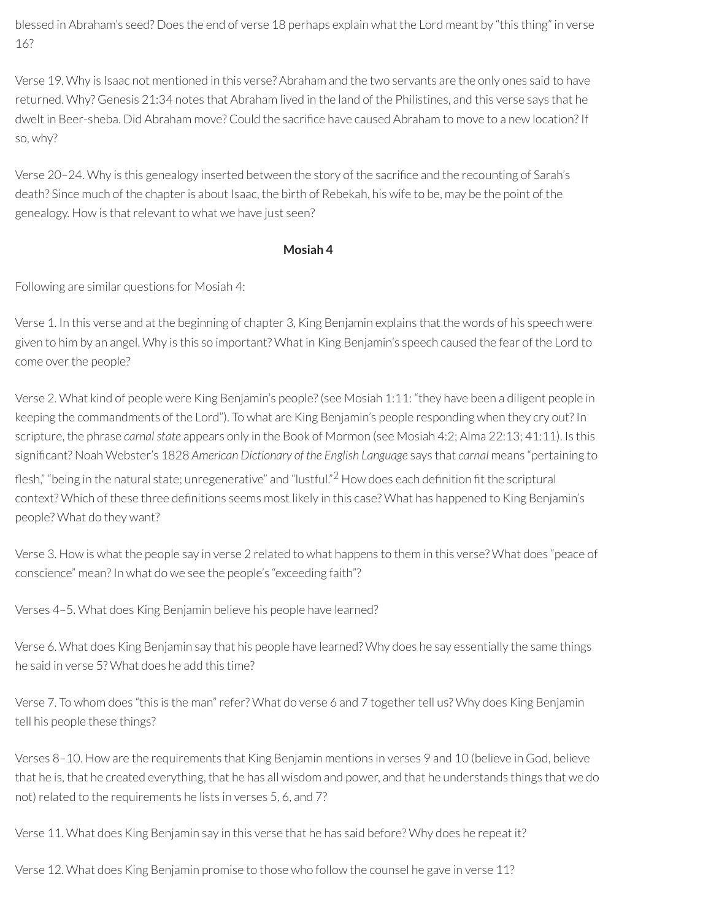blessed in Abraham's seed? Does the end of verse 18 perhaps explain what the Lord meant by "this thing" in verse 16?

Verse 19. Why is Isaac not mentioned in this verse? Abraham and the two servants are the only ones said to have returned. Why? Genesis 21:34 notes that Abraham lived in the land of the Philistines, and this verse says that he dwelt in Beer-sheba. Did Abraham move? Could the sacrifice have caused Abraham to move to a new location? If so, why?

Verse 20–24. Why is this genealogy inserted between the story of the sacrifice and the recounting of Sarah's death? Since much of the chapter is about Isaac, the birth of Rebekah, his wife to be, may be the point of the genealogy. How is that relevant to what we have just seen?

## Mosiah 4

Following are similar questions for Mosiah 4:

Verse 1. In this verse and at the beginning of chapter 3, King Benjamin explains that the words of his speech were given to him by an angel. Why is this so important? What in King Benjamin's speech caused the fear of the Lord to come over the people?

Verse 2. What kind of people were King Benjamin's people? (see Mosiah 1:11: "they have been a diligent people in keeping the commandments of the Lord"). To what are King Benjamin's people responding when they cry out? In scripture, the phrase *carnal state* appears only in the Book of Mormon (see Mosiah 4:2; Alma 22:13; 41:11). Is this significant? Noah Webster's 1828 *American Dictionary of the English Language* says that *carnal* means "pertaining to flesh," "being in the natural state; unregenerative" and "lustful."[2] How does each definition fit the scriptural context? Which of these three definitions seems most likely in this case? What has happened to King Benjamin's people? What do they want?

Verse 3. How is what the people say in verse 2 related to what happens to them in this verse? What does "peace of conscience" mean? In what do we see the people's "exceeding faith"?

Verses 4–5. What does King Benjamin believe his people have learned?

Verse 6. What does King Benjamin say that his people have learned? Why does he say essentially the same things he said in verse 5? What does he add this time?

Verse 7. To whom does "this is the man" refer? What do verse 6 and 7 together tell us? Why does King Benjamin tell his people these things?

Verses 8–10. How are the requirements that King Benjamin mentions in verses 9 and 10 (believe in God, believe that he is, that he created everything, that he has all wisdom and power, and that he understands things that we do not) related to the requirements he lists in verses 5, 6, and 7?

Verse 11. What does King Benjamin say in this verse that he has said before? Why does he repeat it?

Verse 12. What does King Benjamin promise to those who follow the counsel he gave in verse 11?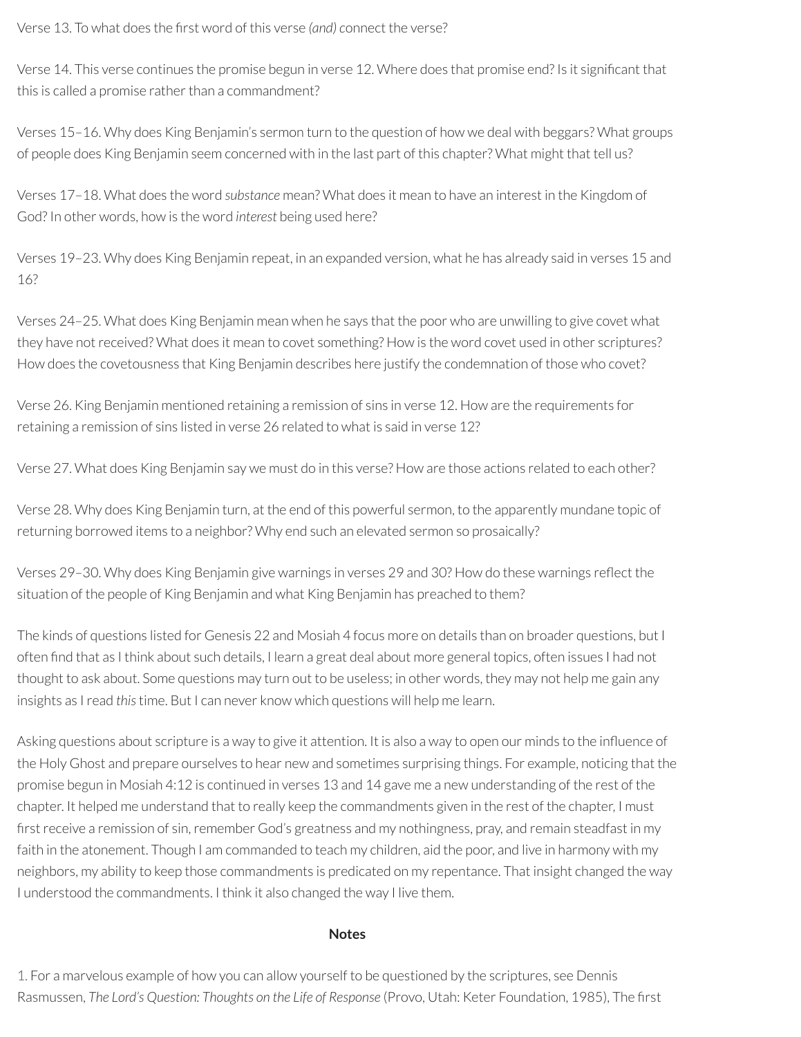Verse 13. To what does the first word of this verse *(and)* connect the verse?

Verse 14. This verse continues the promise begun in verse 12. Where does that promise end? Is it significant that this is called a promise rather than a commandment?

Verses 15–16. Why does King Benjamin's sermon turn to the question of how we deal with beggars? What groups of people does King Benjamin seem concerned with in the last part of this chapter? What might that tell us?

Verses 17–18. What does the word *substance* mean? What does it mean to have an interest in the Kingdom of God? In other words, how is the word *interest* being used here?

Verses 19–23. Why does King Benjamin repeat, in an expanded version, what he has already said in verses 15 and 16?

Verses 24–25. What does King Benjamin mean when he says that the poor who are unwilling to give covet what they have not received? What does it mean to covet something? How is the word covet used in other scriptures? How does the covetousness that King Benjamin describes here justify the condemnation of those who covet?

Verse 26. King Benjamin mentioned retaining a remission of sins in verse 12. How are the requirements for retaining a remission of sins listed in verse 26 related to what is said in verse 12?

Verse 27. What does King Benjamin say we must do in this verse? How are those actions related to each other?

Verse 28. Why does King Benjamin turn, at the end of this powerful sermon, to the apparently mundane topic of returning borrowed items to a neighbor? Why end such an elevated sermon so prosaically?

Verses 29–30. Why does King Benjamin give warnings in verses 29 and 30? How do these warnings reflect the situation of the people of King Benjamin and what King Benjamin has preached to them?

The kinds of questions listed for Genesis 22 and Mosiah 4 focus more on details than on broader questions, but I often find that as I think about such details, I learn a great deal about more general topics, often issues I had not thought to ask about. Some questions may turn out to be useless; in other words, they may not help me gain any insights as I read *this* time. But I can never know which questions will help me learn.

Asking questions about scripture is a way to give it attention. It is also a way to open our minds to the influence of the Holy Ghost and prepare ourselves to hear new and sometimes surprising things. For example, noticing that the promise begun in Mosiah 4:12 is continued in verses 13 and 14 gave me a new understanding of the rest of the chapter. It helped me understand that to really keep the commandments given in the rest of the chapter, I must first receive a remission of sin, remember God's greatness and my nothingness, pray, and remain steadfast in my faith in the atonement. Though I am commanded to teach my children, aid the poor, and live in harmony with my neighbors, my ability to keep those commandments is predicated on my repentance. That insight changed the way I understood the commandments. I think it also changed the way I live them.

### Notes

1. For a marvelous example of how you can allow yourself to be questioned by the scriptures, see Dennis Rasmussen, *The Lord's Question: Thoughts on the Life of Response* (Provo, Utah: Keter Foundation, 1985), The first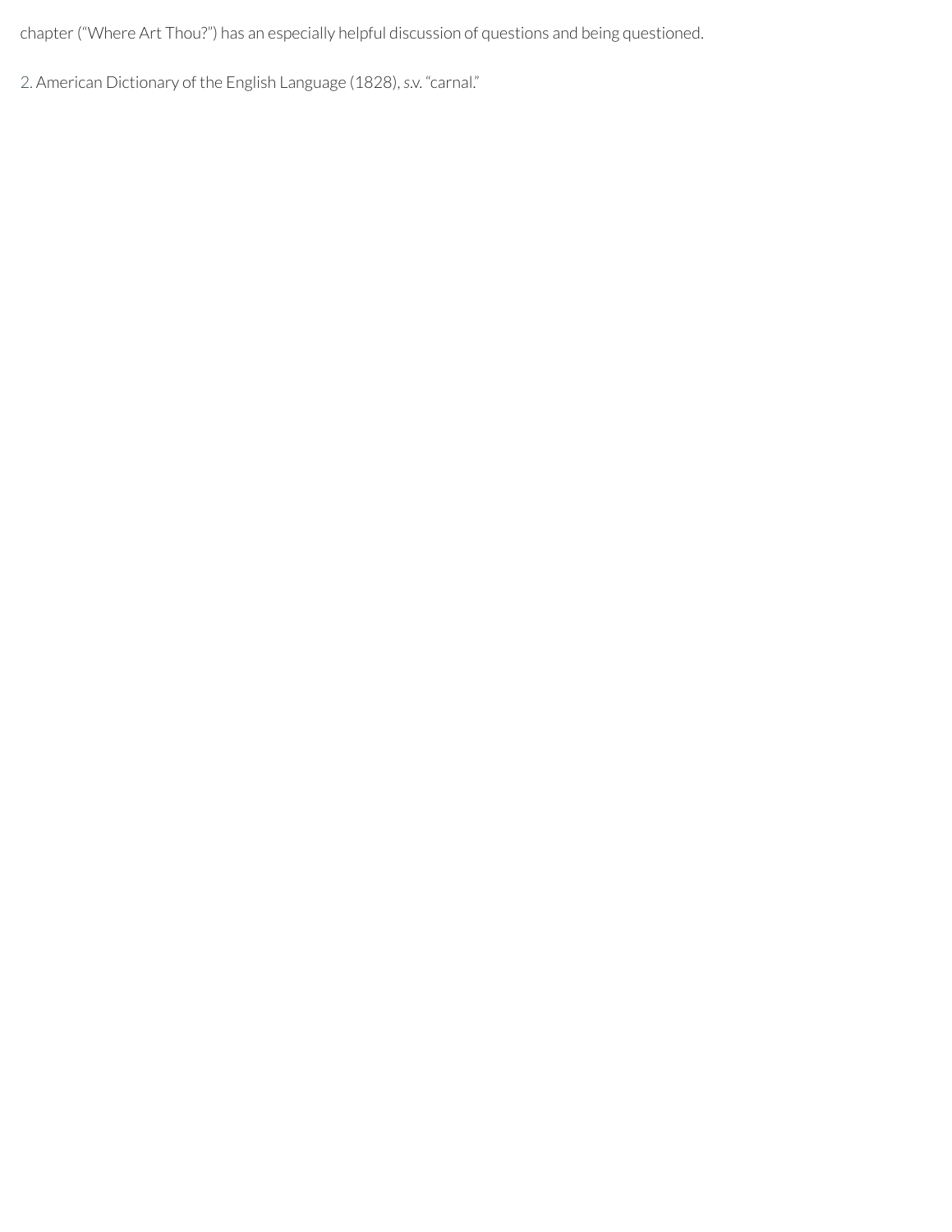chapter ("Where Art Thou?") has an especially helpful discussion of questions and being questioned.

2. American Dictionary of the English Language (1828), *s.v.* "carnal."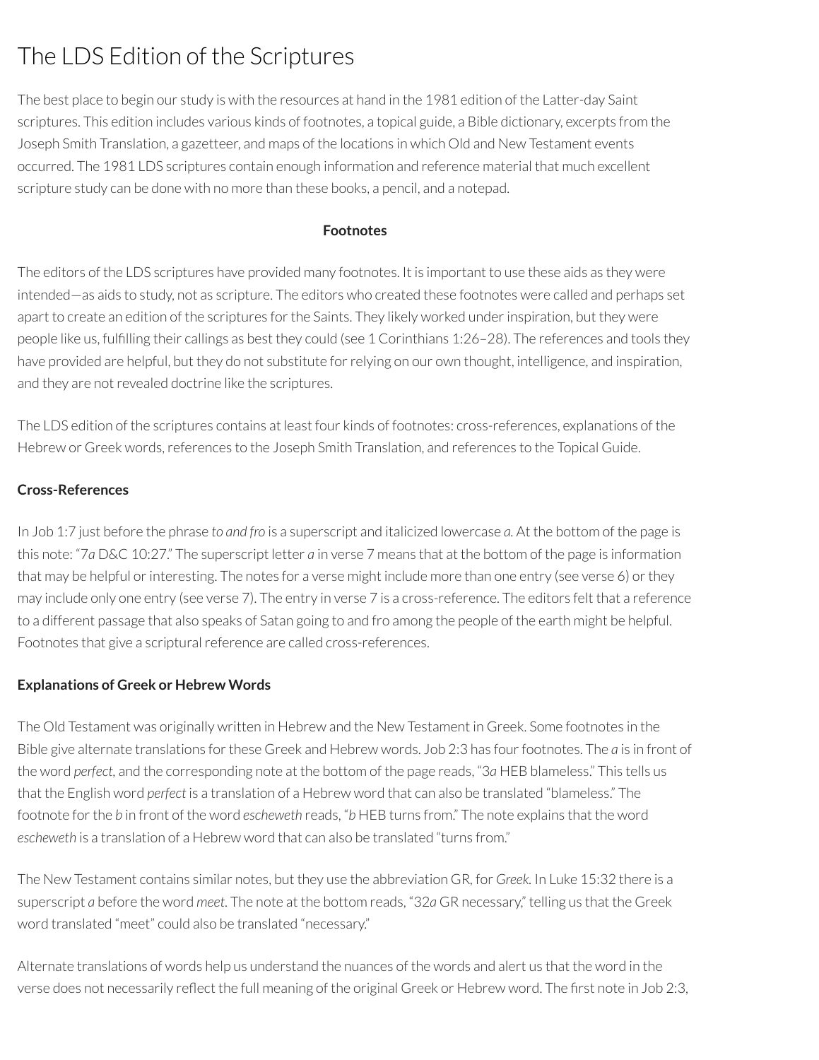# The LDS Edition of the Scriptures

The best place to begin our study is with the resources at hand in the 1981 edition of the Latter-day Saint scriptures. This edition includes various kinds of footnotes, a topical guide, a Bible dictionary, excerpts from the Joseph Smith Translation, a gazetteer, and maps of the locations in which Old and New Testament events occurred. The 1981 LDS scriptures contain enough information and reference material that much excellent scripture study can be done with no more than these books, a pencil, and a notepad.

**Footnotes**

The editors of the LDS scriptures have provided many footnotes. It is important to use these aids as they were intended—as aids to study, not as scripture. The editors who created these footnotes were called and perhaps set apart to create an edition of the scriptures for the Saints. They likely worked under inspiration, but they were people like us, fulfilling their callings as best they could (see 1 Corinthians 1:26–28). The references and tools they have provided are helpful, but they do not substitute for relying on our own thought, intelligence, and inspiration, and they are not revealed doctrine like the scriptures.

The LDS edition of the scriptures contains at least four kinds of footnotes: cross-references, explanations of the Hebrew or Greek words, references to the Joseph Smith Translation, and references to the Topical Guide.

### Cross-References

In Job 1:7 just before the phrase *to and fro* is a superscript and italicized lowercase *a.* At the bottom of the page is this note: "7*a* D&C 10:27." The superscript letter *a* in verse 7 means that at the bottom of the page is information that may be helpful or interesting. The notes for a verse might include more than one entry (see verse 6) or they may include only one entry (see verse 7). The entry in verse 7 is a cross-reference. The editors felt that a reference to a different passage that also speaks of Satan going to and fro among the people of the earth might be helpful. Footnotes that give a scriptural reference are called cross-references.

### Explanations of Greek or Hebrew Words

The Old Testament was originally written in Hebrew and the New Testament in Greek. Some footnotes in the Bible give alternate translations for these Greek and Hebrew words. Job 2:3 has four footnotes. The *a* is in front of the word *perfect,* and the corresponding note at the bottom of the page reads, "3*a* HEB blameless." This tells us that the English word *perfect* is a translation of a Hebrew word that can also be translated "blameless." The footnote for the *b* in front of the word *escheweth* reads, "*b* HEB turns from." The note explains that the word *escheweth* is a translation of a Hebrew word that can also be translated "turns from."

The New Testament contains similar notes, but they use the abbreviation GR, for *Greek.* In Luke 15:32 there is a superscript *a* before the word *meet*. The note at the bottom reads, "32*a* GR necessary," telling us that the Greek word translated "meet" could also be translated "necessary."

Alternate translations of words help us understand the nuances of the words and alert us that the word in the verse does not necessarily reflect the full meaning of the original Greek or Hebrew word. The first note in Job 2:3,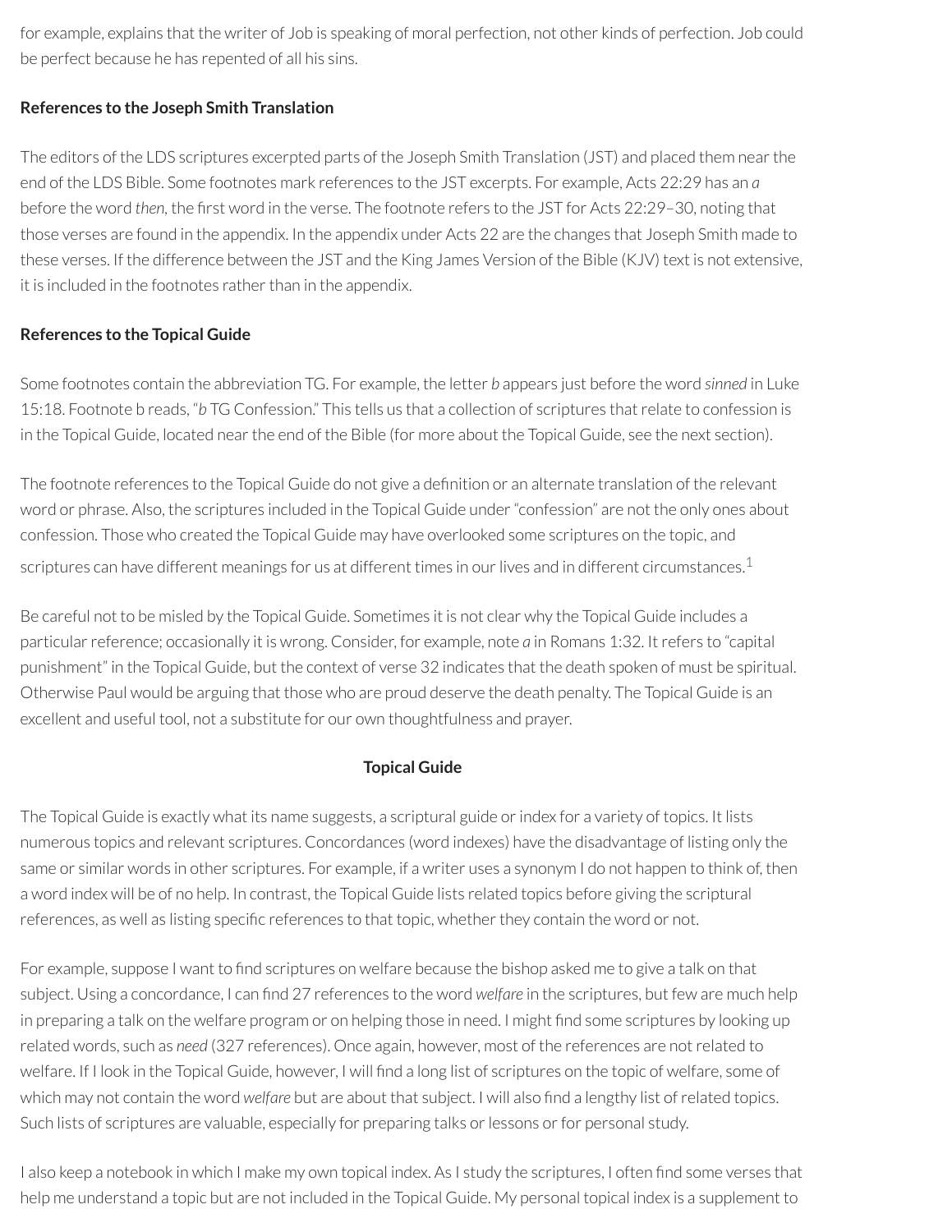for example, explains that the writer of Job is speaking of moral perfection, not other kinds of perfection. Job could be perfect because he has repented of all his sins.

**References to the Joseph Smith Translation**

The editors of the LDS scriptures excerpted parts of the Joseph Smith Translation (JST) and placed them near the end of the LDS Bible. Some footnotes mark references to the JST excerpts. For example, Acts 22:29 has an *a* before the word *then*, the first word in the verse. The footnote refers to the JST for Acts 22:29–30, noting that those verses are found in the appendix. In the appendix under Acts 22 are the changes that Joseph Smith made to these verses. If the difference between the JST and the King James Version of the Bible (KJV) text is not extensive, it is included in the footnotes rather than in the appendix.

**References to the Topical Guide**

Some footnotes contain the abbreviation TG. For example, the letter *b* appears just before the word *sinned* in Luke 15:18. Footnote b reads, "*b* TG Confession." This tells us that a collection of scriptures that relate to confession is in the Topical Guide, located near the end of the Bible (for more about the Topical Guide, see the next section).

The footnote references to the Topical Guide do not give a definition or an alternate translation of the relevant word or phrase. Also, the scriptures included in the Topical Guide under "confession" are not the only ones about confession. Those who created the Topical Guide may have overlooked some scriptures on the topic, and scriptures can have different meanings for us at different times in our lives and in different circumstances.[1]

Be careful not to be misled by the Topical Guide. Sometimes it is not clear why the Topical Guide includes a particular reference; occasionally it is wrong. Consider, for example, note *a* in Romans 1:32. It refers to "capital punishment" in the Topical Guide, but the context of verse 32 indicates that the death spoken of must be spiritual. Otherwise Paul would be arguing that those who are proud deserve the death penalty. The Topical Guide is an excellent and useful tool, not a substitute for our own thoughtfulness and prayer.

## Topical Guide

The Topical Guide is exactly what its name suggests, a scriptural guide or index for a variety of topics. It lists numerous topics and relevant scriptures. Concordances (word indexes) have the disadvantage of listing only the same or similar words in other scriptures. For example, if a writer uses a synonym I do not happen to think of, then a word index will be of no help. In contrast, the Topical Guide lists related topics before giving the scriptural references, as well as listing specific references to that topic, whether they contain the word or not.

For example, suppose I want to find scriptures on welfare because the bishop asked me to give a talk on that subject. Using a concordance, I can find 27 references to the word *welfare* in the scriptures, but few are much help in preparing a talk on the welfare program or on helping those in need. I might find some scriptures by looking up related words, such as *need* (327 references). Once again, however, most of the references are not related to welfare. If I look in the Topical Guide, however, I will find a long list of scriptures on the topic of welfare, some of which may not contain the word *welfare* but are about that subject. I will also find a lengthy list of related topics. Such lists of scriptures are valuable, especially for preparing talks or lessons or for personal study.

I also keep a notebook in which I make my own topical index. As I study the scriptures, I often find some verses that help me understand a topic but are not included in the Topical Guide. My personal topical index is a supplement to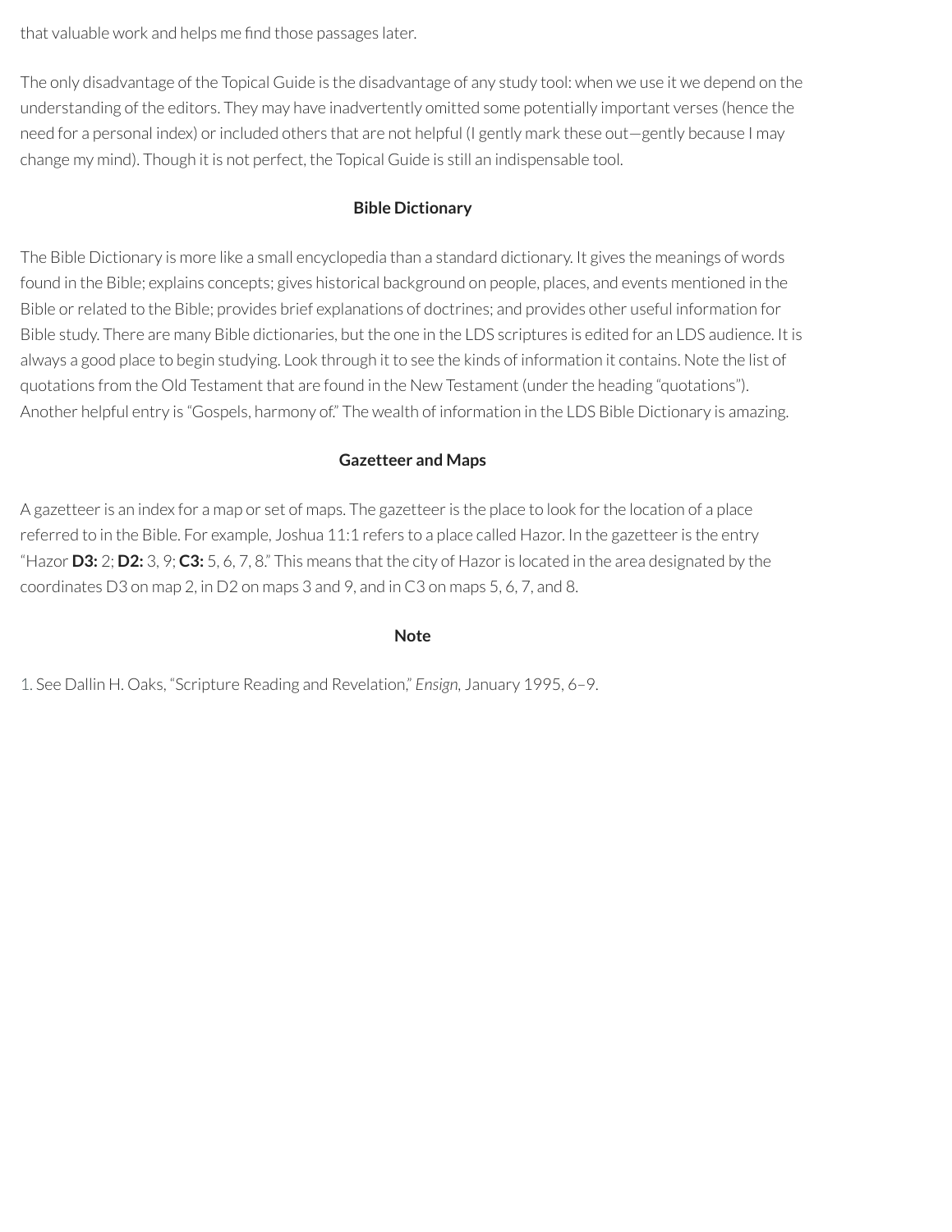that valuable work and helps me find those passages later.

The only disadvantage of the Topical Guide is the disadvantage of any study tool: when we use it we depend on the understanding of the editors. They may have inadvertently omitted some potentially important verses (hence the need for a personal index) or included others that are not helpful (I gently mark these out—gently because I may change my mind). Though it is not perfect, the Topical Guide is still an indispensable tool.

### Bible Dictionary

The Bible Dictionary is more like a small encyclopedia than a standard dictionary. It gives the meanings of words found in the Bible; explains concepts; gives historical background on people, places, and events mentioned in the Bible or related to the Bible; provides brief explanations of doctrines; and provides other useful information for Bible study. There are many Bible dictionaries, but the one in the LDS scriptures is edited for an LDS audience. It is always a good place to begin studying. Look through it to see the kinds of information it contains. Note the list of quotations from the Old Testament that are found in the New Testament (under the heading "quotations"). Another helpful entry is "Gospels, harmony of." The wealth of information in the LDS Bible Dictionary is amazing.

### Gazetteer and Maps

A gazetteer is an index for a map or set of maps. The gazetteer is the place to look for the location of a place referred to in the Bible. For example, Joshua 11:1 refers to a place called Hazor. In the gazetteer is the entry "Hazor **D3:** 2; **D2:** 3, 9; **C3:** 5, 6, 7, 8." This means that the city of Hazor is located in the area designated by the coordinates D3 on map 2, in D2 on maps 3 and 9, and in C3 on maps 5, 6, 7, and 8.

### Note

1. See Dallin H. Oaks, "Scripture Reading and Revelation," *Ensign,* January 1995, 6–9.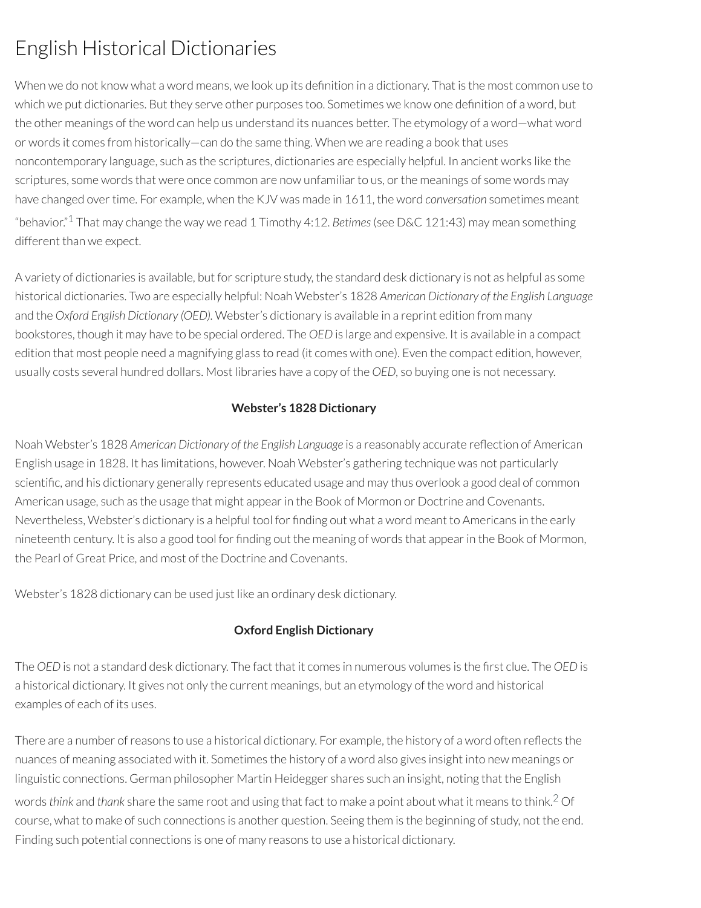# English Historical Dictionaries

When we do not know what a word means, we look up its definition in a dictionary. That is the most common use to which we put dictionaries. But they serve other purposes too. Sometimes we know one definition of a word, but the other meanings of the word can help us understand its nuances better. The etymology of a word—what word or words it comes from historically—can do the same thing. When we are reading a book that uses noncontemporary language, such as the scriptures, dictionaries are especially helpful. In ancient works like the scriptures, some words that were once common are now unfamiliar to us, or the meanings of some words may have changed over time. For example, when the KJV was made in 1611, the word *conversation* sometimes meant "behavior."[1] That may change the way we read 1 Timothy 4:12. *Betimes* (see D&C 121:43) may mean something different than we expect.

A variety of dictionaries is available, but for scripture study, the standard desk dictionary is not as helpful as some historical dictionaries. Two are especially helpful: Noah Webster's 1828 *American Dictionary of the English Language* and the *Oxford English Dictionary (OED)*. Webster's dictionary is available in a reprint edition from many bookstores, though it may have to be special ordered. The *OED* is large and expensive. It is available in a compact edition that most people need a magnifying glass to read (it comes with one). Even the compact edition, however, usually costs several hundred dollars. Most libraries have a copy of the *OED*, so buying one is not necessary.

### Webster's 1828 Dictionary

Noah Webster's 1828 *American Dictionary of the English Language* is a reasonably accurate reflection of American English usage in 1828. It has limitations, however. Noah Webster's gathering technique was not particularly scientific, and his dictionary generally represents educated usage and may thus overlook a good deal of common American usage, such as the usage that might appear in the Book of Mormon or Doctrine and Covenants. Nevertheless, Webster's dictionary is a helpful tool for finding out what a word meant to Americans in the early nineteenth century. It is also a good tool for finding out the meaning of words that appear in the Book of Mormon, the Pearl of Great Price, and most of the Doctrine and Covenants.

Webster's 1828 dictionary can be used just like an ordinary desk dictionary.

### Oxford English Dictionary

The *OED* is not a standard desk dictionary. The fact that it comes in numerous volumes is the first clue. The *OED* is a historical dictionary. It gives not only the current meanings, but an etymology of the word and historical examples of each of its uses.

There are a number of reasons to use a historical dictionary. For example, the history of a word often reflects the nuances of meaning associated with it. Sometimes the history of a word also gives insight into new meanings or linguistic connections. German philosopher Martin Heidegger shares such an insight, noting that the English words *think* and *thank* share the same root and using that fact to make a point about what it means to think.[2] Of course, what to make of such connections is another question. Seeing them is the beginning of study, not the end. Finding such potential connections is one of many reasons to use a historical dictionary.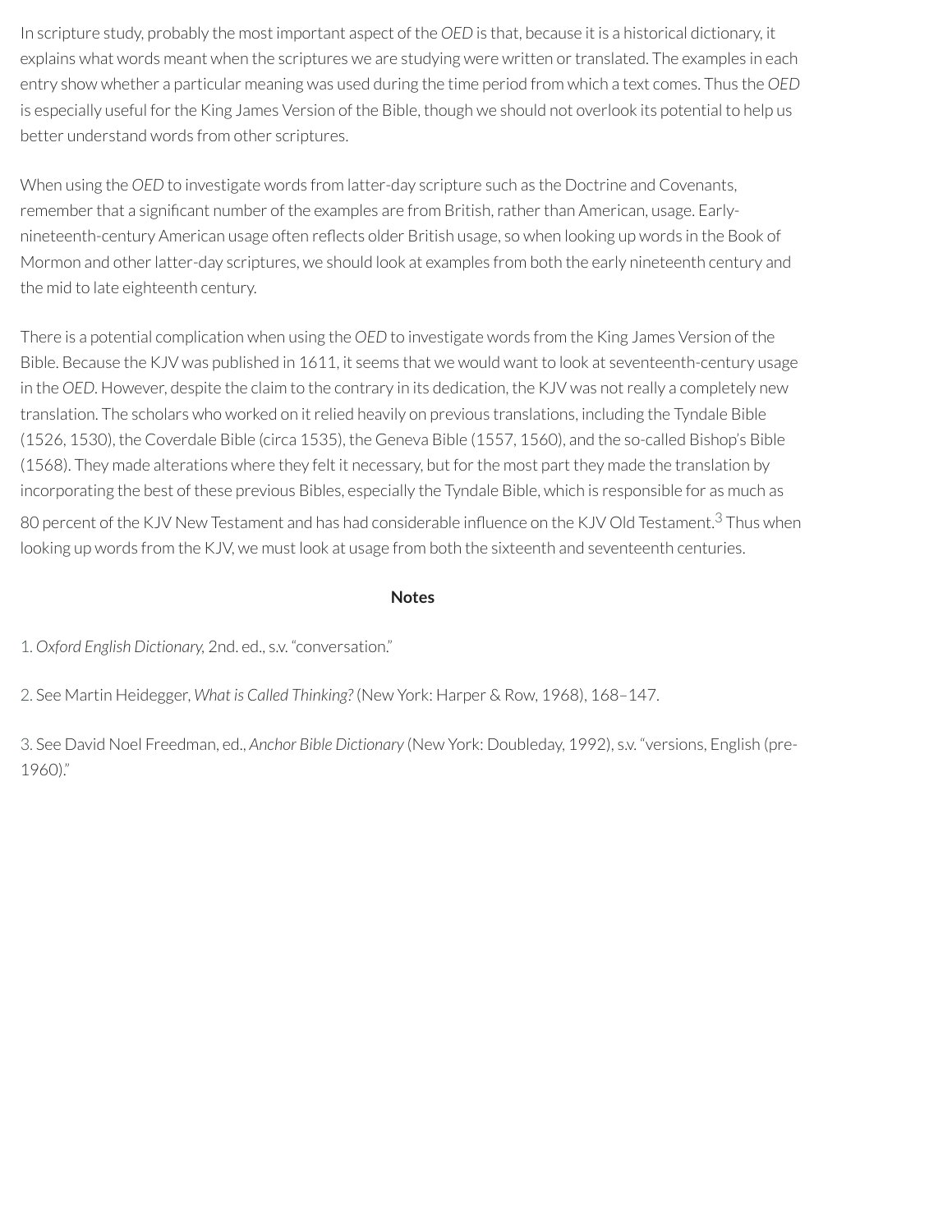In scripture study, probably the most important aspect of the *OED* is that, because it is a historical dictionary, it explains what words meant when the scriptures we are studying were written or translated. The examples in each entry show whether a particular meaning was used during the time period from which a text comes. Thus the *OED* is especially useful for the King James Version of the Bible, though we should not overlook its potential to help us better understand words from other scriptures.

When using the *OED* to investigate words from latter-day scripture such as the Doctrine and Covenants, remember that a significant number of the examples are from British, rather than American, usage. Early-nineteenth-century American usage often reflects older British usage, so when looking up words in the Book of Mormon and other latter-day scriptures, we should look at examples from both the early nineteenth century and the mid to late eighteenth century.

There is a potential complication when using the *OED* to investigate words from the King James Version of the Bible. Because the KJV was published in 1611, it seems that we would want to look at seventeenth-century usage in the *OED*. However, despite the claim to the contrary in its dedication, the KJV was not really a completely new translation. The scholars who worked on it relied heavily on previous translations, including the Tyndale Bible (1526, 1530), the Coverdale Bible (circa 1535), the Geneva Bible (1557, 1560), and the so-called Bishop's Bible (1568). They made alterations where they felt it necessary, but for the most part they made the translation by incorporating the best of these previous Bibles, especially the Tyndale Bible, which is responsible for as much as 80 percent of the KJV New Testament and has had considerable influence on the KJV Old Testament.[3] Thus when looking up words from the KJV, we must look at usage from both the sixteenth and seventeenth centuries.

**Notes**

1. *Oxford English Dictionary,* 2nd. ed., s.v. "conversation."

2. See Martin Heidegger, *What is Called Thinking?* (New York: Harper & Row, 1968), 168–147.

3. See David Noel Freedman, ed., *Anchor Bible Dictionary* (New York: Doubleday, 1992), s.v. "versions, English (pre-1960)."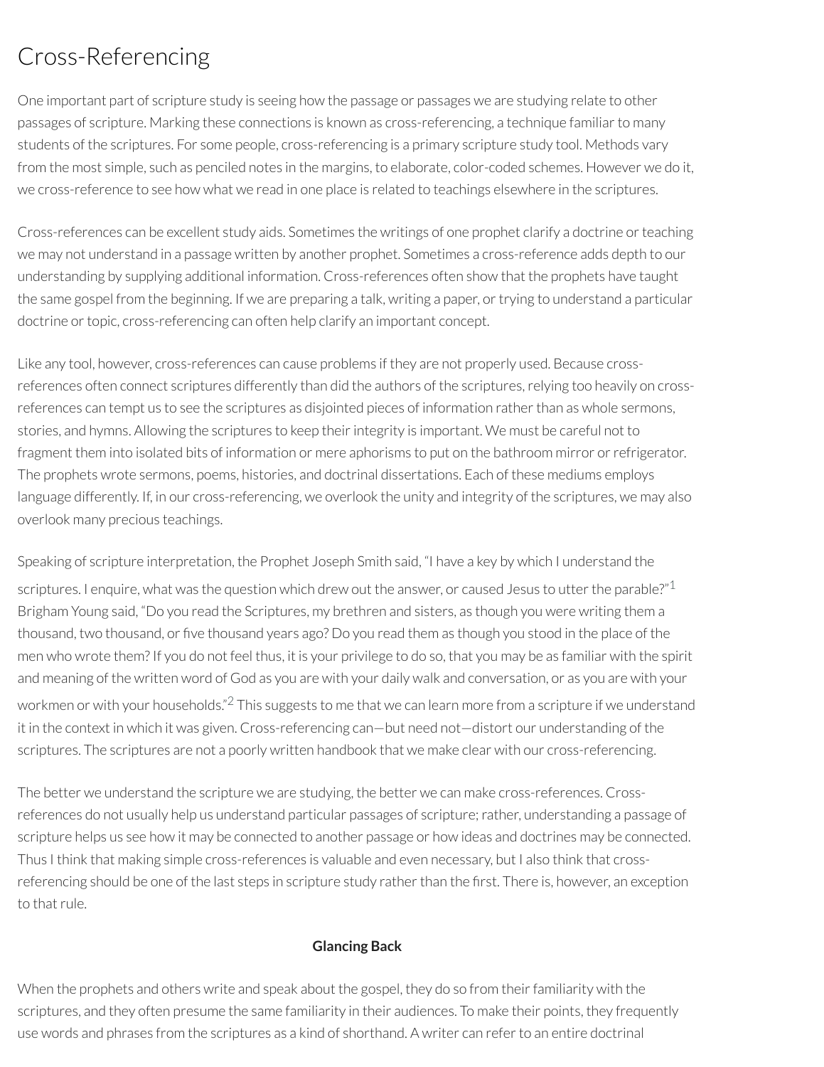# Cross-Referencing

One important part of scripture study is seeing how the passage or passages we are studying relate to other passages of scripture. Marking these connections is known as cross-referencing, a technique familiar to many students of the scriptures. For some people, cross-referencing is a primary scripture study tool. Methods vary from the most simple, such as penciled notes in the margins, to elaborate, color-coded schemes. However we do it, we cross-reference to see how what we read in one place is related to teachings elsewhere in the scriptures.

Cross-references can be excellent study aids. Sometimes the writings of one prophet clarify a doctrine or teaching we may not understand in a passage written by another prophet. Sometimes a cross-reference adds depth to our understanding by supplying additional information. Cross-references often show that the prophets have taught the same gospel from the beginning. If we are preparing a talk, writing a paper, or trying to understand a particular doctrine or topic, cross-referencing can often help clarify an important concept.

Like any tool, however, cross-references can cause problems if they are not properly used. Because cross-references often connect scriptures differently than did the authors of the scriptures, relying too heavily on cross-references can tempt us to see the scriptures as disjointed pieces of information rather than as whole sermons, stories, and hymns. Allowing the scriptures to keep their integrity is important. We must be careful not to fragment them into isolated bits of information or mere aphorisms to put on the bathroom mirror or refrigerator. The prophets wrote sermons, poems, histories, and doctrinal dissertations. Each of these mediums employs language differently. If, in our cross-referencing, we overlook the unity and integrity of the scriptures, we may also overlook many precious teachings.

Speaking of scripture interpretation, the Prophet Joseph Smith said, "I have a key by which I understand the scriptures. I enquire, what was the question which drew out the answer, or caused Jesus to utter the parable?"[1] Brigham Young said, "Do you read the Scriptures, my brethren and sisters, as though you were writing them a thousand, two thousand, or five thousand years ago? Do you read them as though you stood in the place of the men who wrote them? If you do not feel thus, it is your privilege to do so, that you may be as familiar with the spirit and meaning of the written word of God as you are with your daily walk and conversation, or as you are with your workmen or with your households."[2] This suggests to me that we can learn more from a scripture if we understand it in the context in which it was given. Cross-referencing can—but need not—distort our understanding of the scriptures. The scriptures are not a poorly written handbook that we make clear with our cross-referencing.

The better we understand the scripture we are studying, the better we can make cross-references. Cross-references do not usually help us understand particular passages of scripture; rather, understanding a passage of scripture helps us see how it may be connected to another passage or how ideas and doctrines may be connected. Thus I think that making simple cross-references is valuable and even necessary, but I also think that cross-referencing should be one of the last steps in scripture study rather than the first. There is, however, an exception to that rule.

**Glancing Back**

When the prophets and others write and speak about the gospel, they do so from their familiarity with the scriptures, and they often presume the same familiarity in their audiences. To make their points, they frequently use words and phrases from the scriptures as a kind of shorthand. A writer can refer to an entire doctrinal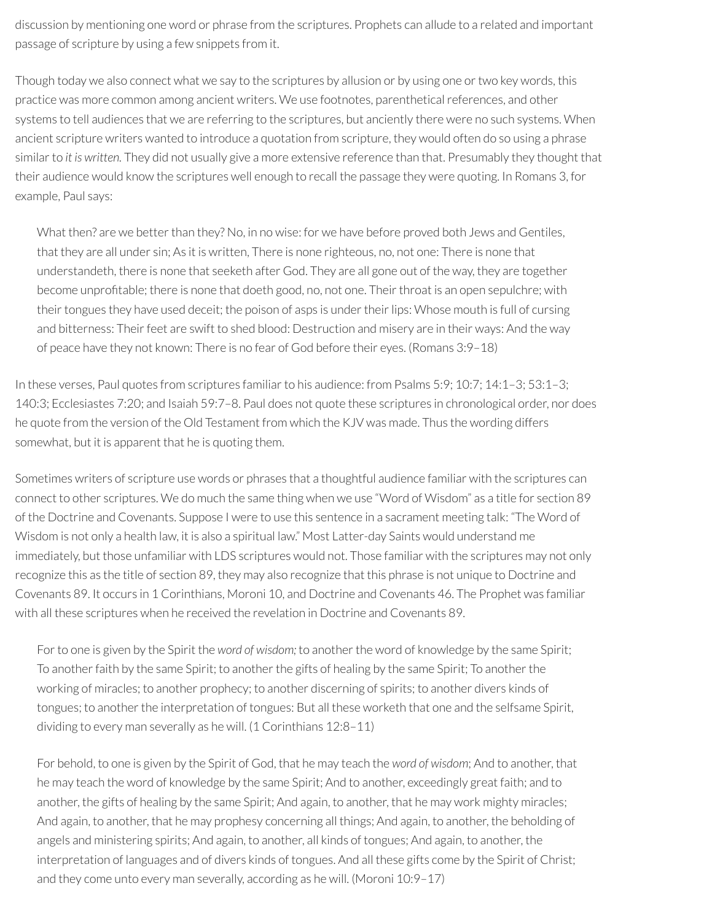discussion by mentioning one word or phrase from the scriptures. Prophets can allude to a related and important passage of scripture by using a few snippets from it.

Though today we also connect what we say to the scriptures by allusion or by using one or two key words, this practice was more common among ancient writers. We use footnotes, parenthetical references, and other systems to tell audiences that we are referring to the scriptures, but anciently there were no such systems. When ancient scripture writers wanted to introduce a quotation from scripture, they would often do so using a phrase similar to *it is written*. They did not usually give a more extensive reference than that. Presumably they thought that their audience would know the scriptures well enough to recall the passage they were quoting. In Romans 3, for example, Paul says:

> What then? are we better than they? No, in no wise: for we have before proved both Jews and Gentiles, that they are all under sin; As it is written, There is none righteous, no, not one: There is none that understandeth, there is none that seeketh after God. They are all gone out of the way, they are together become unprofitable; there is none that doeth good, no, not one. Their throat is an open sepulchre; with their tongues they have used deceit; the poison of asps is under their lips: Whose mouth is full of cursing and bitterness: Their feet are swift to shed blood: Destruction and misery are in their ways: And the way of peace have they not known: There is no fear of God before their eyes. (Romans 3:9–18)

In these verses, Paul quotes from scriptures familiar to his audience: from Psalms 5:9; 10:7; 14:1–3; 53:1–3; 140:3; Ecclesiastes 7:20; and Isaiah 59:7–8. Paul does not quote these scriptures in chronological order, nor does he quote from the version of the Old Testament from which the KJV was made. Thus the wording differs somewhat, but it is apparent that he is quoting them.

Sometimes writers of scripture use words or phrases that a thoughtful audience familiar with the scriptures can connect to other scriptures. We do much the same thing when we use "Word of Wisdom" as a title for section 89 of the Doctrine and Covenants. Suppose I were to use this sentence in a sacrament meeting talk: "The Word of Wisdom is not only a health law, it is also a spiritual law." Most Latter-day Saints would understand me immediately, but those unfamiliar with LDS scriptures would not. Those familiar with the scriptures may not only recognize this as the title of section 89, they may also recognize that this phrase is not unique to Doctrine and Covenants 89. It occurs in 1 Corinthians, Moroni 10, and Doctrine and Covenants 46. The Prophet was familiar with all these scriptures when he received the revelation in Doctrine and Covenants 89.

> For to one is given by the Spirit the *word of wisdom;* to another the word of knowledge by the same Spirit; To another faith by the same Spirit; to another the gifts of healing by the same Spirit; To another the working of miracles; to another prophecy; to another discerning of spirits; to another divers kinds of tongues; to another the interpretation of tongues: But all these worketh that one and the selfsame Spirit, dividing to every man severally as he will. (1 Corinthians 12:8–11)

> For behold, to one is given by the Spirit of God, that he may teach the *word of wisdom*; And to another, that he may teach the word of knowledge by the same Spirit; And to another, exceedingly great faith; and to another, the gifts of healing by the same Spirit; And again, to another, that he may work mighty miracles; And again, to another, that he may prophesy concerning all things; And again, to another, the beholding of angels and ministering spirits; And again, to another, all kinds of tongues; And again, to another, the interpretation of languages and of divers kinds of tongues. And all these gifts come by the Spirit of Christ; and they come unto every man severally, according as he will. (Moroni 10:9–17)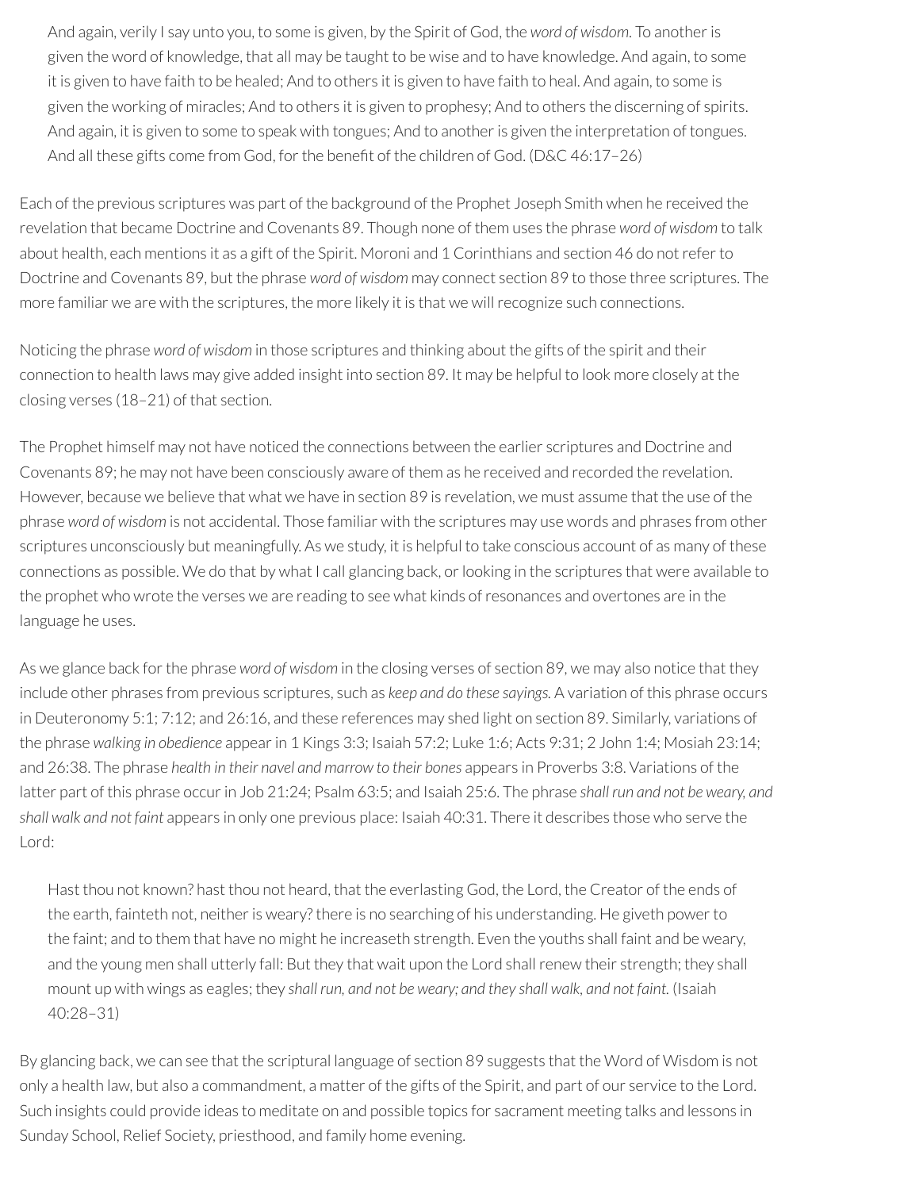> And again, verily I say unto you, to some is given, by the Spirit of God, the *word of wisdom*. To another is given the word of knowledge, that all may be taught to be wise and to have knowledge. And again, to some it is given to have faith to be healed; And to others it is given to have faith to heal. And again, to some is given the working of miracles; And to others it is given to prophesy; And to others the discerning of spirits. And again, it is given to some to speak with tongues; And to another is given the interpretation of tongues. And all these gifts come from God, for the benefit of the children of God. (D&C 46:17–26)

Each of the previous scriptures was part of the background of the Prophet Joseph Smith when he received the revelation that became Doctrine and Covenants 89. Though none of them uses the phrase *word of wisdom* to talk about health, each mentions it as a gift of the Spirit. Moroni and 1 Corinthians and section 46 do not refer to Doctrine and Covenants 89, but the phrase *word of wisdom* may connect section 89 to those three scriptures. The more familiar we are with the scriptures, the more likely it is that we will recognize such connections.

Noticing the phrase *word of wisdom* in those scriptures and thinking about the gifts of the spirit and their connection to health laws may give added insight into section 89. It may be helpful to look more closely at the closing verses (18–21) of that section.

The Prophet himself may not have noticed the connections between the earlier scriptures and Doctrine and Covenants 89; he may not have been consciously aware of them as he received and recorded the revelation. However, because we believe that what we have in section 89 is revelation, we must assume that the use of the phrase *word of wisdom* is not accidental. Those familiar with the scriptures may use words and phrases from other scriptures unconsciously but meaningfully. As we study, it is helpful to take conscious account of as many of these connections as possible. We do that by what I call glancing back, or looking in the scriptures that were available to the prophet who wrote the verses we are reading to see what kinds of resonances and overtones are in the language he uses.

As we glance back for the phrase *word of wisdom* in the closing verses of section 89, we may also notice that they include other phrases from previous scriptures, such as *keep and do these sayings*. A variation of this phrase occurs in Deuteronomy 5:1; 7:12; and 26:16, and these references may shed light on section 89. Similarly, variations of the phrase *walking in obedience* appear in 1 Kings 3:3; Isaiah 57:2; Luke 1:6; Acts 9:31; 2 John 1:4; Mosiah 23:14; and 26:38. The phrase *health in their navel and marrow to their bones* appears in Proverbs 3:8. Variations of the latter part of this phrase occur in Job 21:24; Psalm 63:5; and Isaiah 25:6. The phrase *shall run and not be weary, and shall walk and not faint* appears in only one previous place: Isaiah 40:31. There it describes those who serve the Lord:

> Hast thou not known? hast thou not heard, that the everlasting God, the Lord, the Creator of the ends of the earth, fainteth not, neither is weary? there is no searching of his understanding. He giveth power to the faint; and to them that have no might he increaseth strength. Even the youths shall faint and be weary, and the young men shall utterly fall: But they that wait upon the Lord shall renew their strength; they shall mount up with wings as eagles; they *shall run, and not be weary; and they shall walk, and not faint.* (Isaiah 40:28–31)

By glancing back, we can see that the scriptural language of section 89 suggests that the Word of Wisdom is not only a health law, but also a commandment, a matter of the gifts of the Spirit, and part of our service to the Lord. Such insights could provide ideas to meditate on and possible topics for sacrament meeting talks and lessons in Sunday School, Relief Society, priesthood, and family home evening.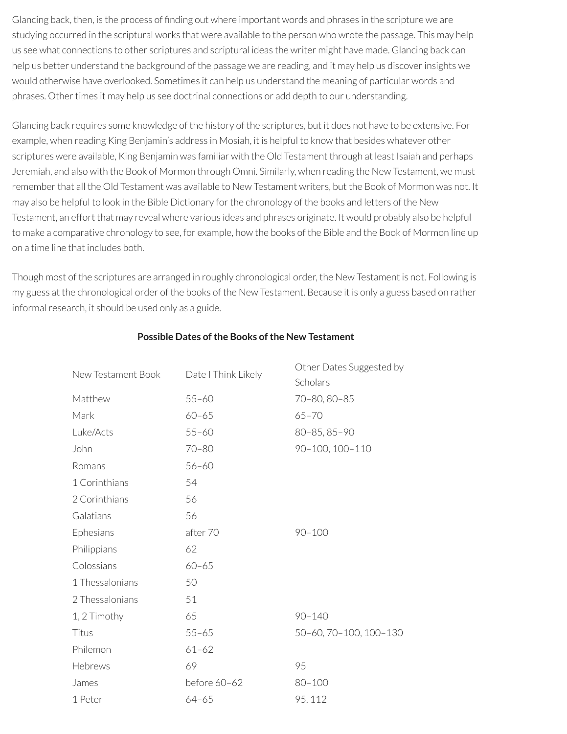Glancing back, then, is the process of finding out where important words and phrases in the scripture we are studying occurred in the scriptural works that were available to the person who wrote the passage. This may help us see what connections to other scriptures and scriptural ideas the writer might have made. Glancing back can help us better understand the background of the passage we are reading, and it may help us discover insights we would otherwise have overlooked. Sometimes it can help us understand the meaning of particular words and phrases. Other times it may help us see doctrinal connections or add depth to our understanding.

Glancing back requires some knowledge of the history of the scriptures, but it does not have to be extensive. For example, when reading King Benjamin's address in Mosiah, it is helpful to know that besides whatever other scriptures were available, King Benjamin was familiar with the Old Testament through at least Isaiah and perhaps Jeremiah, and also with the Book of Mormon through Omni. Similarly, when reading the New Testament, we must remember that all the Old Testament was available to New Testament writers, but the Book of Mormon was not. It may also be helpful to look in the Bible Dictionary for the chronology of the books and letters of the New Testament, an effort that may reveal where various ideas and phrases originate. It would probably also be helpful to make a comparative chronology to see, for example, how the books of the Bible and the Book of Mormon line up on a time line that includes both.

Though most of the scriptures are arranged in roughly chronological order, the New Testament is not. Following is my guess at the chronological order of the books of the New Testament. Because it is only a guess based on rather informal research, it should be used only as a guide.

**Possible Dates of the Books of the New Testament**

| New Testament Book | Date I Think Likely | Other Dates Suggested by Scholars |
|---|---|---|
| Matthew | 55–60 | 70–80, 80–85 |
| Mark | 60–65 | 65–70 |
| Luke/Acts | 55–60 | 80–85, 85–90 |
| John | 70–80 | 90–100, 100–110 |
| Romans | 56–60 | |
| 1 Corinthians | 54 | |
| 2 Corinthians | 56 | |
| Galatians | 56 | |
| Ephesians | after 70 | 90–100 |
| Philippians | 62 | |
| Colossians | 60–65 | |
| 1 Thessalonians | 50 | |
| 2 Thessalonians | 51 | |
| 1, 2 Timothy | 65 | 90–140 |
| Titus | 55–65 | 50–60, 70–100, 100–130 |
| Philemon | 61–62 | |
| Hebrews | 69 | 95 |
| James | before 60–62 | 80–100 |
| 1 Peter | 64–65 | 95, 112 |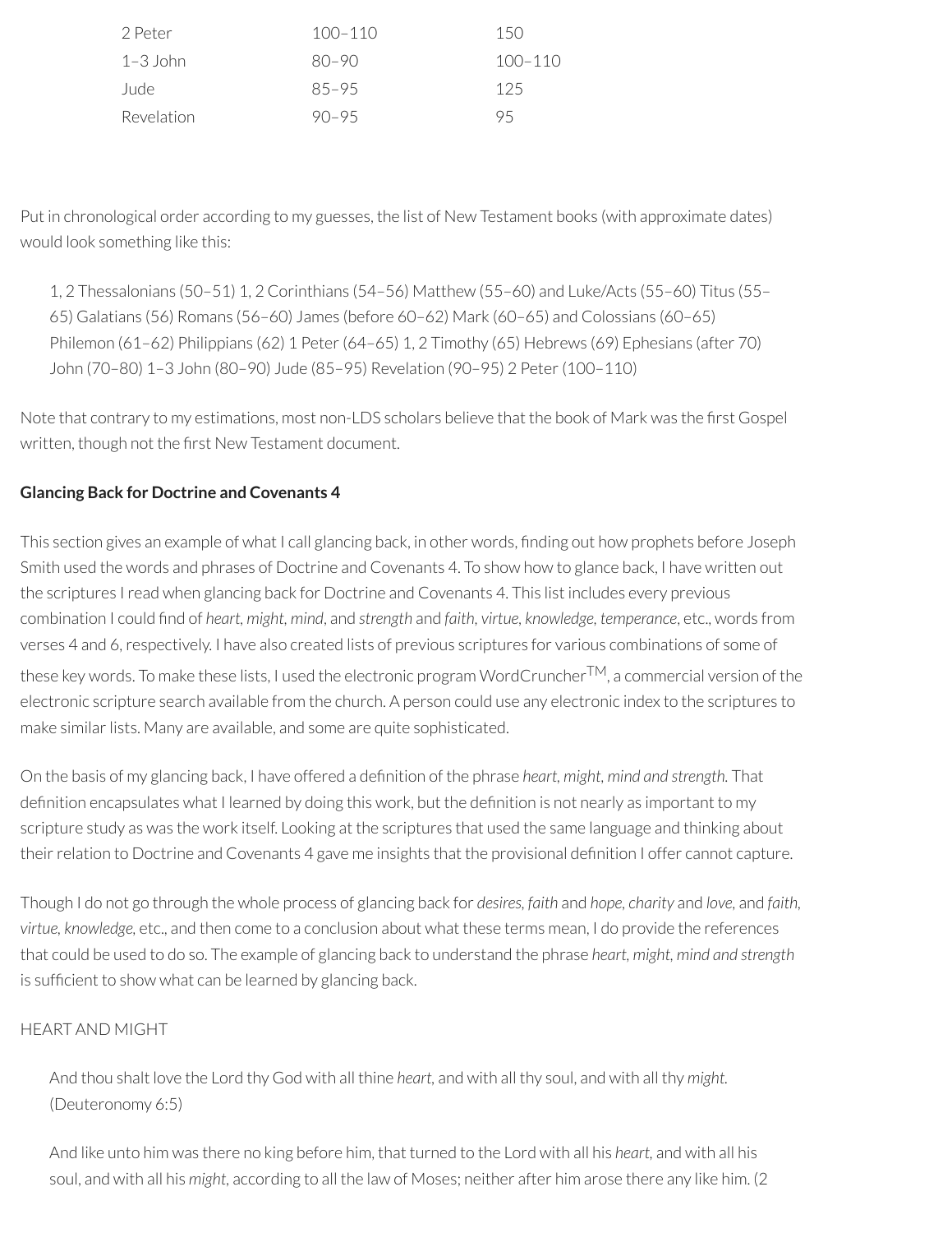| | | |
|---|---|---|
| 2 Peter | 100–110 | 150 |
| 1–3 John | 80–90 | 100–110 |
| Jude | 85–95 | 125 |
| Revelation | 90–95 | 95 |

Put in chronological order according to my guesses, the list of New Testament books (with approximate dates) would look something like this:

> 1, 2 Thessalonians (50–51) 1, 2 Corinthians (54–56) Matthew (55–60) and Luke/Acts (55–60) Titus (55–65) Galatians (56) Romans (56–60) James (before 60–62) Mark (60–65) and Colossians (60–65) Philemon (61–62) Philippians (62) 1 Peter (64–65) 1, 2 Timothy (65) Hebrews (69) Ephesians (after 70) John (70–80) 1–3 John (80–90) Jude (85–95) Revelation (90–95) 2 Peter (100–110)

Note that contrary to my estimations, most non-LDS scholars believe that the book of Mark was the first Gospel written, though not the first New Testament document.

**Glancing Back for Doctrine and Covenants 4**

This section gives an example of what I call glancing back, in other words, finding out how prophets before Joseph Smith used the words and phrases of Doctrine and Covenants 4. To show how to glance back, I have written out the scriptures I read when glancing back for Doctrine and Covenants 4. This list includes every previous combination I could find of *heart*, *might*, *mind*, and *strength* and *faith*, *virtue*, *knowledge*, *temperance*, etc., words from verses 4 and 6, respectively. I have also created lists of previous scriptures for various combinations of some of these key words. To make these lists, I used the electronic program WordCruncher™, a commercial version of the electronic scripture search available from the church. A person could use any electronic index to the scriptures to make similar lists. Many are available, and some are quite sophisticated.

On the basis of my glancing back, I have offered a definition of the phrase *heart, might, mind and strength.* That definition encapsulates what I learned by doing this work, but the definition is not nearly as important to my scripture study as was the work itself. Looking at the scriptures that used the same language and thinking about their relation to Doctrine and Covenants 4 gave me insights that the provisional definition I offer cannot capture.

Though I do not go through the whole process of glancing back for *desires, faith* and *hope, charity* and *love,* and *faith, virtue, knowledge,* etc., and then come to a conclusion about what these terms mean, I do provide the references that could be used to do so. The example of glancing back to understand the phrase *heart, might, mind and strength* is sufficient to show what can be learned by glancing back.

HEART AND MIGHT

> And thou shalt love the Lord thy God with all thine *heart*, and with all thy soul, and with all thy *might.* (Deuteronomy 6:5)

> And like unto him was there no king before him, that turned to the Lord with all his *heart*, and with all his soul, and with all his *might*, according to all the law of Moses; neither after him arose there any like him. (2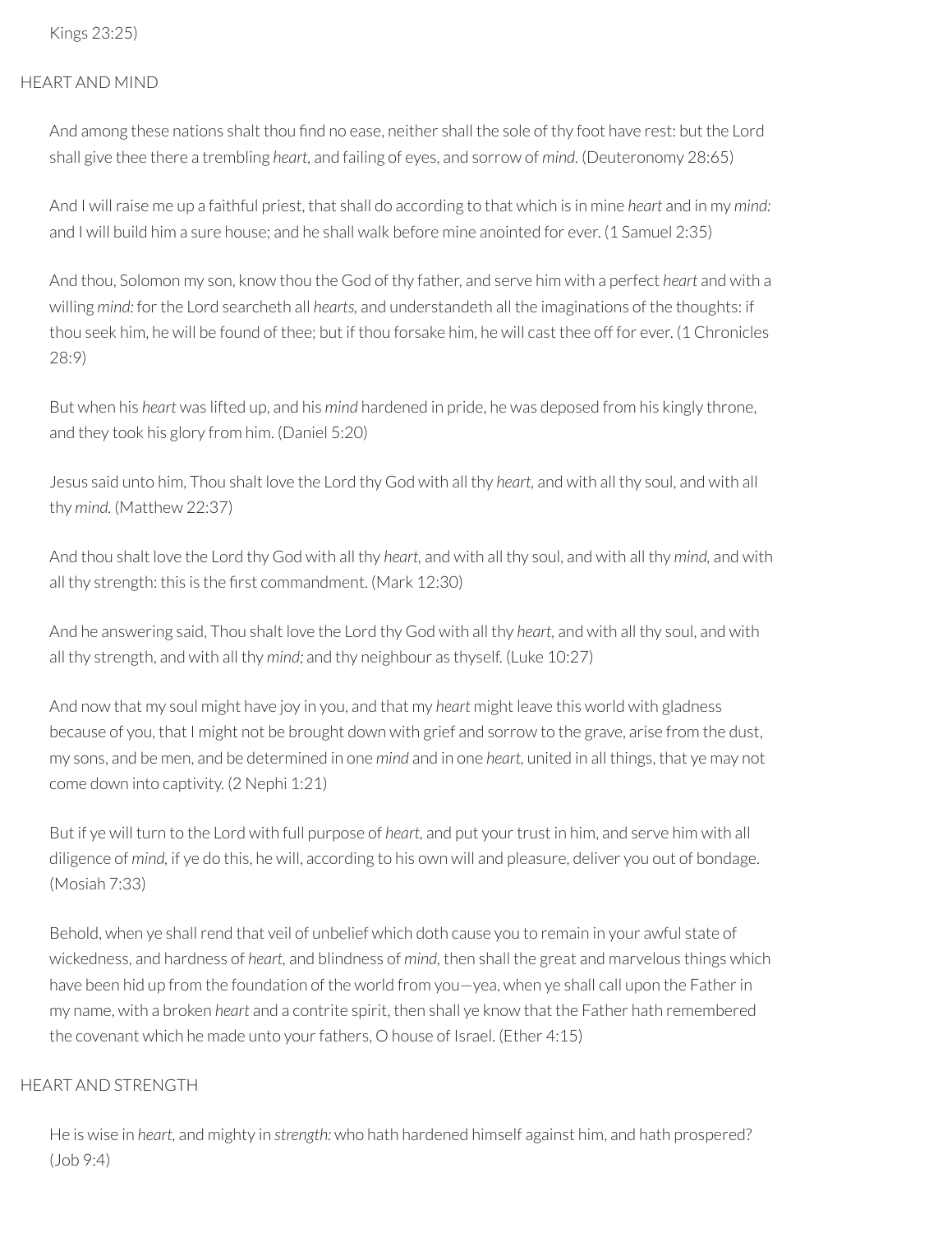Kings 23:25)

HEART AND MIND

> And among these nations shalt thou find no ease, neither shall the sole of thy foot have rest: but the Lord shall give thee there a trembling *heart,* and failing of eyes, and sorrow of *mind.* (Deuteronomy 28:65)

> And I will raise me up a faithful priest, that shall do according to that which is in mine *heart* and in my *mind:* and I will build him a sure house; and he shall walk before mine anointed for ever. (1 Samuel 2:35)

> And thou, Solomon my son, know thou the God of thy father, and serve him with a perfect *heart* and with a willing *mind:* for the Lord searcheth all *hearts,* and understandeth all the imaginations of the thoughts: if thou seek him, he will be found of thee; but if thou forsake him, he will cast thee off for ever. (1 Chronicles 28:9)

> But when his *heart* was lifted up, and his *mind* hardened in pride, he was deposed from his kingly throne, and they took his glory from him. (Daniel 5:20)

> Jesus said unto him, Thou shalt love the Lord thy God with all thy *heart,* and with all thy soul, and with all thy *mind.* (Matthew 22:37)

> And thou shalt love the Lord thy God with all thy *heart,* and with all thy soul, and with all thy *mind,* and with all thy strength: this is the first commandment. (Mark 12:30)

> And he answering said, Thou shalt love the Lord thy God with all thy *heart,* and with all thy soul, and with all thy strength, and with all thy *mind;* and thy neighbour as thyself. (Luke 10:27)

> And now that my soul might have joy in you, and that my *heart* might leave this world with gladness because of you, that I might not be brought down with grief and sorrow to the grave, arise from the dust, my sons, and be men, and be determined in one *mind* and in one *heart,* united in all things, that ye may not come down into captivity. (2 Nephi 1:21)

> But if ye will turn to the Lord with full purpose of *heart,* and put your trust in him, and serve him with all diligence of *mind,* if ye do this, he will, according to his own will and pleasure, deliver you out of bondage. (Mosiah 7:33)

> Behold, when ye shall rend that veil of unbelief which doth cause you to remain in your awful state of wickedness, and hardness of *heart,* and blindness of *mind,* then shall the great and marvelous things which have been hid up from the foundation of the world from you—yea, when ye shall call upon the Father in my name, with a broken *heart* and a contrite spirit, then shall ye know that the Father hath remembered the covenant which he made unto your fathers, O house of Israel. (Ether 4:15)

HEART AND STRENGTH

> He is wise in *heart,* and mighty in *strength:* who hath hardened himself against him, and hath prospered? (Job 9:4)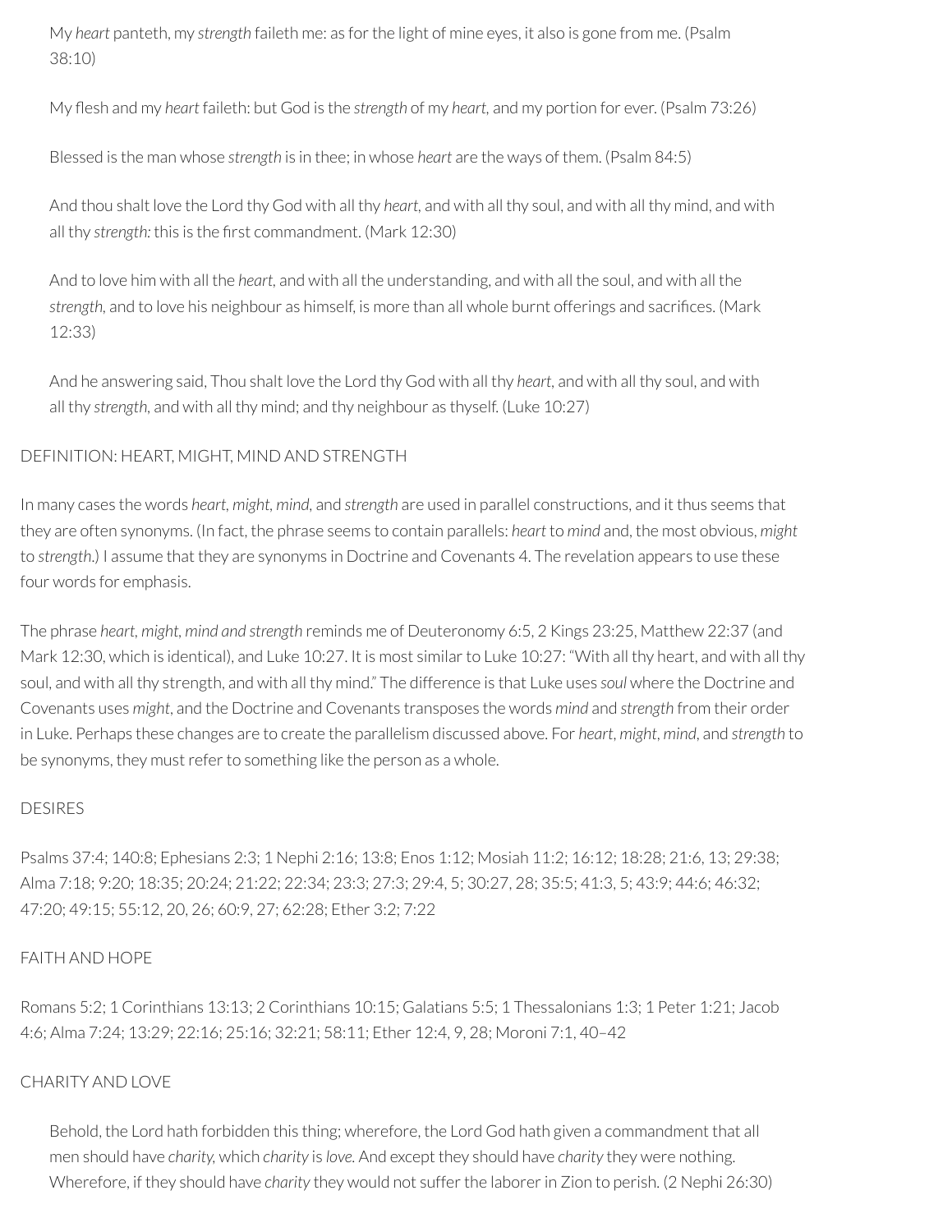> My *heart* panteth, my *strength* faileth me: as for the light of mine eyes, it also is gone from me. (Psalm 38:10)

> My flesh and my *heart* faileth: but God is the *strength* of my *heart,* and my portion for ever. (Psalm 73:26)

> Blessed is the man whose *strength* is in thee; in whose *heart* are the ways of them. (Psalm 84:5)

> And thou shalt love the Lord thy God with all thy *heart,* and with all thy soul, and with all thy mind, and with all thy *strength:* this is the first commandment. (Mark 12:30)

> And to love him with all the *heart,* and with all the understanding, and with all the soul, and with all the *strength,* and to love his neighbour as himself, is more than all whole burnt offerings and sacrifices. (Mark 12:33)

> And he answering said, Thou shalt love the Lord thy God with all thy *heart,* and with all thy soul, and with all thy *strength,* and with all thy mind; and thy neighbour as thyself. (Luke 10:27)

DEFINITION: HEART, MIGHT, MIND AND STRENGTH

In many cases the words *heart, might, mind,* and *strength* are used in parallel constructions, and it thus seems that they are often synonyms. (In fact, the phrase seems to contain parallels: *heart* to *mind* and, the most obvious, *might* to *strength*.) I assume that they are synonyms in Doctrine and Covenants 4. The revelation appears to use these four words for emphasis.

The phrase *heart, might, mind and strength* reminds me of Deuteronomy 6:5, 2 Kings 23:25, Matthew 22:37 (and Mark 12:30, which is identical), and Luke 10:27. It is most similar to Luke 10:27: "With all thy heart, and with all thy soul, and with all thy strength, and with all thy mind." The difference is that Luke uses *soul* where the Doctrine and Covenants uses *might*, and the Doctrine and Covenants transposes the words *mind* and *strength* from their order in Luke. Perhaps these changes are to create the parallelism discussed above. For *heart, might, mind,* and *strength* to be synonyms, they must refer to something like the person as a whole.

DESIRES

Psalms 37:4; 140:8; Ephesians 2:3; 1 Nephi 2:16; 13:8; Enos 1:12; Mosiah 11:2; 16:12; 18:28; 21:6, 13; 29:38; Alma 7:18; 9:20; 18:35; 20:24; 21:22; 22:34; 23:3; 27:3; 29:4, 5; 30:27, 28; 35:5; 41:3, 5; 43:9; 44:6; 46:32; 47:20; 49:15; 55:12, 20, 26; 60:9, 27; 62:28; Ether 3:2; 7:22

FAITH AND HOPE

Romans 5:2; 1 Corinthians 13:13; 2 Corinthians 10:15; Galatians 5:5; 1 Thessalonians 1:3; 1 Peter 1:21; Jacob 4:6; Alma 7:24; 13:29; 22:16; 25:16; 32:21; 58:11; Ether 12:4, 9, 28; Moroni 7:1, 40–42

CHARITY AND LOVE

> Behold, the Lord hath forbidden this thing; wherefore, the Lord God hath given a commandment that all men should have *charity,* which *charity* is *love.* And except they should have *charity* they were nothing. Wherefore, if they should have *charity* they would not suffer the laborer in Zion to perish. (2 Nephi 26:30)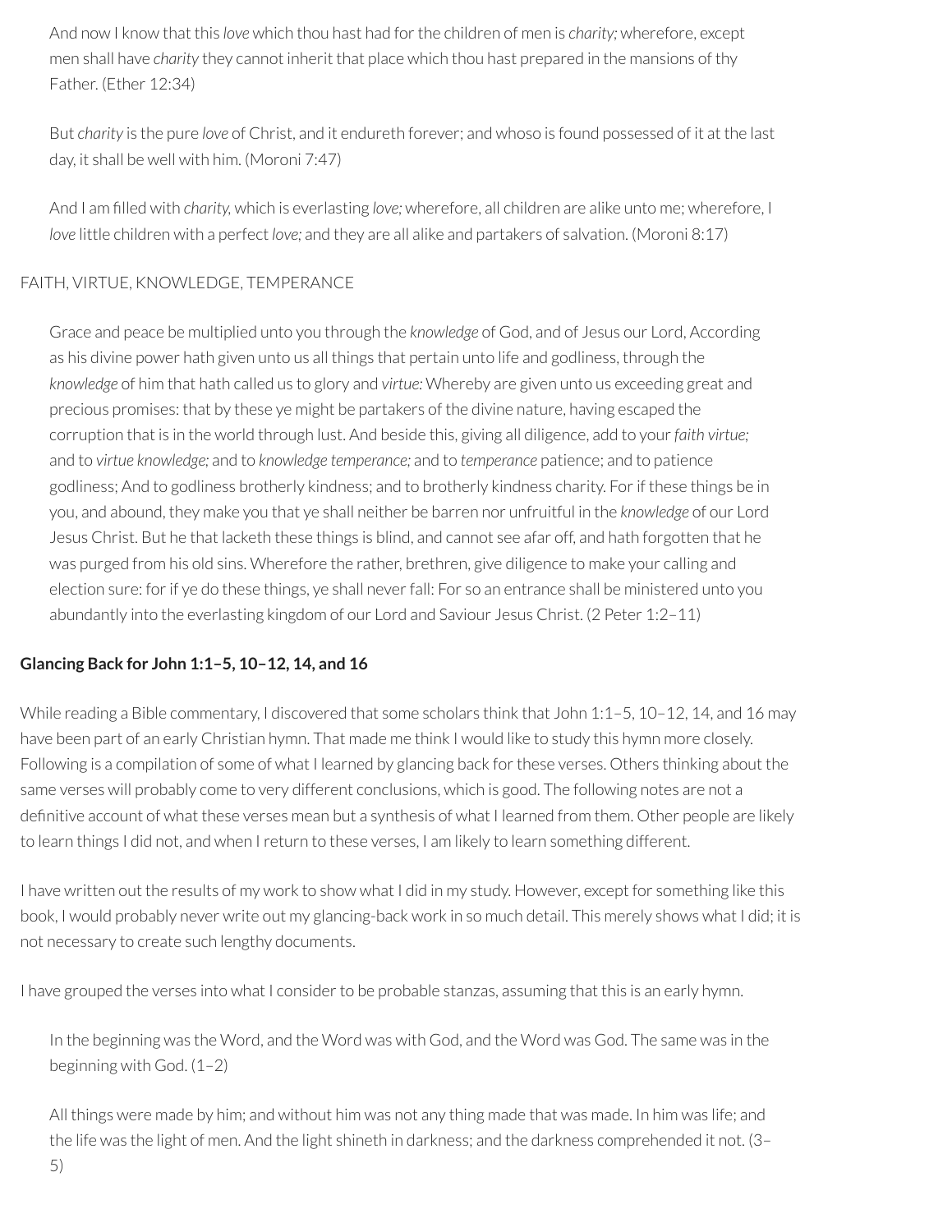> And now I know that this *love* which thou hast had for the children of men is *charity;* wherefore, except men shall have *charity* they cannot inherit that place which thou hast prepared in the mansions of thy Father. (Ether 12:34)

> But *charity* is the pure *love* of Christ, and it endureth forever; and whoso is found possessed of it at the last day, it shall be well with him. (Moroni 7:47)

> And I am filled with *charity,* which is everlasting *love;* wherefore, all children are alike unto me; wherefore, I *love* little children with a perfect *love;* and they are all alike and partakers of salvation. (Moroni 8:17)

FAITH, VIRTUE, KNOWLEDGE, TEMPERANCE

> Grace and peace be multiplied unto you through the *knowledge* of God, and of Jesus our Lord, According as his divine power hath given unto us all things that pertain unto life and godliness, through the *knowledge* of him that hath called us to glory and *virtue:* Whereby are given unto us exceeding great and precious promises: that by these ye might be partakers of the divine nature, having escaped the corruption that is in the world through lust. And beside this, giving all diligence, add to your *faith virtue;* and to *virtue knowledge;* and to *knowledge temperance;* and to *temperance* patience; and to patience godliness; And to godliness brotherly kindness; and to brotherly kindness charity. For if these things be in you, and abound, they make you that ye shall neither be barren nor unfruitful in the *knowledge* of our Lord Jesus Christ. But he that lacketh these things is blind, and cannot see afar off, and hath forgotten that he was purged from his old sins. Wherefore the rather, brethren, give diligence to make your calling and election sure: for if ye do these things, ye shall never fall: For so an entrance shall be ministered unto you abundantly into the everlasting kingdom of our Lord and Saviour Jesus Christ. (2 Peter 1:2–11)

**Glancing Back for John 1:1–5, 10–12, 14, and 16**

While reading a Bible commentary, I discovered that some scholars think that John 1:1–5, 10–12, 14, and 16 may have been part of an early Christian hymn. That made me think I would like to study this hymn more closely. Following is a compilation of some of what I learned by glancing back for these verses. Others thinking about the same verses will probably come to very different conclusions, which is good. The following notes are not a definitive account of what these verses mean but a synthesis of what I learned from them. Other people are likely to learn things I did not, and when I return to these verses, I am likely to learn something different.

I have written out the results of my work to show what I did in my study. However, except for something like this book, I would probably never write out my glancing-back work in so much detail. This merely shows what I did; it is not necessary to create such lengthy documents.

I have grouped the verses into what I consider to be probable stanzas, assuming that this is an early hymn.

> In the beginning was the Word, and the Word was with God, and the Word was God. The same was in the beginning with God. (1–2)

> All things were made by him; and without him was not any thing made that was made. In him was life; and the life was the light of men. And the light shineth in darkness; and the darkness comprehended it not. (3–5)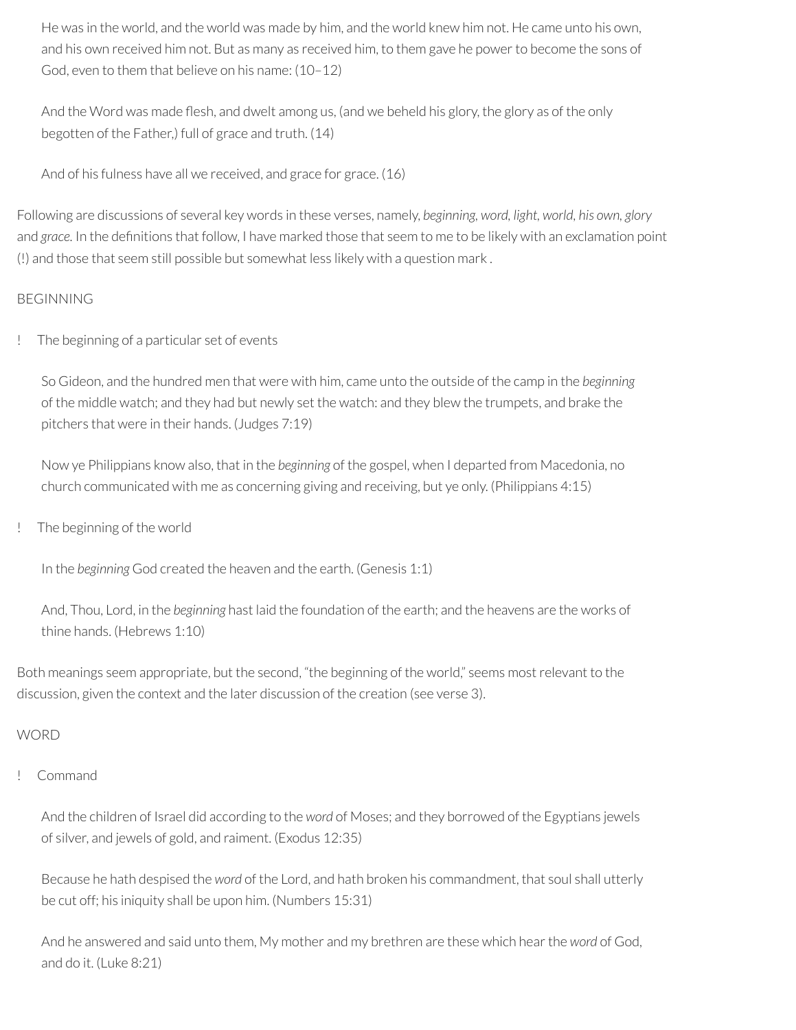> He was in the world, and the world was made by him, and the world knew him not. He came unto his own, and his own received him not. But as many as received him, to them gave he power to become the sons of God, even to them that believe on his name: (10–12)

> And the Word was made flesh, and dwelt among us, (and we beheld his glory, the glory as of the only begotten of the Father,) full of grace and truth. (14)

> And of his fulness have all we received, and grace for grace. (16)

Following are discussions of several key words in these verses, namely, *beginning, word, light, world, his own, glory* and *grace.* In the definitions that follow, I have marked those that seem to me to be likely with an exclamation point (!) and those that seem still possible but somewhat less likely with a question mark .

BEGINNING

! The beginning of a particular set of events

> So Gideon, and the hundred men that were with him, came unto the outside of the camp in the *beginning* of the middle watch; and they had but newly set the watch: and they blew the trumpets, and brake the pitchers that were in their hands. (Judges 7:19)

> Now ye Philippians know also, that in the *beginning* of the gospel, when I departed from Macedonia, no church communicated with me as concerning giving and receiving, but ye only. (Philippians 4:15)

! The beginning of the world

> In the *beginning* God created the heaven and the earth. (Genesis 1:1)

> And, Thou, Lord, in the *beginning* hast laid the foundation of the earth; and the heavens are the works of thine hands. (Hebrews 1:10)

Both meanings seem appropriate, but the second, "the beginning of the world," seems most relevant to the discussion, given the context and the later discussion of the creation (see verse 3).

WORD

! Command

> And the children of Israel did according to the *word* of Moses; and they borrowed of the Egyptians jewels of silver, and jewels of gold, and raiment. (Exodus 12:35)

> Because he hath despised the *word* of the Lord, and hath broken his commandment, that soul shall utterly be cut off; his iniquity shall be upon him. (Numbers 15:31)

> And he answered and said unto them, My mother and my brethren are these which hear the *word* of God, and do it. (Luke 8:21)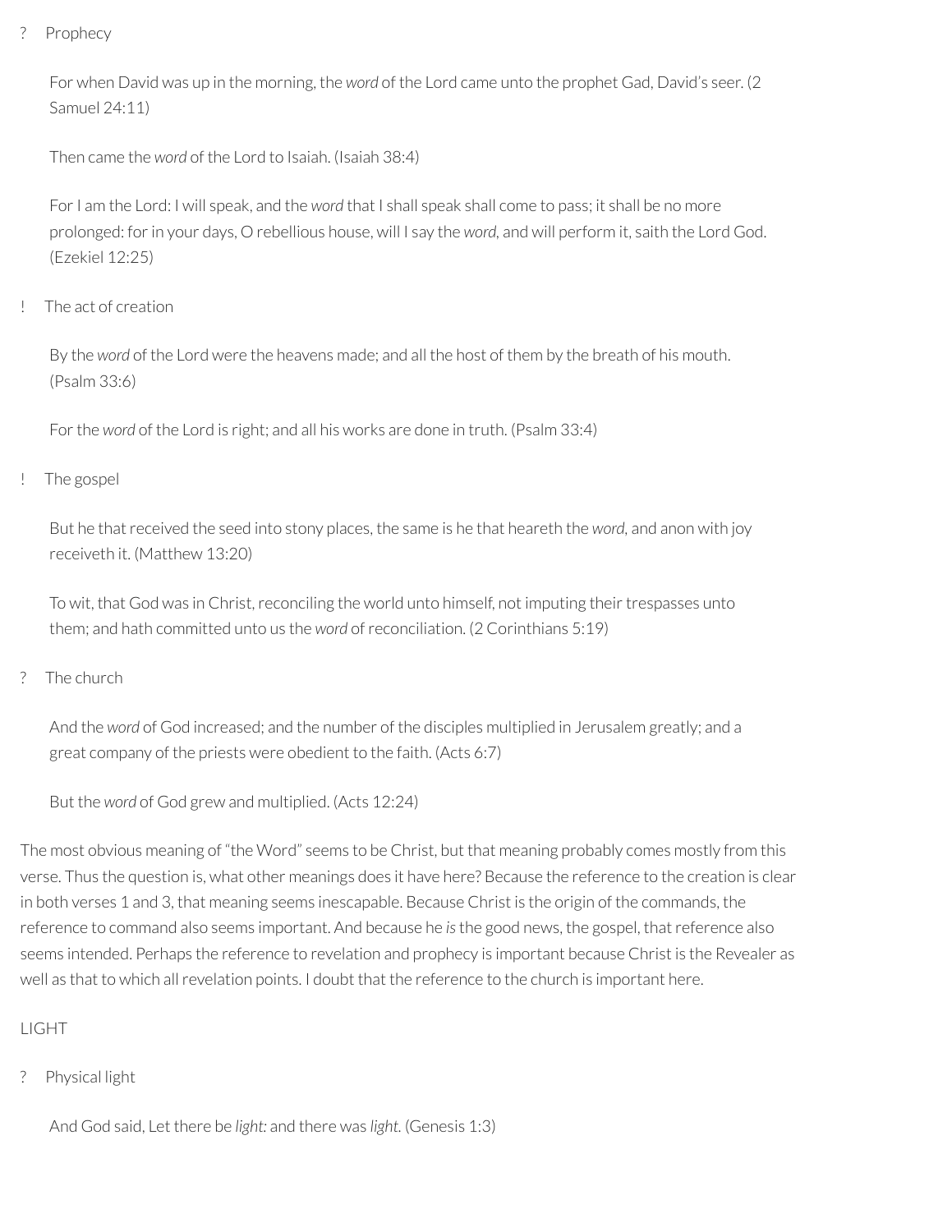? Prophecy

> For when David was up in the morning, the *word* of the Lord came unto the prophet Gad, David's seer. (2 Samuel 24:11)

> Then came the *word* of the Lord to Isaiah. (Isaiah 38:4)

> For I am the Lord: I will speak, and the *word* that I shall speak shall come to pass; it shall be no more prolonged: for in your days, O rebellious house, will I say the *word,* and will perform it, saith the Lord God. (Ezekiel 12:25)

! The act of creation

> By the *word* of the Lord were the heavens made; and all the host of them by the breath of his mouth. (Psalm 33:6)

> For the *word* of the Lord is right; and all his works are done in truth. (Psalm 33:4)

! The gospel

> But he that received the seed into stony places, the same is he that heareth the *word,* and anon with joy receiveth it. (Matthew 13:20)

> To wit, that God was in Christ, reconciling the world unto himself, not imputing their trespasses unto them; and hath committed unto us the *word* of reconciliation. (2 Corinthians 5:19)

? The church

> And the *word* of God increased; and the number of the disciples multiplied in Jerusalem greatly; and a great company of the priests were obedient to the faith. (Acts 6:7)

> But the *word* of God grew and multiplied. (Acts 12:24)

The most obvious meaning of "the Word" seems to be Christ, but that meaning probably comes mostly from this verse. Thus the question is, what other meanings does it have here? Because the reference to the creation is clear in both verses 1 and 3, that meaning seems inescapable. Because Christ is the origin of the commands, the reference to command also seems important. And because he *is* the good news, the gospel, that reference also seems intended. Perhaps the reference to revelation and prophecy is important because Christ is the Revealer as well as that to which all revelation points. I doubt that the reference to the church is important here.

LIGHT

? Physical light

> And God said, Let there be *light:* and there was *light.* (Genesis 1:3)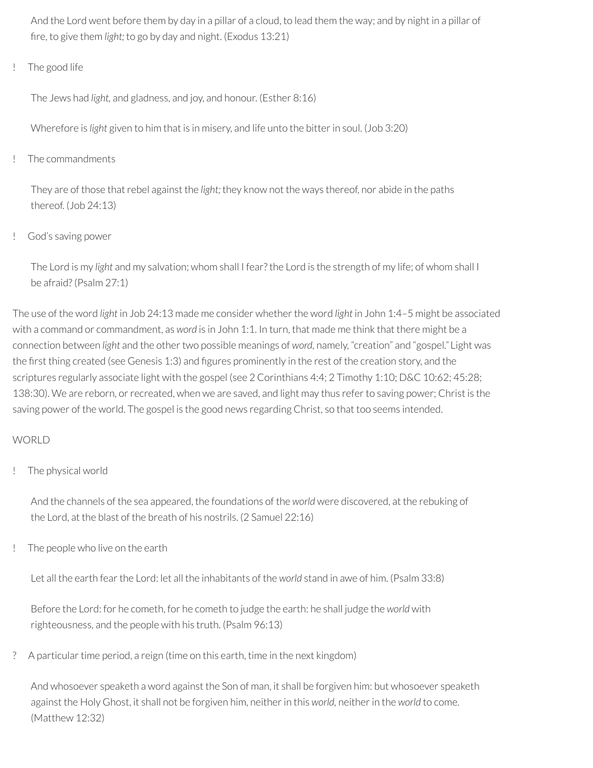> And the Lord went before them by day in a pillar of a cloud, to lead them the way; and by night in a pillar of fire, to give them *light;* to go by day and night. (Exodus 13:21)

! The good life

> The Jews had *light,* and gladness, and joy, and honour. (Esther 8:16)

> Wherefore is *light* given to him that is in misery, and life unto the bitter in soul. (Job 3:20)

! The commandments

> They are of those that rebel against the *light;* they know not the ways thereof, nor abide in the paths thereof. (Job 24:13)

! God's saving power

> The Lord is my *light* and my salvation; whom shall I fear? the Lord is the strength of my life; of whom shall I be afraid? (Psalm 27:1)

The use of the word *light* in Job 24:13 made me consider whether the word *light* in John 1:4–5 might be associated with a command or commandment, as *word* is in John 1:1. In turn, that made me think that there might be a connection between *light* and the other two possible meanings of *word,* namely, "creation" and "gospel." Light was the first thing created (see Genesis 1:3) and figures prominently in the rest of the creation story, and the scriptures regularly associate light with the gospel (see 2 Corinthians 4:4; 2 Timothy 1:10; D&C 10:62; 45:28; 138:30). We are reborn, or recreated, when we are saved, and light may thus refer to saving power; Christ is the saving power of the world. The gospel is the good news regarding Christ, so that too seems intended.

WORLD

! The physical world

> And the channels of the sea appeared, the foundations of the *world* were discovered, at the rebuking of the Lord, at the blast of the breath of his nostrils. (2 Samuel 22:16)

! The people who live on the earth

> Let all the earth fear the Lord: let all the inhabitants of the *world* stand in awe of him. (Psalm 33:8)

> Before the Lord: for he cometh, for he cometh to judge the earth: he shall judge the *world* with righteousness, and the people with his truth. (Psalm 96:13)

? A particular time period, a reign (time on this earth, time in the next kingdom)

> And whosoever speaketh a word against the Son of man, it shall be forgiven him: but whosoever speaketh against the Holy Ghost, it shall not be forgiven him, neither in this *world,* neither in the *world* to come. (Matthew 12:32)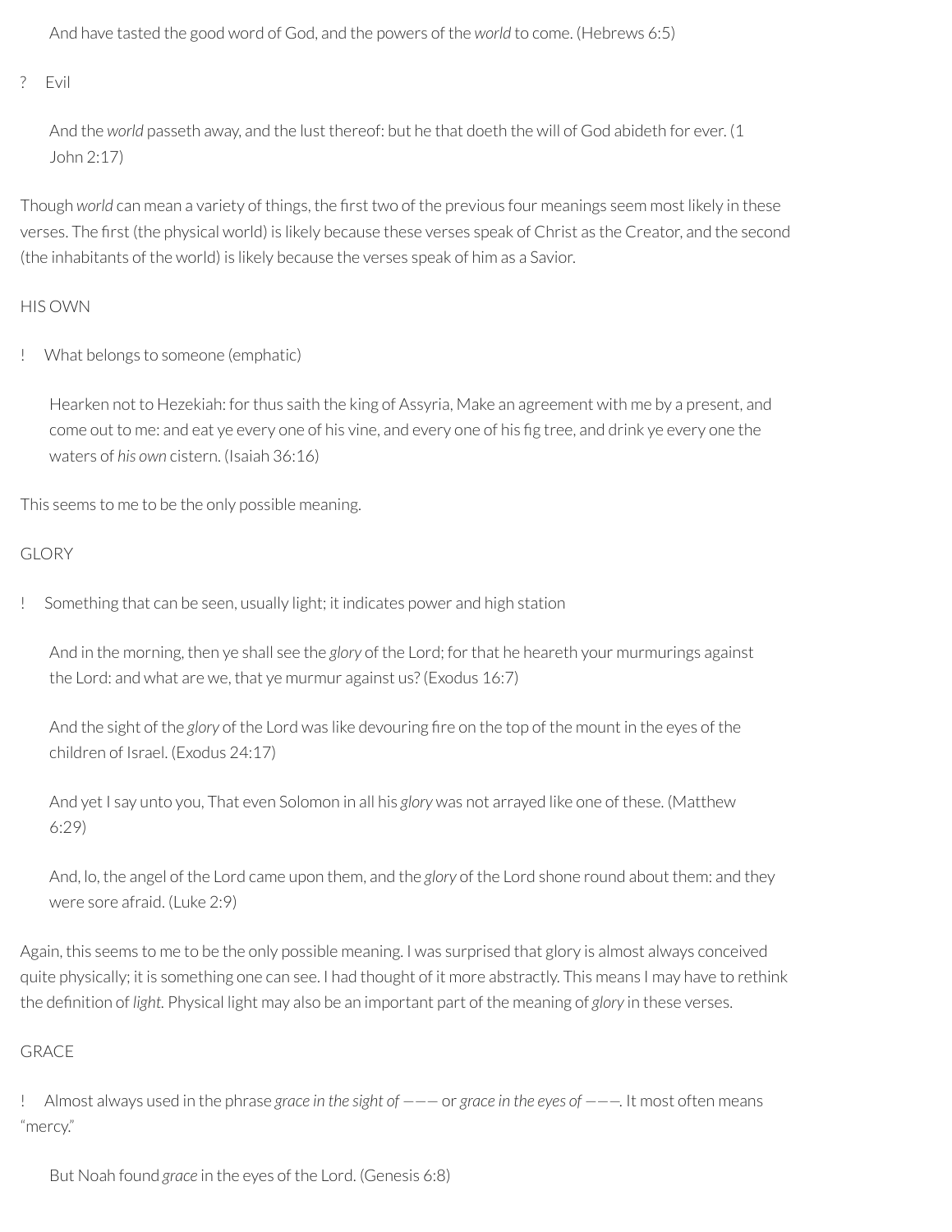> And have tasted the good word of God, and the powers of the *world* to come. (Hebrews 6:5)

? Evil

> And the *world* passeth away, and the lust thereof: but he that doeth the will of God abideth for ever. (1 John 2:17)

Though *world* can mean a variety of things, the first two of the previous four meanings seem most likely in these verses. The first (the physical world) is likely because these verses speak of Christ as the Creator, and the second (the inhabitants of the world) is likely because the verses speak of him as a Savior.

HIS OWN

! What belongs to someone (emphatic)

> Hearken not to Hezekiah: for thus saith the king of Assyria, Make an agreement with me by a present, and come out to me: and eat ye every one of his vine, and every one of his fig tree, and drink ye every one the waters of *his own* cistern. (Isaiah 36:16)

This seems to me to be the only possible meaning.

GLORY

! Something that can be seen, usually light; it indicates power and high station

> And in the morning, then ye shall see the *glory* of the Lord; for that he heareth your murmurings against the Lord: and what are we, that ye murmur against us? (Exodus 16:7)

> And the sight of the *glory* of the Lord was like devouring fire on the top of the mount in the eyes of the children of Israel. (Exodus 24:17)

> And yet I say unto you, That even Solomon in all his *glory* was not arrayed like one of these. (Matthew 6:29)

> And, lo, the angel of the Lord came upon them, and the *glory* of the Lord shone round about them: and they were sore afraid. (Luke 2:9)

Again, this seems to me to be the only possible meaning. I was surprised that glory is almost always conceived quite physically; it is something one can see. I had thought of it more abstractly. This means I may have to rethink the definition of *light.* Physical light may also be an important part of the meaning of *glory* in these verses.

GRACE

! Almost always used in the phrase *grace in the sight of* ——— or *grace in the eyes of* ———. It most often means "mercy."

> But Noah found *grace* in the eyes of the Lord. (Genesis 6:8)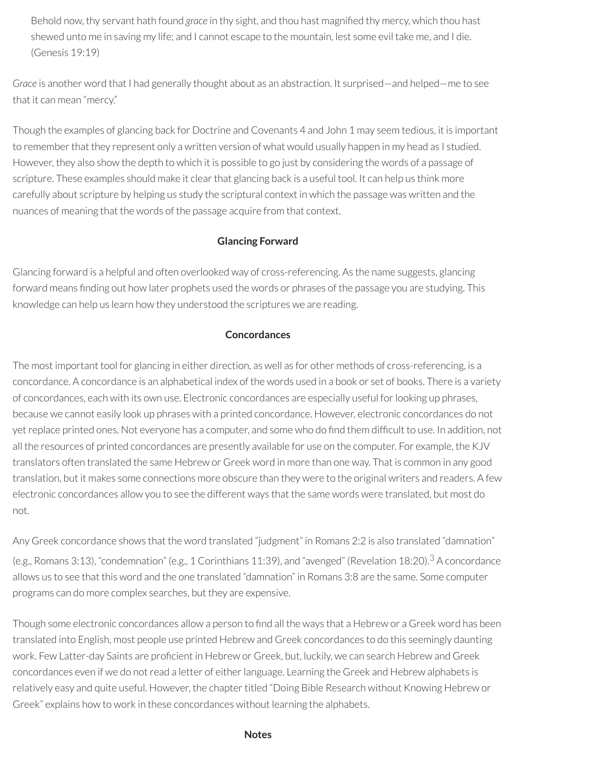> Behold now, thy servant hath found *grace* in thy sight, and thou hast magnified thy mercy, which thou hast shewed unto me in saving my life; and I cannot escape to the mountain, lest some evil take me, and I die. (Genesis 19:19)

*Grace* is another word that I had generally thought about as an abstraction. It surprised—and helped—me to see that it can mean "mercy."

Though the examples of glancing back for Doctrine and Covenants 4 and John 1 may seem tedious, it is important to remember that they represent only a written version of what would usually happen in my head as I studied. However, they also show the depth to which it is possible to go just by considering the words of a passage of scripture. These examples should make it clear that glancing back is a useful tool. It can help us think more carefully about scripture by helping us study the scriptural context in which the passage was written and the nuances of meaning that the words of the passage acquire from that context.

**Glancing Forward**

Glancing forward is a helpful and often overlooked way of cross-referencing. As the name suggests, glancing forward means finding out how later prophets used the words or phrases of the passage you are studying. This knowledge can help us learn how they understood the scriptures we are reading.

**Concordances**

The most important tool for glancing in either direction, as well as for other methods of cross-referencing, is a concordance. A concordance is an alphabetical index of the words used in a book or set of books. There is a variety of concordances, each with its own use. Electronic concordances are especially useful for looking up phrases, because we cannot easily look up phrases with a printed concordance. However, electronic concordances do not yet replace printed ones. Not everyone has a computer, and some who do find them difficult to use. In addition, not all the resources of printed concordances are presently available for use on the computer. For example, the KJV translators often translated the same Hebrew or Greek word in more than one way. That is common in any good translation, but it makes some connections more obscure than they were to the original writers and readers. A few electronic concordances allow you to see the different ways that the same words were translated, but most do not.

Any Greek concordance shows that the word translated "judgment" in Romans 2:2 is also translated "damnation" (e.g., Romans 3:13), "condemnation" (e.g., 1 Corinthians 11:39), and "avenged" (Revelation 18:20).[3] A concordance allows us to see that this word and the one translated "damnation" in Romans 3:8 are the same. Some computer programs can do more complex searches, but they are expensive.

Though some electronic concordances allow a person to find all the ways that a Hebrew or a Greek word has been translated into English, most people use printed Hebrew and Greek concordances to do this seemingly daunting work. Few Latter-day Saints are proficient in Hebrew or Greek, but, luckily, we can search Hebrew and Greek concordances even if we do not read a letter of either language. Learning the Greek and Hebrew alphabets is relatively easy and quite useful. However, the chapter titled "Doing Bible Research without Knowing Hebrew or Greek" explains how to work in these concordances without learning the alphabets.

**Notes**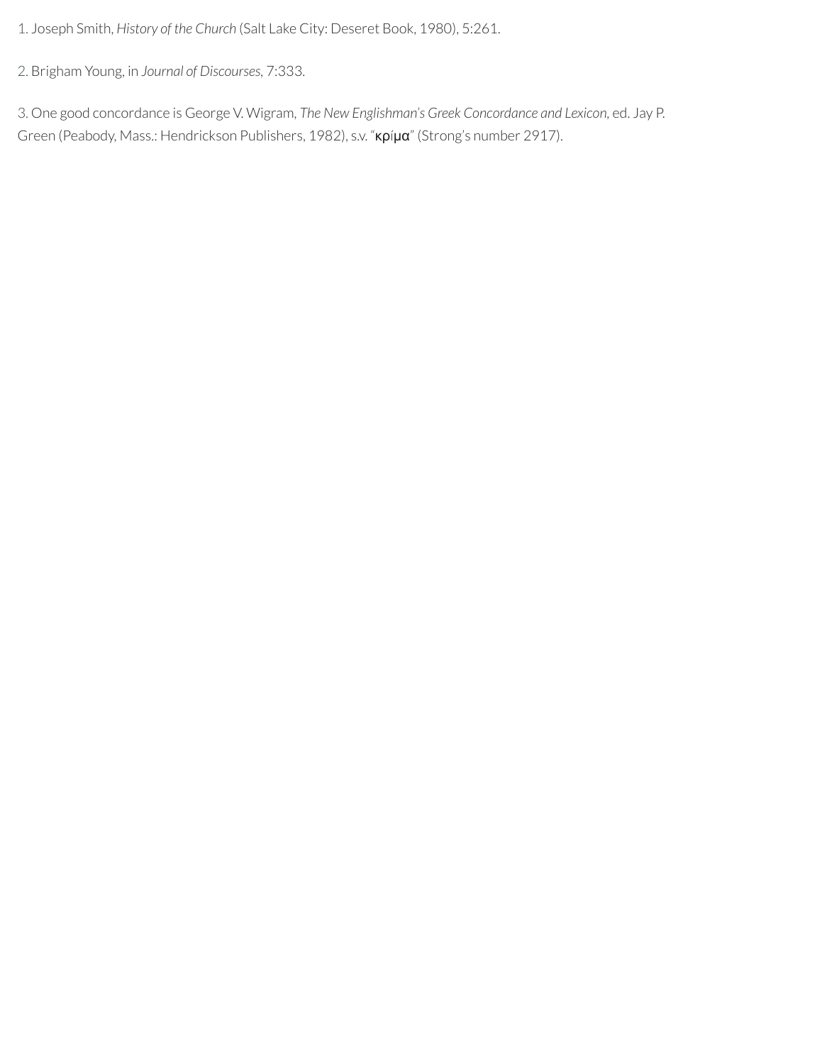1. Joseph Smith, *History of the Church* (Salt Lake City: Deseret Book, 1980), 5:261.

2. Brigham Young, in *Journal of Discourses,* 7:333.

3. One good concordance is George V. Wigram, *The New Englishman's Greek Concordance and Lexicon*, ed. Jay P. Green (Peabody, Mass.: Hendrickson Publishers, 1982), s.v. "κρίμα" (Strong's number 2917).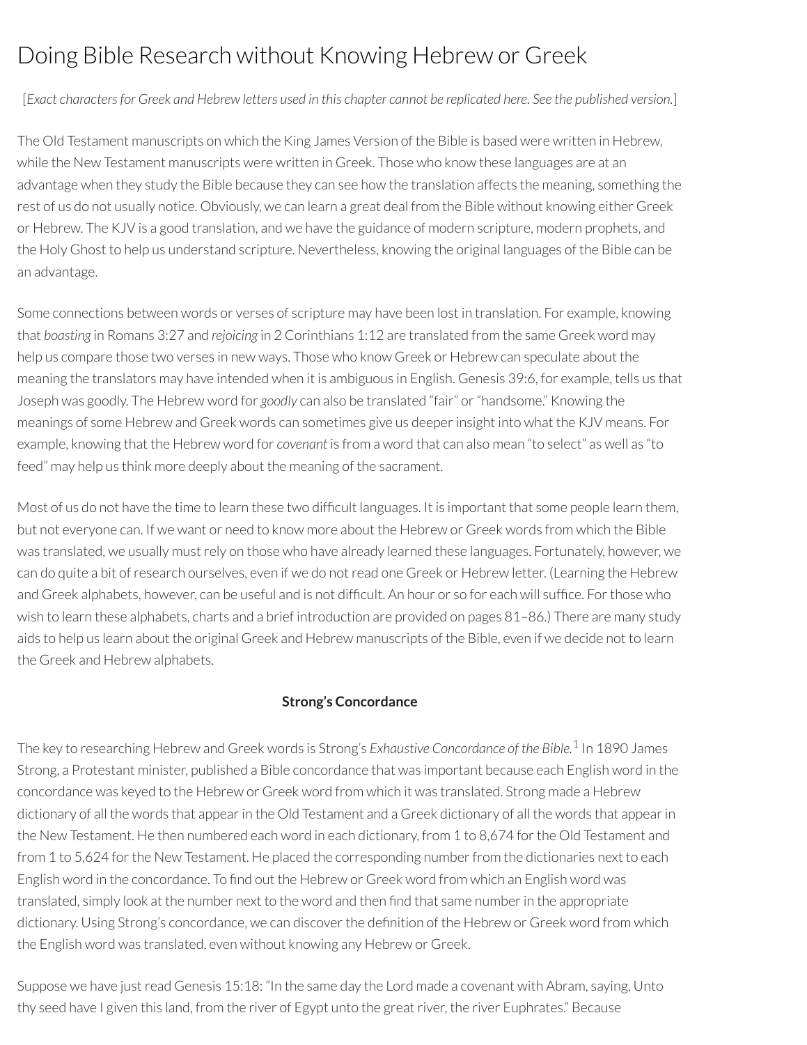# Doing Bible Research without Knowing Hebrew or Greek

[*Exact characters for Greek and Hebrew letters used in this chapter cannot be replicated here. See the published version.*]

The Old Testament manuscripts on which the King James Version of the Bible is based were written in Hebrew, while the New Testament manuscripts were written in Greek. Those who know these languages are at an advantage when they study the Bible because they can see how the translation affects the meaning, something the rest of us do not usually notice. Obviously, we can learn a great deal from the Bible without knowing either Greek or Hebrew. The KJV is a good translation, and we have the guidance of modern scripture, modern prophets, and the Holy Ghost to help us understand scripture. Nevertheless, knowing the original languages of the Bible can be an advantage.

Some connections between words or verses of scripture may have been lost in translation. For example, knowing that *boasting* in Romans 3:27 and *rejoicing* in 2 Corinthians 1:12 are translated from the same Greek word may help us compare those two verses in new ways. Those who know Greek or Hebrew can speculate about the meaning the translators may have intended when it is ambiguous in English. Genesis 39:6, for example, tells us that Joseph was goodly. The Hebrew word for *goodly* can also be translated "fair" or "handsome." Knowing the meanings of some Hebrew and Greek words can sometimes give us deeper insight into what the KJV means. For example, knowing that the Hebrew word for *covenant* is from a word that can also mean "to select" as well as "to feed" may help us think more deeply about the meaning of the sacrament.

Most of us do not have the time to learn these two difficult languages. It is important that some people learn them, but not everyone can. If we want or need to know more about the Hebrew or Greek words from which the Bible was translated, we usually must rely on those who have already learned these languages. Fortunately, however, we can do quite a bit of research ourselves, even if we do not read one Greek or Hebrew letter. (Learning the Hebrew and Greek alphabets, however, can be useful and is not difficult. An hour or so for each will suffice. For those who wish to learn these alphabets, charts and a brief introduction are provided on pages 81–86.) There are many study aids to help us learn about the original Greek and Hebrew manuscripts of the Bible, even if we decide not to learn the Greek and Hebrew alphabets.

**Strong's Concordance**

The key to researching Hebrew and Greek words is Strong's *Exhaustive Concordance of the Bible.*[1] In 1890 James Strong, a Protestant minister, published a Bible concordance that was important because each English word in the concordance was keyed to the Hebrew or Greek word from which it was translated. Strong made a Hebrew dictionary of all the words that appear in the Old Testament and a Greek dictionary of all the words that appear in the New Testament. He then numbered each word in each dictionary, from 1 to 8,674 for the Old Testament and from 1 to 5,624 for the New Testament. He placed the corresponding number from the dictionaries next to each English word in the concordance. To find out the Hebrew or Greek word from which an English word was translated, simply look at the number next to the word and then find that same number in the appropriate dictionary. Using Strong's concordance, we can discover the definition of the Hebrew or Greek word from which the English word was translated, even without knowing any Hebrew or Greek.

Suppose we have just read Genesis 15:18: "In the same day the Lord made a covenant with Abram, saying, Unto thy seed have I given this land, from the river of Egypt unto the great river, the river Euphrates." Because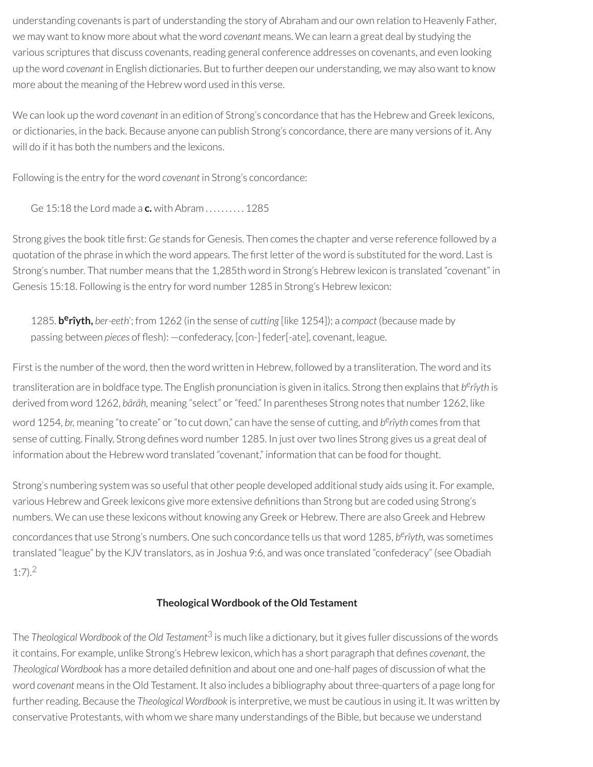understanding covenants is part of understanding the story of Abraham and our own relation to Heavenly Father, we may want to know more about what the word *covenant* means. We can learn a great deal by studying the various scriptures that discuss covenants, reading general conference addresses on covenants, and even looking up the word *covenant* in English dictionaries. But to further deepen our understanding, we may also want to know more about the meaning of the Hebrew word used in this verse.

We can look up the word *covenant* in an edition of Strong's concordance that has the Hebrew and Greek lexicons, or dictionaries, in the back. Because anyone can publish Strong's concordance, there are many versions of it. Any will do if it has both the numbers and the lexicons.

Following is the entry for the word *covenant* in Strong's concordance:

> Ge 15:18 the Lord made a **c.** with Abram . . . . . . . . . . 1285

Strong gives the book title first: *Ge* stands for Genesis. Then comes the chapter and verse reference followed by a quotation of the phrase in which the word appears. The first letter of the word is substituted for the word. Last is Strong's number. That number means that the 1,285th word in Strong's Hebrew lexicon is translated "covenant" in Genesis 15:18. Following is the entry for word number 1285 in Strong's Hebrew lexicon:

> 1285. **b^e^rîyth,** *ber-eeth'*; from 1262 (in the sense of *cutting* [like 1254]); a *compact* (because made by passing between *pieces* of flesh): —confederacy, [con-] feder[-ate], covenant, league.

First is the number of the word, then the word written in Hebrew, followed by a transliteration. The word and its transliteration are in boldface type. The English pronunciation is given in italics. Strong then explains that *b^e^rîyth* is derived from word 1262, *bârâh*, meaning "select" or "feed." In parentheses Strong notes that number 1262, like word 1254, *br*, meaning "to create" or "to cut down," can have the sense of cutting, and *b^e^rîyth* comes from that sense of cutting. Finally, Strong defines word number 1285. In just over two lines Strong gives us a great deal of information about the Hebrew word translated "covenant," information that can be food for thought.

Strong's numbering system was so useful that other people developed additional study aids using it. For example, various Hebrew and Greek lexicons give more extensive definitions than Strong but are coded using Strong's numbers. We can use these lexicons without knowing any Greek or Hebrew. There are also Greek and Hebrew concordances that use Strong's numbers. One such concordance tells us that word 1285, *b^e^rîyth*, was sometimes translated "league" by the KJV translators, as in Joshua 9:6, and was once translated "confederacy" (see Obadiah 1:7).[2]

### Theological Wordbook of the Old Testament

The *Theological Wordbook of the Old Testament*[3] is much like a dictionary, but it gives fuller discussions of the words it contains. For example, unlike Strong's Hebrew lexicon, which has a short paragraph that defines *covenant*, the *Theological Wordbook* has a more detailed definition and about one and one-half pages of discussion of what the word *covenant* means in the Old Testament. It also includes a bibliography about three-quarters of a page long for further reading. Because the *Theological Wordbook* is interpretive, we must be cautious in using it. It was written by conservative Protestants, with whom we share many understandings of the Bible, but because we understand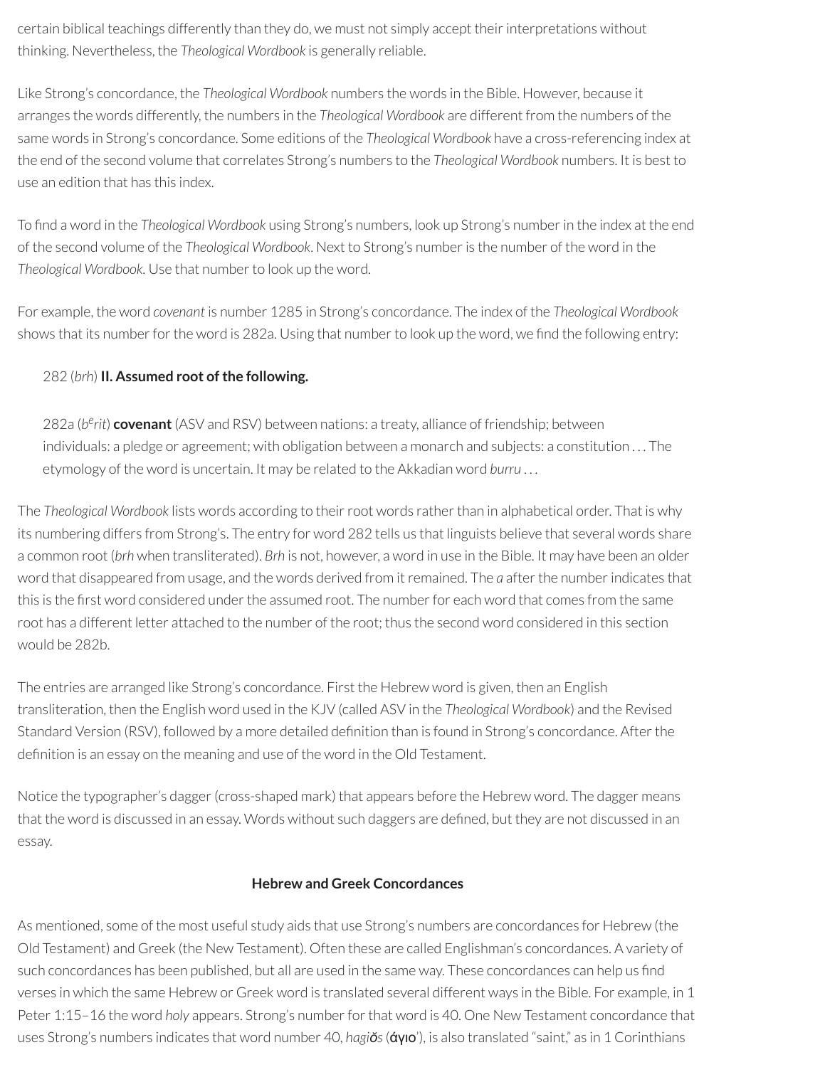certain biblical teachings differently than they do, we must not simply accept their interpretations without thinking. Nevertheless, the *Theological Wordbook* is generally reliable.

Like Strong's concordance, the *Theological Wordbook* numbers the words in the Bible. However, because it arranges the words differently, the numbers in the *Theological Wordbook* are different from the numbers of the same words in Strong's concordance. Some editions of the *Theological Wordbook* have a cross-referencing index at the end of the second volume that correlates Strong's numbers to the *Theological Wordbook* numbers. It is best to use an edition that has this index.

To find a word in the *Theological Wordbook* using Strong's numbers, look up Strong's number in the index at the end of the second volume of the *Theological Wordbook*. Next to Strong's number is the number of the word in the *Theological Wordbook*. Use that number to look up the word.

For example, the word *covenant* is number 1285 in Strong's concordance. The index of the *Theological Wordbook* shows that its number for the word is 282a. Using that number to look up the word, we find the following entry:

> 282 (*brh*) **II. Assumed root of the following.**
>
> 282a (*b^erit*) **covenant** (ASV and RSV) between nations: a treaty, alliance of friendship; between individuals: a pledge or agreement; with obligation between a monarch and subjects: a constitution . . . The etymology of the word is uncertain. It may be related to the Akkadian word *burru* . . .

The *Theological Wordbook* lists words according to their root words rather than in alphabetical order. That is why its numbering differs from Strong's. The entry for word 282 tells us that linguists believe that several words share a common root (*brh* when transliterated). *Brh* is not, however, a word in use in the Bible. It may have been an older word that disappeared from usage, and the words derived from it remained. The *a* after the number indicates that this is the first word considered under the assumed root. The number for each word that comes from the same root has a different letter attached to the number of the root; thus the second word considered in this section would be 282b.

The entries are arranged like Strong's concordance. First the Hebrew word is given, then an English transliteration, then the English word used in the KJV (called ASV in the *Theological Wordbook*) and the Revised Standard Version (RSV), followed by a more detailed definition than is found in Strong's concordance. After the definition is an essay on the meaning and use of the word in the Old Testament.

Notice the typographer's dagger (cross-shaped mark) that appears before the Hebrew word. The dagger means that the word is discussed in an essay. Words without such daggers are defined, but they are not discussed in an essay.

### Hebrew and Greek Concordances

As mentioned, some of the most useful study aids that use Strong's numbers are concordances for Hebrew (the Old Testament) and Greek (the New Testament). Often these are called Englishman's concordances. A variety of such concordances has been published, but all are used in the same way. These concordances can help us find verses in which the same Hebrew or Greek word is translated several different ways in the Bible. For example, in 1 Peter 1:15–16 the word *holy* appears. Strong's number for that word is 40. One New Testament concordance that uses Strong's numbers indicates that word number 40, *hagiŏs* (ἅγιο'), is also translated "saint," as in 1 Corinthians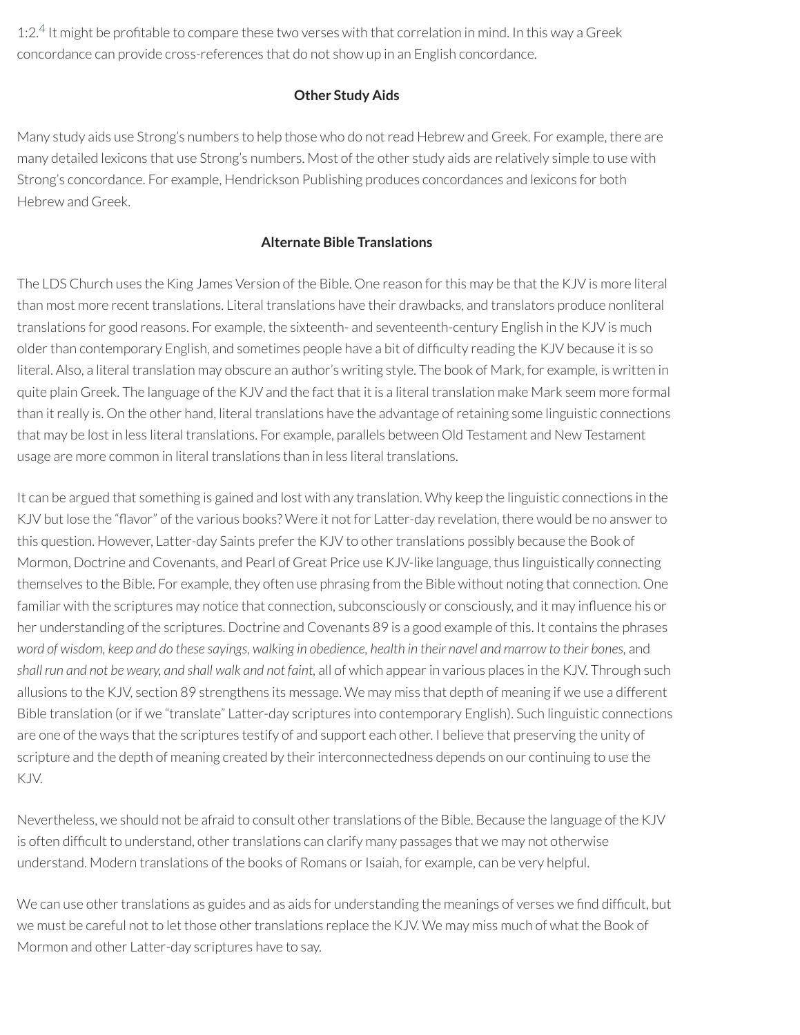1:2.[4] It might be profitable to compare these two verses with that correlation in mind. In this way a Greek concordance can provide cross-references that do not show up in an English concordance.

### Other Study Aids

Many study aids use Strong's numbers to help those who do not read Hebrew and Greek. For example, there are many detailed lexicons that use Strong's numbers. Most of the other study aids are relatively simple to use with Strong's concordance. For example, Hendrickson Publishing produces concordances and lexicons for both Hebrew and Greek.

### Alternate Bible Translations

The LDS Church uses the King James Version of the Bible. One reason for this may be that the KJV is more literal than most more recent translations. Literal translations have their drawbacks, and translators produce nonliteral translations for good reasons. For example, the sixteenth- and seventeenth-century English in the KJV is much older than contemporary English, and sometimes people have a bit of difficulty reading the KJV because it is so literal. Also, a literal translation may obscure an author's writing style. The book of Mark, for example, is written in quite plain Greek. The language of the KJV and the fact that it is a literal translation make Mark seem more formal than it really is. On the other hand, literal translations have the advantage of retaining some linguistic connections that may be lost in less literal translations. For example, parallels between Old Testament and New Testament usage are more common in literal translations than in less literal translations.

It can be argued that something is gained and lost with any translation. Why keep the linguistic connections in the KJV but lose the "flavor" of the various books? Were it not for Latter-day revelation, there would be no answer to this question. However, Latter-day Saints prefer the KJV to other translations possibly because the Book of Mormon, Doctrine and Covenants, and Pearl of Great Price use KJV-like language, thus linguistically connecting themselves to the Bible. For example, they often use phrasing from the Bible without noting that connection. One familiar with the scriptures may notice that connection, subconsciously or consciously, and it may influence his or her understanding of the scriptures. Doctrine and Covenants 89 is a good example of this. It contains the phrases *word of wisdom, keep and do these sayings, walking in obedience, health in their navel and marrow to their bones,* and *shall run and not be weary, and shall walk and not faint,* all of which appear in various places in the KJV. Through such allusions to the KJV, section 89 strengthens its message. We may miss that depth of meaning if we use a different Bible translation (or if we "translate" Latter-day scriptures into contemporary English). Such linguistic connections are one of the ways that the scriptures testify of and support each other. I believe that preserving the unity of scripture and the depth of meaning created by their interconnectedness depends on our continuing to use the KJV.

Nevertheless, we should not be afraid to consult other translations of the Bible. Because the language of the KJV is often difficult to understand, other translations can clarify many passages that we may not otherwise understand. Modern translations of the books of Romans or Isaiah, for example, can be very helpful.

We can use other translations as guides and as aids for understanding the meanings of verses we find difficult, but we must be careful not to let those other translations replace the KJV. We may miss much of what the Book of Mormon and other Latter-day scriptures have to say.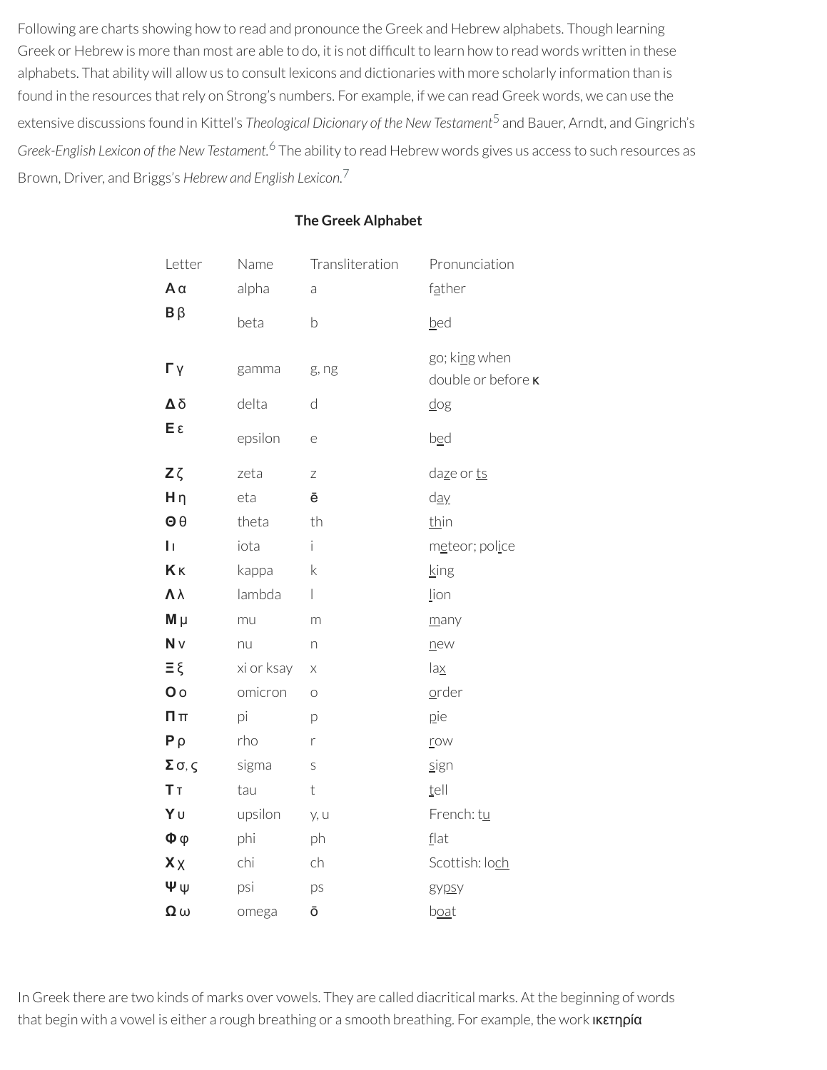Following are charts showing how to read and pronounce the Greek and Hebrew alphabets. Though learning Greek or Hebrew is more than most are able to do, it is not difficult to learn how to read words written in these alphabets. That ability will allow us to consult lexicons and dictionaries with more scholarly information than is found in the resources that rely on Strong's numbers. For example, if we can read Greek words, we can use the extensive discussions found in Kittel's *Theological Dicionary of the New Testament*[5] and Bauer, Arndt, and Gingrich's *Greek-English Lexicon of the New Testament.*[6] The ability to read Hebrew words gives us access to such resources as Brown, Driver, and Briggs's *Hebrew and English Lexicon.*[7]

**The Greek Alphabet**

| Letter | Name | Transliteration | Pronunciation |
|---|---|---|---|
| **Α** α | alpha | a | f<u>a</u>ther |
| **Β** β | beta | b | <u>b</u>ed |
| **Γ** γ | gamma | g, ng | go; ki<u>ng</u> when double or before **κ** |
| **Δ** δ | delta | d | <u>d</u>og |
| **Ε** ε | epsilon | e | b<u>e</u>d |
| **Ζ** ζ | zeta | z | da<u>z</u>e or <u>ts</u> |
| **Η** η | eta | ē | d<u>ay</u> |
| **Θ** θ | theta | th | <u>th</u>in |
| **Ι** ι | iota | i | m<u>e</u>teor; pol<u>i</u>ce |
| **Κ** κ | kappa | k | <u>k</u>ing |
| **Λ** λ | lambda | l | <u>l</u>ion |
| **Μ** μ | mu | m | <u>m</u>any |
| **Ν** ν | nu | n | <u>n</u>ew |
| **Ξ** ξ | xi or ksay | x | la<u>x</u> |
| **Ο** ο | omicron | o | <u>o</u>rder |
| **Π** π | pi | p | <u>p</u>ie |
| **Ρ** ρ | rho | r | <u>r</u>ow |
| **Σ** σ, ς | sigma | s | <u>s</u>ign |
| **Τ** τ | tau | t | <u>t</u>ell |
| **Υ** υ | upsilon | y, u | French: t<u>u</u> |
| **Φ** φ | phi | ph | <u>f</u>lat |
| **Χ** χ | chi | ch | Scottish: lo<u>ch</u> |
| **Ψ** ψ | psi | ps | gy<u>ps</u>y |
| **Ω** ω | omega | ō | b<u>oa</u>t |

In Greek there are two kinds of marks over vowels. They are called diacritical marks. At the beginning of words that begin with a vowel is either a rough breathing or a smooth breathing. For example, the work **ικετηρία**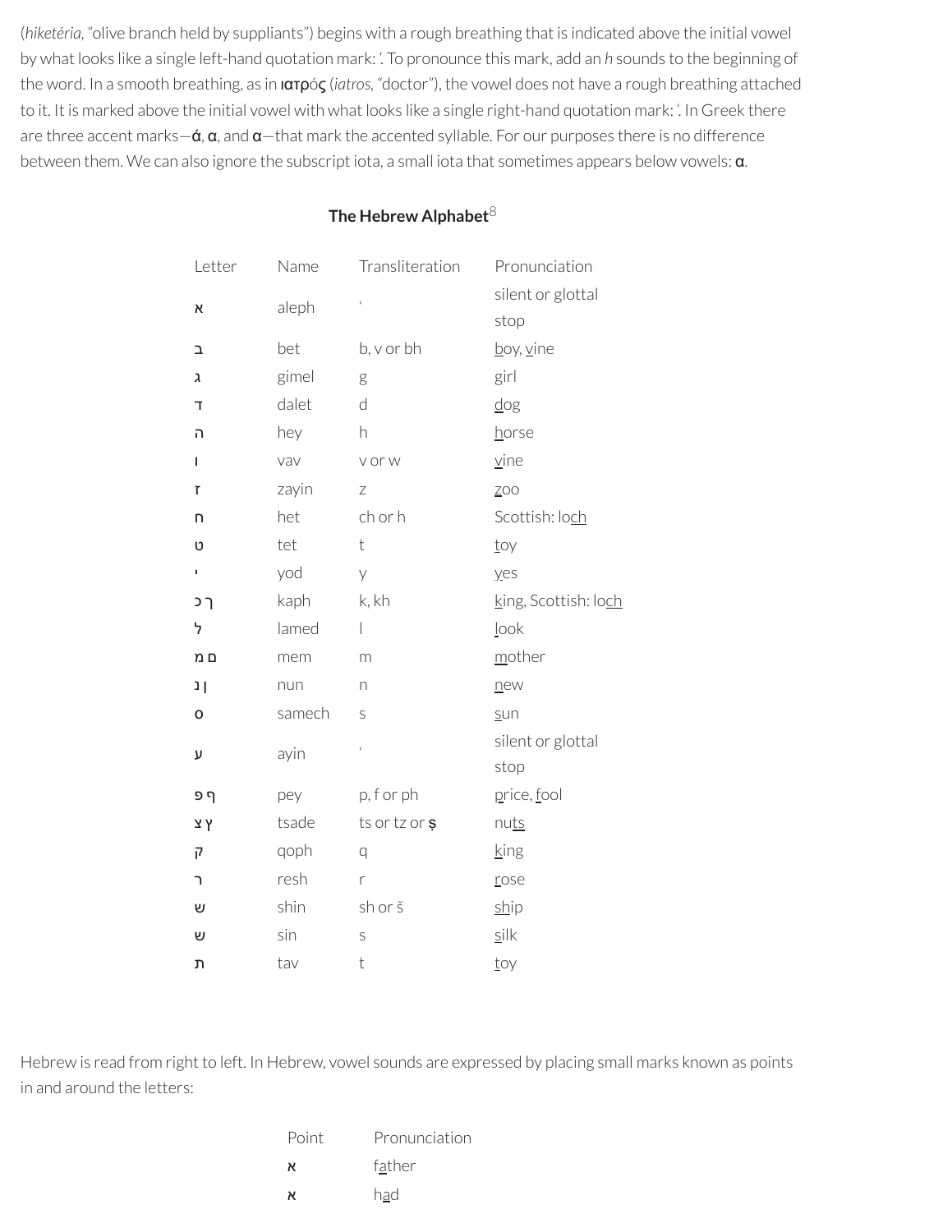(*hiketéria,* “olive branch held by suppliants”) begins with a rough breathing that is indicated above the initial vowel by what looks like a single left-hand quotation mark: ‘. To pronounce this mark, add an *h* sounds to the beginning of the word. In a smooth breathing, as in ιατρός (*iatros,* “doctor”), the vowel does not have a rough breathing attached to it. It is marked above the initial vowel with what looks like a single right-hand quotation mark: ’. In Greek there are three accent marks—ά, α, and α—that mark the accented syllable. For our purposes there is no difference between them. We can also ignore the subscript iota, a small iota that sometimes appears below vowels: α.

### The Hebrew Alphabet[8]

| Letter | Name | Transliteration | Pronunciation |
|---|---|---|---|
| א | aleph | ’ | silent or glottal stop |
| ב | bet | b, v or bh | boy, vine |
| ג | gimel | g | girl |
| ד | dalet | d | dog |
| ה | hey | h | horse |
| ו | vav | v or w | vine |
| ז | zayin | z | zoo |
| ח | het | ch or h | Scottish: loch |
| ט | tet | t | toy |
| י | yod | y | yes |
| ך כ | kaph | k, kh | king, Scottish: loch |
| ל | lamed | l | look |
| ם מ | mem | m | mother |
| ן נ | nun | n | new |
| ס | samech | s | sun |
| ע | ayin | ‘ | silent or glottal stop |
| ף פ | pey | p, f or ph | price, fool |
| ץ צ | tsade | ts or tz or ṣ | nuts |
| ק | qoph | q | king |
| ר | resh | r | rose |
| ש | shin | sh or š | ship |
| ש | sin | s | silk |
| ת | tav | t | toy |

Hebrew is read from right to left. In Hebrew, vowel sounds are expressed by placing small marks known as points in and around the letters:

| Point | Pronunciation |
|---|---|
| א | father |
| א | had |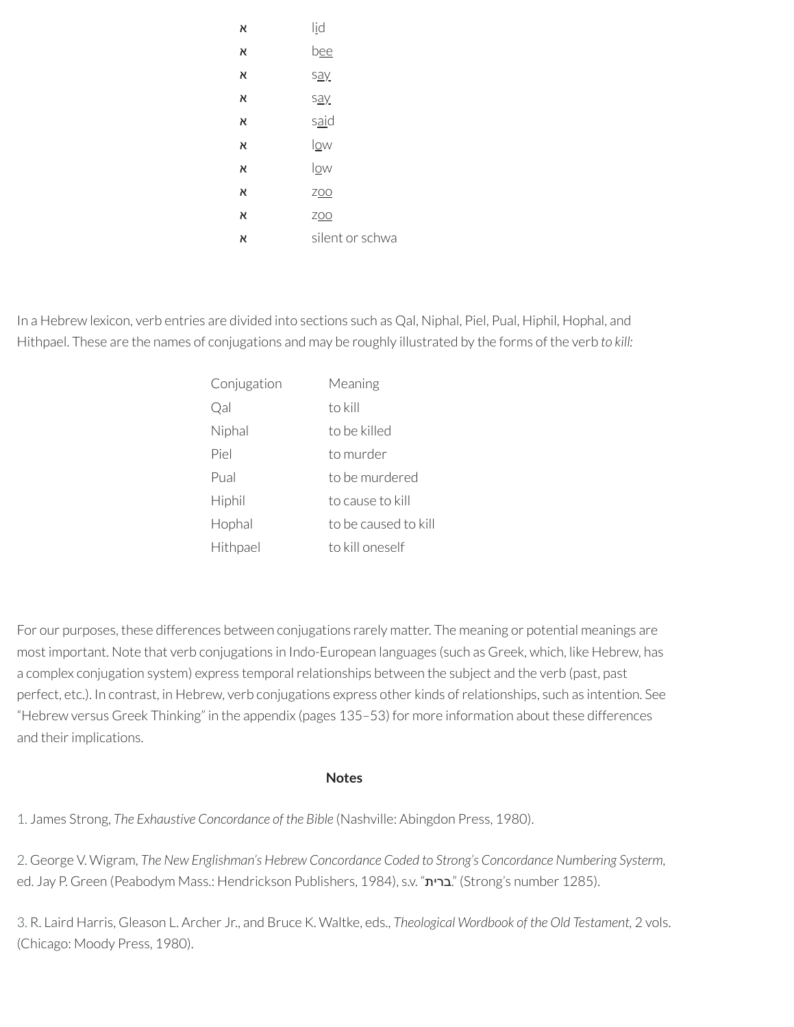| | |
|---|---|
| א | l<u>i</u>d |
| א | b<u>ee</u> |
| א | s<u>ay</u> |
| א | s<u>ay</u> |
| א | s<u>ai</u>d |
| א | l<u>o</u>w |
| א | l<u>o</u>w |
| א | z<u>oo</u> |
| א | z<u>oo</u> |
| א | silent or schwa |

In a Hebrew lexicon, verb entries are divided into sections such as Qal, Niphal, Piel, Pual, Hiphil, Hophal, and Hithpael. These are the names of conjugations and may be roughly illustrated by the forms of the verb *to kill:*

| Conjugation | Meaning |
|---|---|
| Qal | to kill |
| Niphal | to be killed |
| Piel | to murder |
| Pual | to be murdered |
| Hiphil | to cause to kill |
| Hophal | to be caused to kill |
| Hithpael | to kill oneself |

For our purposes, these differences between conjugations rarely matter. The meaning or potential meanings are most important. Note that verb conjugations in Indo-European languages (such as Greek, which, like Hebrew, has a complex conjugation system) express temporal relationships between the subject and the verb (past, past perfect, etc.). In contrast, in Hebrew, verb conjugations express other kinds of relationships, such as intention. See "Hebrew versus Greek Thinking" in the appendix (pages 135–53) for more information about these differences and their implications.

**Notes**

1. James Strong, *The Exhaustive Concordance of the Bible* (Nashville: Abingdon Press, 1980).

2. George V. Wigram, *The New Englishman's Hebrew Concordance Coded to Strong's Concordance Numbering Systerm,* ed. Jay P. Green (Peabodym Mass.: Hendrickson Publishers, 1984), s.v. "ברית." (Strong's number 1285).

3. R. Laird Harris, Gleason L. Archer Jr., and Bruce K. Waltke, eds., *Theological Wordbook of the Old Testament,* 2 vols. (Chicago: Moody Press, 1980).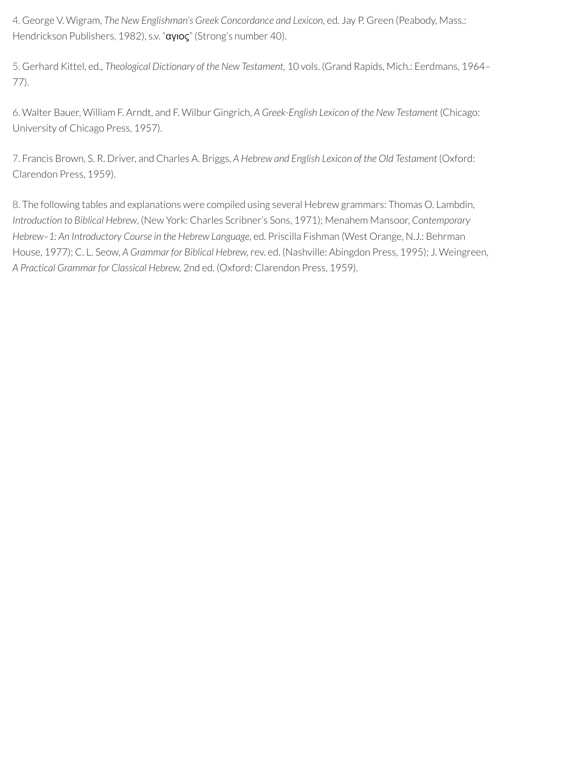4. George V. Wigram, *The New Englishman's Greek Concordance and Lexicon*, ed. Jay P. Green (Peabody, Mass.: Hendrickson Publishers, 1982), s.v. "**αγιος**" (Strong's number 40).

5. Gerhard Kittel, ed., *Theological Dictionary of the New Testament*, 10 vols. (Grand Rapids, Mich.: Eerdmans, 1964–77).

6. Walter Bauer, William F. Arndt, and F. Wilbur Gingrich, *A Greek-English Lexicon of the New Testament* (Chicago: University of Chicago Press, 1957).

7. Francis Brown, S. R. Driver, and Charles A. Briggs, *A Hebrew and English Lexicon of the Old Testament* (Oxford: Clarendon Press, 1959).

8. The following tables and explanations were compiled using several Hebrew grammars: Thomas O. Lambdin, *Introduction to Biblical Hebrew*, (New York: Charles Scribner's Sons, 1971); Menahem Mansoor, *Contemporary Hebrew–1: An Introductory Course in the Hebrew Language*, ed. Priscilla Fishman (West Orange, N.J.: Behrman House, 1977); C. L. Seow, *A Grammar for Biblical Hebrew*, rev. ed. (Nashville: Abingdon Press, 1995); J. Weingreen, *A Practical Grammar for Classical Hebrew*, 2nd ed. (Oxford: Clarendon Press, 1959).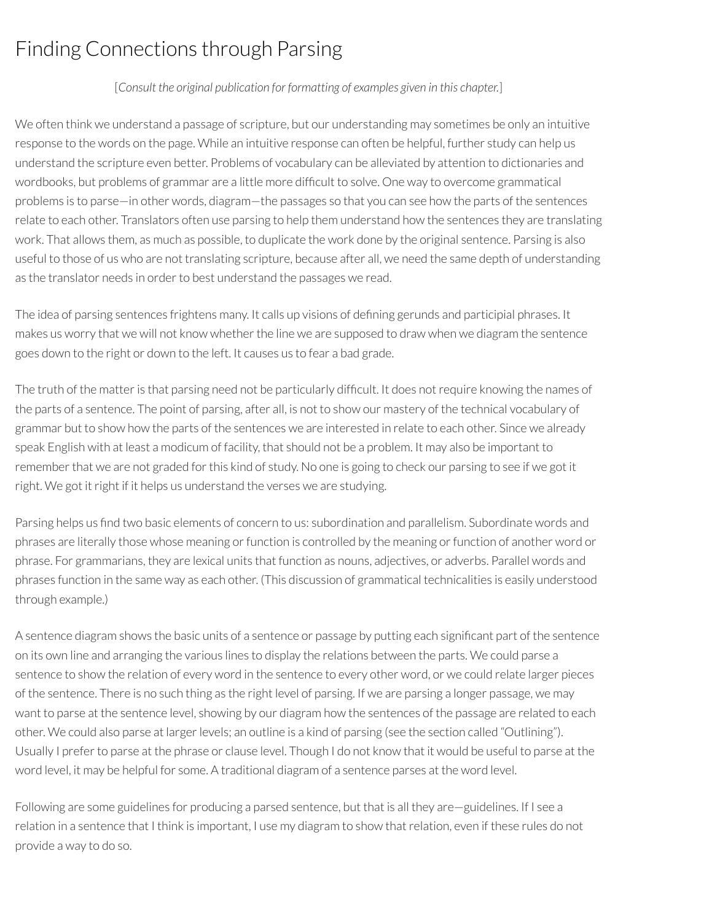# Finding Connections through Parsing

[*Consult the original publication for formatting of examples given in this chapter.*]

We often think we understand a passage of scripture, but our understanding may sometimes be only an intuitive response to the words on the page. While an intuitive response can often be helpful, further study can help us understand the scripture even better. Problems of vocabulary can be alleviated by attention to dictionaries and wordbooks, but problems of grammar are a little more difficult to solve. One way to overcome grammatical problems is to parse—in other words, diagram—the passages so that you can see how the parts of the sentences relate to each other. Translators often use parsing to help them understand how the sentences they are translating work. That allows them, as much as possible, to duplicate the work done by the original sentence. Parsing is also useful to those of us who are not translating scripture, because after all, we need the same depth of understanding as the translator needs in order to best understand the passages we read.

The idea of parsing sentences frightens many. It calls up visions of defining gerunds and participial phrases. It makes us worry that we will not know whether the line we are supposed to draw when we diagram the sentence goes down to the right or down to the left. It causes us to fear a bad grade.

The truth of the matter is that parsing need not be particularly difficult. It does not require knowing the names of the parts of a sentence. The point of parsing, after all, is not to show our mastery of the technical vocabulary of grammar but to show how the parts of the sentences we are interested in relate to each other. Since we already speak English with at least a modicum of facility, that should not be a problem. It may also be important to remember that we are not graded for this kind of study. No one is going to check our parsing to see if we got it right. We got it right if it helps us understand the verses we are studying.

Parsing helps us find two basic elements of concern to us: subordination and parallelism. Subordinate words and phrases are literally those whose meaning or function is controlled by the meaning or function of another word or phrase. For grammarians, they are lexical units that function as nouns, adjectives, or adverbs. Parallel words and phrases function in the same way as each other. (This discussion of grammatical technicalities is easily understood through example.)

A sentence diagram shows the basic units of a sentence or passage by putting each significant part of the sentence on its own line and arranging the various lines to display the relations between the parts. We could parse a sentence to show the relation of every word in the sentence to every other word, or we could relate larger pieces of the sentence. There is no such thing as the right level of parsing. If we are parsing a longer passage, we may want to parse at the sentence level, showing by our diagram how the sentences of the passage are related to each other. We could also parse at larger levels; an outline is a kind of parsing (see the section called "Outlining"). Usually I prefer to parse at the phrase or clause level. Though I do not know that it would be useful to parse at the word level, it may be helpful for some. A traditional diagram of a sentence parses at the word level.

Following are some guidelines for producing a parsed sentence, but that is all they are—guidelines. If I see a relation in a sentence that I think is important, I use my diagram to show that relation, even if these rules do not provide a way to do so.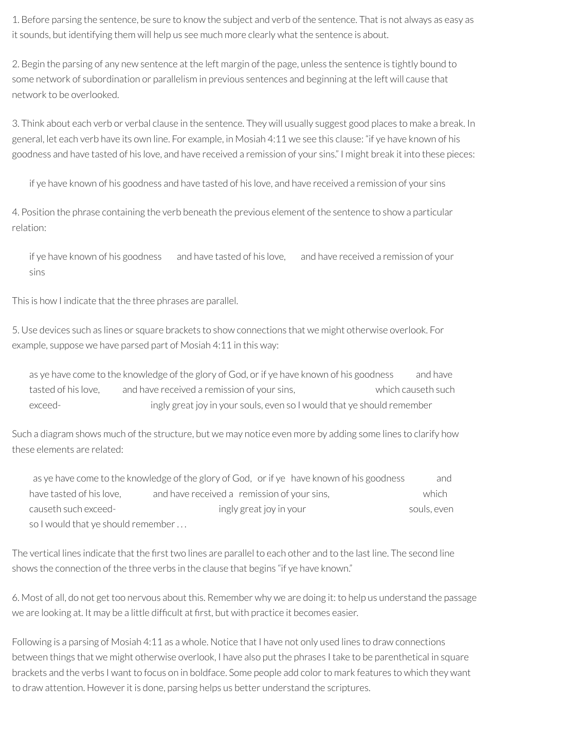1. Before parsing the sentence, be sure to know the subject and verb of the sentence. That is not always as easy as it sounds, but identifying them will help us see much more clearly what the sentence is about.

2. Begin the parsing of any new sentence at the left margin of the page, unless the sentence is tightly bound to some network of subordination or parallelism in previous sentences and beginning at the left will cause that network to be overlooked.

3. Think about each verb or verbal clause in the sentence. They will usually suggest good places to make a break. In general, let each verb have its own line. For example, in Mosiah 4:11 we see this clause: "if ye have known of his goodness and have tasted of his love, and have received a remission of your sins." I might break it into these pieces:

> if ye have known of his goodness and have tasted of his love, and have received a remission of your sins

4. Position the phrase containing the verb beneath the previous element of the sentence to show a particular relation:

> if ye have known of his goodness and have tasted of his love, and have received a remission of your sins

This is how I indicate that the three phrases are parallel.

5. Use devices such as lines or square brackets to show connections that we might otherwise overlook. For example, suppose we have parsed part of Mosiah 4:11 in this way:

> as ye have come to the knowledge of the glory of God, or if ye have known of his goodness and have tasted of his love, and have received a remission of your sins, which causeth such exceed- ingly great joy in your souls, even so I would that ye should remember

Such a diagram shows much of the structure, but we may notice even more by adding some lines to clarify how these elements are related:

> as ye have come to the knowledge of the glory of God, or if ye have known of his goodness and have tasted of his love, and have received a remission of your sins, which causeth such exceed- ingly great joy in your souls, even so I would that ye should remember . . .

The vertical lines indicate that the first two lines are parallel to each other and to the last line. The second line shows the connection of the three verbs in the clause that begins "if ye have known."

6. Most of all, do not get too nervous about this. Remember why we are doing it: to help us understand the passage we are looking at. It may be a little difficult at first, but with practice it becomes easier.

Following is a parsing of Mosiah 4:11 as a whole. Notice that I have not only used lines to draw connections between things that we might otherwise overlook, I have also put the phrases I take to be parenthetical in square brackets and the verbs I want to focus on in boldface. Some people add color to mark features to which they want to draw attention. However it is done, parsing helps us better understand the scriptures.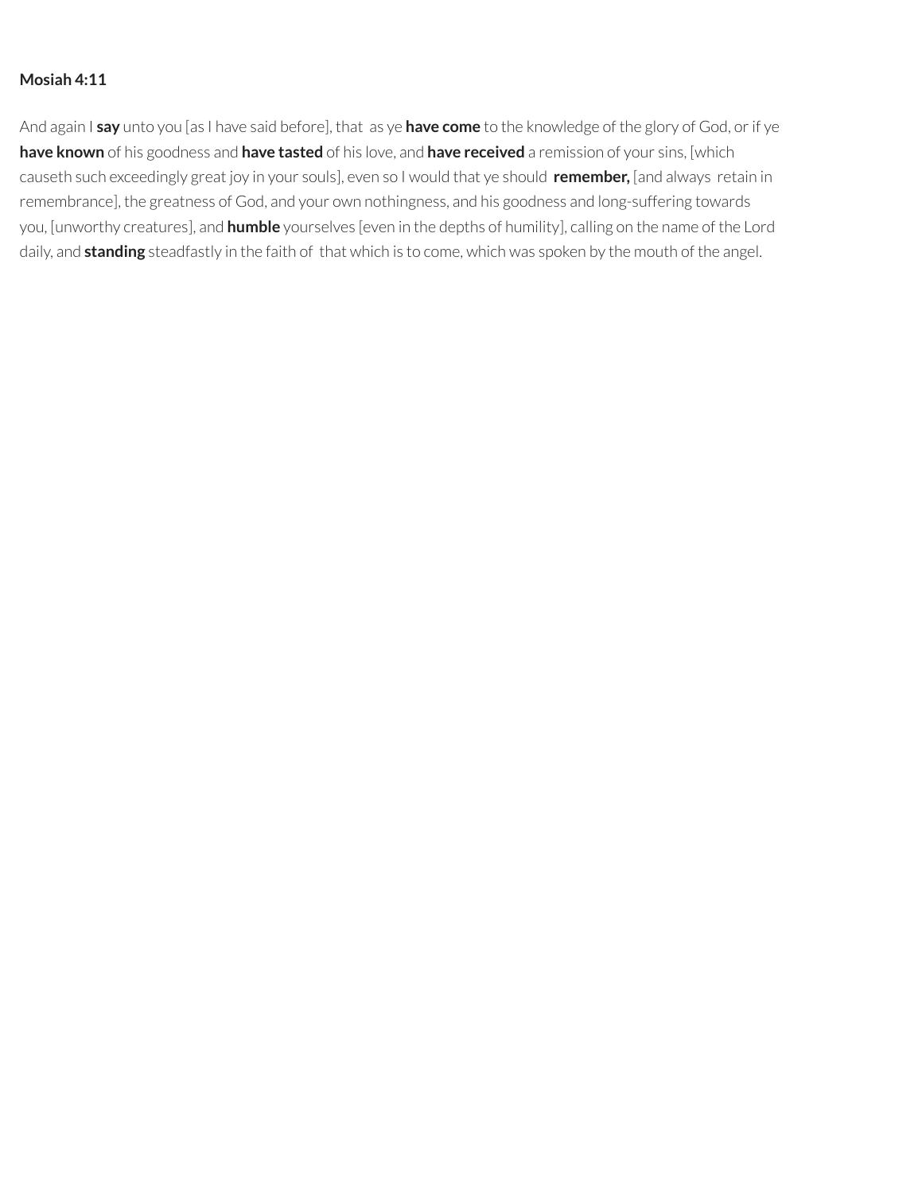**Mosiah 4:11**

And again I **say** unto you [as I have said before], that as ye **have come** to the knowledge of the glory of God, or if ye **have known** of his goodness and **have tasted** of his love, and **have received** a remission of your sins, [which causeth such exceedingly great joy in your souls], even so I would that ye should **remember,** [and always retain in remembrance], the greatness of God, and your own nothingness, and his goodness and long-suffering towards you, [unworthy creatures], and **humble** yourselves [even in the depths of humility], calling on the name of the Lord daily, and **standing** steadfastly in the faith of that which is to come, which was spoken by the mouth of the angel.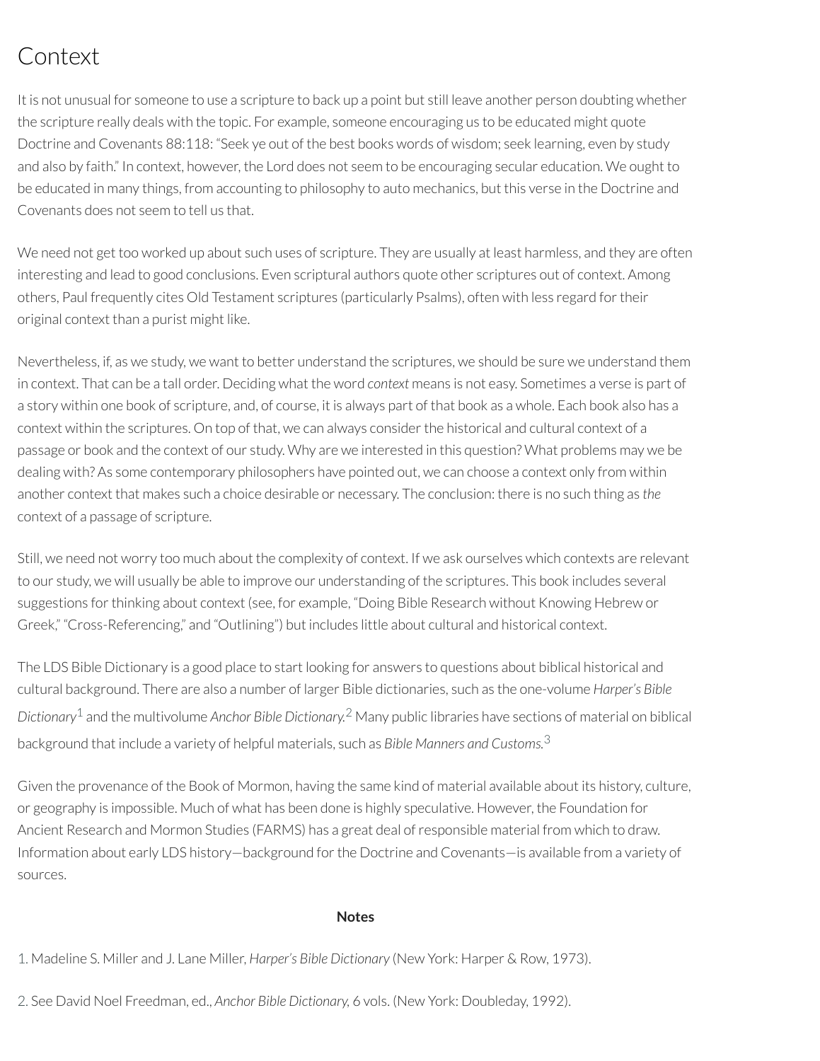# Context

It is not unusual for someone to use a scripture to back up a point but still leave another person doubting whether the scripture really deals with the topic. For example, someone encouraging us to be educated might quote Doctrine and Covenants 88:118: "Seek ye out of the best books words of wisdom; seek learning, even by study and also by faith." In context, however, the Lord does not seem to be encouraging secular education. We ought to be educated in many things, from accounting to philosophy to auto mechanics, but this verse in the Doctrine and Covenants does not seem to tell us that.

We need not get too worked up about such uses of scripture. They are usually at least harmless, and they are often interesting and lead to good conclusions. Even scriptural authors quote other scriptures out of context. Among others, Paul frequently cites Old Testament scriptures (particularly Psalms), often with less regard for their original context than a purist might like.

Nevertheless, if, as we study, we want to better understand the scriptures, we should be sure we understand them in context. That can be a tall order. Deciding what the word *context* means is not easy. Sometimes a verse is part of a story within one book of scripture, and, of course, it is always part of that book as a whole. Each book also has a context within the scriptures. On top of that, we can always consider the historical and cultural context of a passage or book and the context of our study. Why are we interested in this question? What problems may we be dealing with? As some contemporary philosophers have pointed out, we can choose a context only from within another context that makes such a choice desirable or necessary. The conclusion: there is no such thing as *the* context of a passage of scripture.

Still, we need not worry too much about the complexity of context. If we ask ourselves which contexts are relevant to our study, we will usually be able to improve our understanding of the scriptures. This book includes several suggestions for thinking about context (see, for example, "Doing Bible Research without Knowing Hebrew or Greek," "Cross-Referencing," and "Outlining") but includes little about cultural and historical context.

The LDS Bible Dictionary is a good place to start looking for answers to questions about biblical historical and cultural background. There are also a number of larger Bible dictionaries, such as the one-volume *Harper's Bible Dictionary*[1] and the multivolume *Anchor Bible Dictionary.*[2] Many public libraries have sections of material on biblical background that include a variety of helpful materials, such as *Bible Manners and Customs.*[3]

Given the provenance of the Book of Mormon, having the same kind of material available about its history, culture, or geography is impossible. Much of what has been done is highly speculative. However, the Foundation for Ancient Research and Mormon Studies (FARMS) has a great deal of responsible material from which to draw. Information about early LDS history—background for the Doctrine and Covenants—is available from a variety of sources.

**Notes**

1. Madeline S. Miller and J. Lane Miller, *Harper's Bible Dictionary* (New York: Harper & Row, 1973).

2. See David Noel Freedman, ed., *Anchor Bible Dictionary,* 6 vols. (New York: Doubleday, 1992).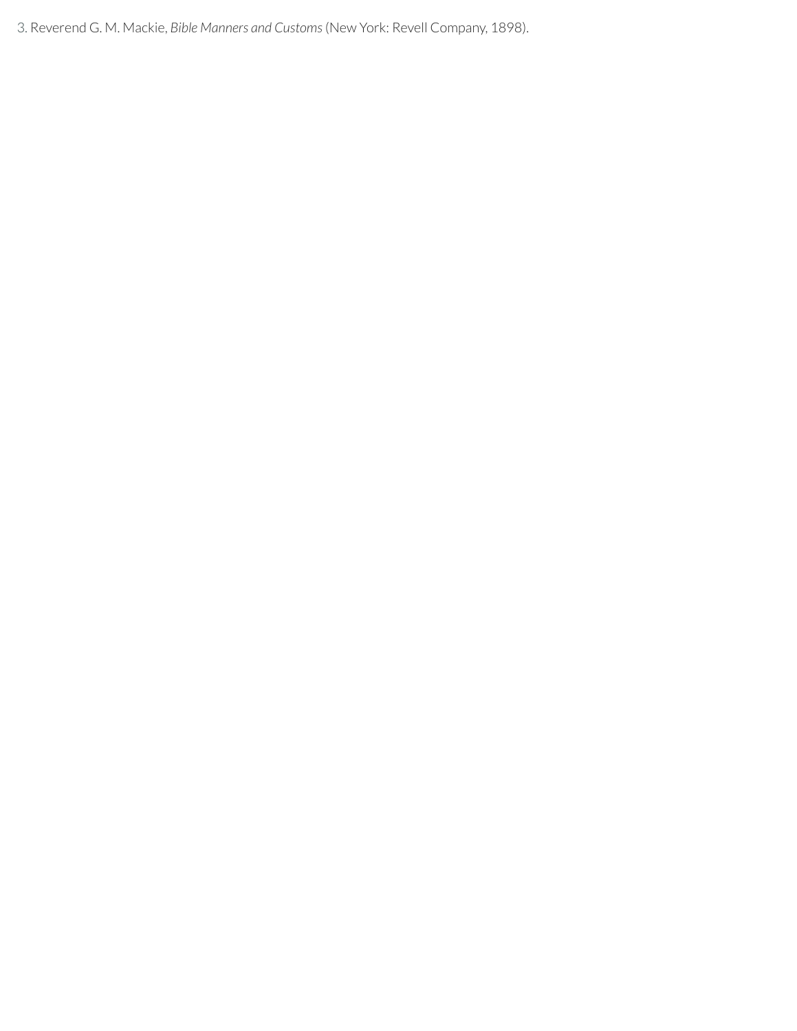3. Reverend G. M. Mackie, *Bible Manners and Customs* (New York: Revell Company, 1898).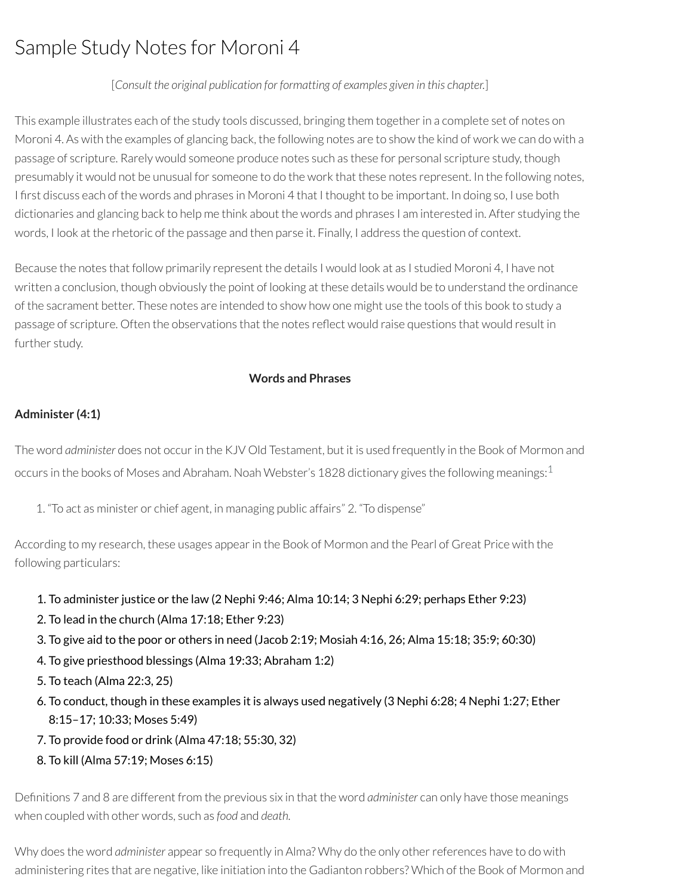# Sample Study Notes for Moroni 4

[*Consult the original publication for formatting of examples given in this chapter.*]

This example illustrates each of the study tools discussed, bringing them together in a complete set of notes on Moroni 4. As with the examples of glancing back, the following notes are to show the kind of work we can do with a passage of scripture. Rarely would someone produce notes such as these for personal scripture study, though presumably it would not be unusual for someone to do the work that these notes represent. In the following notes, I first discuss each of the words and phrases in Moroni 4 that I thought to be important. In doing so, I use both dictionaries and glancing back to help me think about the words and phrases I am interested in. After studying the words, I look at the rhetoric of the passage and then parse it. Finally, I address the question of context.

Because the notes that follow primarily represent the details I would look at as I studied Moroni 4, I have not written a conclusion, though obviously the point of looking at these details would be to understand the ordinance of the sacrament better. These notes are intended to show how one might use the tools of this book to study a passage of scripture. Often the observations that the notes reflect would raise questions that would result in further study.

**Words and Phrases**

**Administer (4:1)**

The word *administer* does not occur in the KJV Old Testament, but it is used frequently in the Book of Mormon and occurs in the books of Moses and Abraham. Noah Webster's 1828 dictionary gives the following meanings:[1]

1. "To act as minister or chief agent, in managing public affairs" 2. "To dispense"

According to my research, these usages appear in the Book of Mormon and the Pearl of Great Price with the following particulars:

1. To administer justice or the law (2 Nephi 9:46; Alma 10:14; 3 Nephi 6:29; perhaps Ether 9:23)
2. To lead in the church (Alma 17:18; Ether 9:23)
3. To give aid to the poor or others in need (Jacob 2:19; Mosiah 4:16, 26; Alma 15:18; 35:9; 60:30)
4. To give priesthood blessings (Alma 19:33; Abraham 1:2)
5. To teach (Alma 22:3, 25)
6. To conduct, though in these examples it is always used negatively (3 Nephi 6:28; 4 Nephi 1:27; Ether 8:15–17; 10:33; Moses 5:49)
7. To provide food or drink (Alma 47:18; 55:30, 32)
8. To kill (Alma 57:19; Moses 6:15)

Definitions 7 and 8 are different from the previous six in that the word *administer* can only have those meanings when coupled with other words, such as *food* and *death*.

Why does the word *administer* appear so frequently in Alma? Why do the only other references have to do with administering rites that are negative, like initiation into the Gadianton robbers? Which of the Book of Mormon and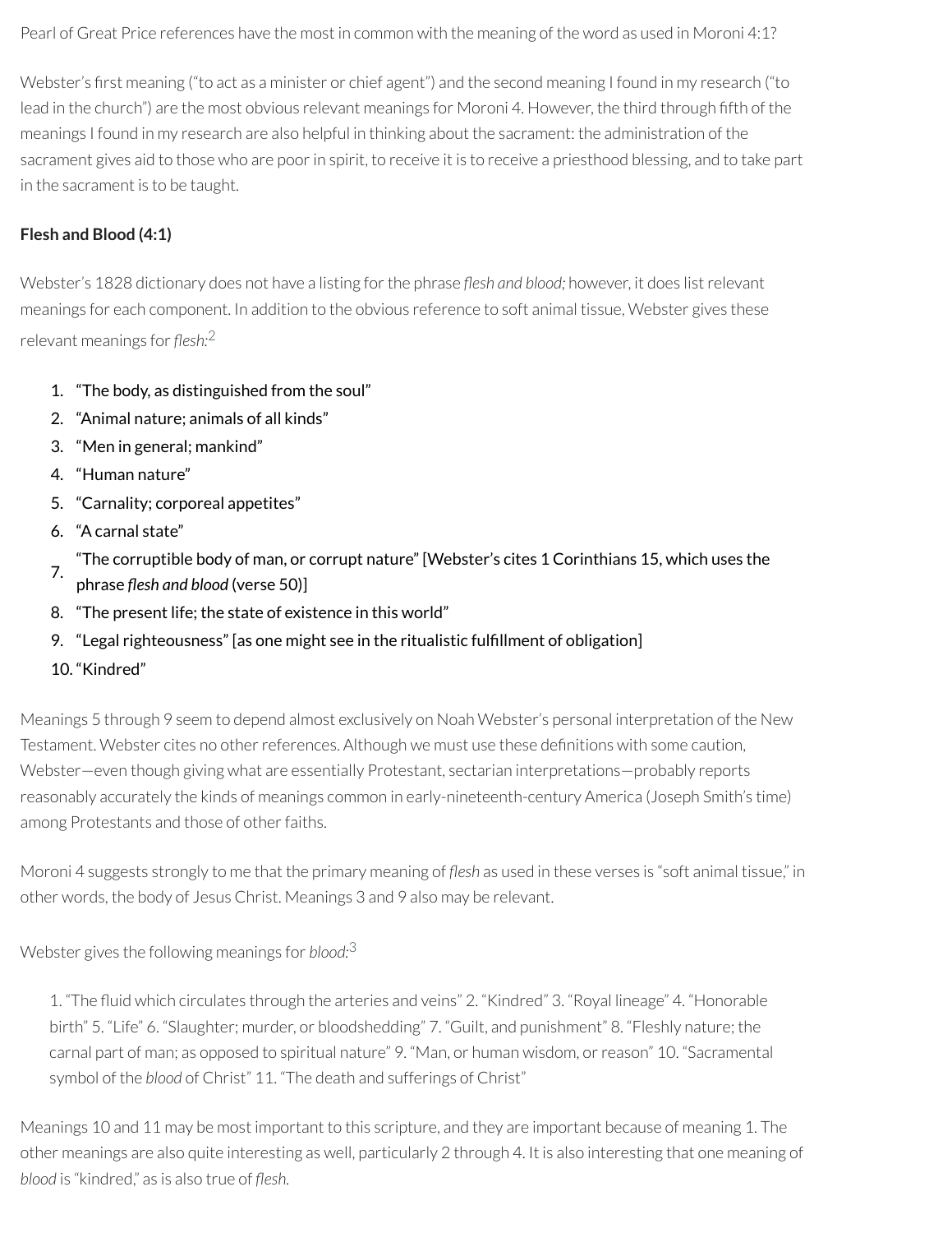Pearl of Great Price references have the most in common with the meaning of the word as used in Moroni 4:1?

Webster's first meaning ("to act as a minister or chief agent") and the second meaning I found in my research ("to lead in the church") are the most obvious relevant meanings for Moroni 4. However, the third through fifth of the meanings I found in my research are also helpful in thinking about the sacrament: the administration of the sacrament gives aid to those who are poor in spirit, to receive it is to receive a priesthood blessing, and to take part in the sacrament is to be taught.

**Flesh and Blood (4:1)**

Webster's 1828 dictionary does not have a listing for the phrase *flesh and blood;* however, it does list relevant meanings for each component. In addition to the obvious reference to soft animal tissue, Webster gives these relevant meanings for *flesh:*[2]

1. "The body, as distinguished from the soul"
2. "Animal nature; animals of all kinds"
3. "Men in general; mankind"
4. "Human nature"
5. "Carnality; corporeal appetites"
6. "A carnal state"
7. "The corruptible body of man, or corrupt nature" [Webster's cites 1 Corinthians 15, which uses the phrase *flesh and blood* (verse 50)]
8. "The present life; the state of existence in this world"
9. "Legal righteousness" [as one might see in the ritualistic fulfillment of obligation]
10. "Kindred"

Meanings 5 through 9 seem to depend almost exclusively on Noah Webster's personal interpretation of the New Testament. Webster cites no other references. Although we must use these definitions with some caution, Webster—even though giving what are essentially Protestant, sectarian interpretations—probably reports reasonably accurately the kinds of meanings common in early-nineteenth-century America (Joseph Smith's time) among Protestants and those of other faiths.

Moroni 4 suggests strongly to me that the primary meaning of *flesh* as used in these verses is "soft animal tissue," in other words, the body of Jesus Christ. Meanings 3 and 9 also may be relevant.

Webster gives the following meanings for *blood:*[3]

1. "The fluid which circulates through the arteries and veins" 2. "Kindred" 3. "Royal lineage" 4. "Honorable birth" 5. "Life" 6. "Slaughter; murder, or bloodshedding" 7. "Guilt, and punishment" 8. "Fleshly nature; the carnal part of man; as opposed to spiritual nature" 9. "Man, or human wisdom, or reason" 10. "Sacramental symbol of the *blood* of Christ" 11. "The death and sufferings of Christ"

Meanings 10 and 11 may be most important to this scripture, and they are important because of meaning 1. The other meanings are also quite interesting as well, particularly 2 through 4. It is also interesting that one meaning of *blood* is "kindred," as is also true of *flesh.*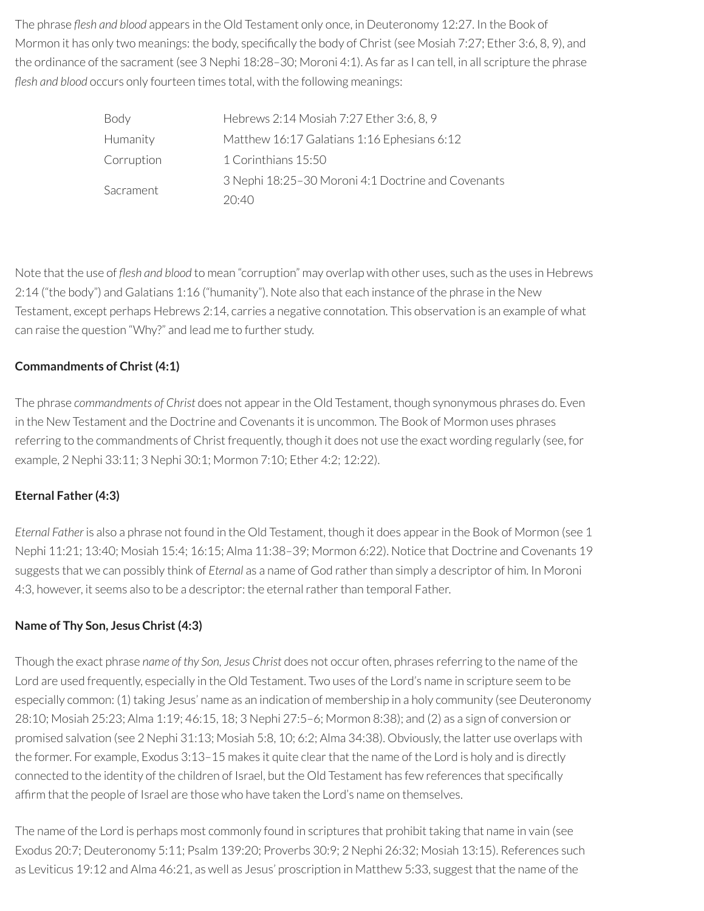The phrase *flesh and blood* appears in the Old Testament only once, in Deuteronomy 12:27. In the Book of Mormon it has only two meanings: the body, specifically the body of Christ (see Mosiah 7:27; Ether 3:6, 8, 9), and the ordinance of the sacrament (see 3 Nephi 18:28–30; Moroni 4:1). As far as I can tell, in all scripture the phrase *flesh and blood* occurs only fourteen times total, with the following meanings:

| | |
|---|---|
| Body | Hebrews 2:14 Mosiah 7:27 Ether 3:6, 8, 9 |
| Humanity | Matthew 16:17 Galatians 1:16 Ephesians 6:12 |
| Corruption | 1 Corinthians 15:50 |
| Sacrament | 3 Nephi 18:25–30 Moroni 4:1 Doctrine and Covenants 20:40 |

Note that the use of *flesh and blood* to mean "corruption" may overlap with other uses, such as the uses in Hebrews 2:14 ("the body") and Galatians 1:16 ("humanity"). Note also that each instance of the phrase in the New Testament, except perhaps Hebrews 2:14, carries a negative connotation. This observation is an example of what can raise the question "Why?" and lead me to further study.

**Commandments of Christ (4:1)**

The phrase *commandments of Christ* does not appear in the Old Testament, though synonymous phrases do. Even in the New Testament and the Doctrine and Covenants it is uncommon. The Book of Mormon uses phrases referring to the commandments of Christ frequently, though it does not use the exact wording regularly (see, for example, 2 Nephi 33:11; 3 Nephi 30:1; Mormon 7:10; Ether 4:2; 12:22).

**Eternal Father (4:3)**

*Eternal Father* is also a phrase not found in the Old Testament, though it does appear in the Book of Mormon (see 1 Nephi 11:21; 13:40; Mosiah 15:4; 16:15; Alma 11:38–39; Mormon 6:22). Notice that Doctrine and Covenants 19 suggests that we can possibly think of *Eternal* as a name of God rather than simply a descriptor of him. In Moroni 4:3, however, it seems also to be a descriptor: the eternal rather than temporal Father.

**Name of Thy Son, Jesus Christ (4:3)**

Though the exact phrase *name of thy Son, Jesus Christ* does not occur often, phrases referring to the name of the Lord are used frequently, especially in the Old Testament. Two uses of the Lord's name in scripture seem to be especially common: (1) taking Jesus' name as an indication of membership in a holy community (see Deuteronomy 28:10; Mosiah 25:23; Alma 1:19; 46:15, 18; 3 Nephi 27:5–6; Mormon 8:38); and (2) as a sign of conversion or promised salvation (see 2 Nephi 31:13; Mosiah 5:8, 10; 6:2; Alma 34:38). Obviously, the latter use overlaps with the former. For example, Exodus 3:13–15 makes it quite clear that the name of the Lord is holy and is directly connected to the identity of the children of Israel, but the Old Testament has few references that specifically affirm that the people of Israel are those who have taken the Lord's name on themselves.

The name of the Lord is perhaps most commonly found in scriptures that prohibit taking that name in vain (see Exodus 20:7; Deuteronomy 5:11; Psalm 139:20; Proverbs 30:9; 2 Nephi 26:32; Mosiah 13:15). References such as Leviticus 19:12 and Alma 46:21, as well as Jesus' proscription in Matthew 5:33, suggest that the name of the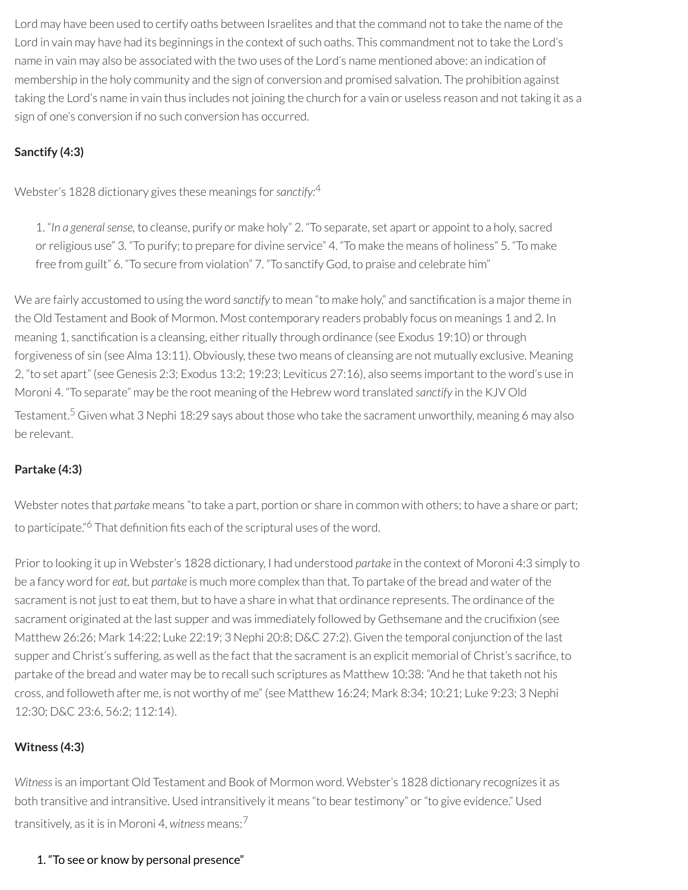Lord may have been used to certify oaths between Israelites and that the command not to take the name of the Lord in vain may have had its beginnings in the context of such oaths. This commandment not to take the Lord's name in vain may also be associated with the two uses of the Lord's name mentioned above: an indication of membership in the holy community and the sign of conversion and promised salvation. The prohibition against taking the Lord's name in vain thus includes not joining the church for a vain or useless reason and not taking it as a sign of one's conversion if no such conversion has occurred.

**Sanctify (4:3)**

Webster's 1828 dictionary gives these meanings for *sanctify*:[4]

> 1. "*In a general sense*, to cleanse, purify or make holy" 2. "To separate, set apart or appoint to a holy, sacred or religious use" 3. "To purify; to prepare for divine service" 4. "To make the means of holiness" 5. "To make free from guilt" 6. "To secure from violation" 7. "To sanctify God, to praise and celebrate him"

We are fairly accustomed to using the word *sanctify* to mean "to make holy," and sanctification is a major theme in the Old Testament and Book of Mormon. Most contemporary readers probably focus on meanings 1 and 2. In meaning 1, sanctification is a cleansing, either ritually through ordinance (see Exodus 19:10) or through forgiveness of sin (see Alma 13:11). Obviously, these two means of cleansing are not mutually exclusive. Meaning 2, "to set apart" (see Genesis 2:3; Exodus 13:2; 19:23; Leviticus 27:16), also seems important to the word's use in Moroni 4. "To separate" may be the root meaning of the Hebrew word translated *sanctify* in the KJV Old Testament.[5] Given what 3 Nephi 18:29 says about those who take the sacrament unworthily, meaning 6 may also be relevant.

**Partake (4:3)**

Webster notes that *partake* means "to take a part, portion or share in common with others; to have a share or part; to participate."[6] That definition fits each of the scriptural uses of the word.

Prior to looking it up in Webster's 1828 dictionary, I had understood *partake* in the context of Moroni 4:3 simply to be a fancy word for *eat*, but *partake* is much more complex than that. To partake of the bread and water of the sacrament is not just to eat them, but to have a share in what that ordinance represents. The ordinance of the sacrament originated at the last supper and was immediately followed by Gethsemane and the crucifixion (see Matthew 26:26; Mark 14:22; Luke 22:19; 3 Nephi 20:8; D&C 27:2). Given the temporal conjunction of the last supper and Christ's suffering, as well as the fact that the sacrament is an explicit memorial of Christ's sacrifice, to partake of the bread and water may be to recall such scriptures as Matthew 10:38: "And he that taketh not his cross, and followeth after me, is not worthy of me" (see Matthew 16:24; Mark 8:34; 10:21; Luke 9:23; 3 Nephi 12:30; D&C 23:6, 56:2; 112:14).

**Witness (4:3)**

*Witness* is an important Old Testament and Book of Mormon word. Webster's 1828 dictionary recognizes it as both transitive and intransitive. Used intransitively it means "to bear testimony" or "to give evidence." Used transitively, as it is in Moroni 4, *witness* means:[7]

1. "To see or know by personal presence"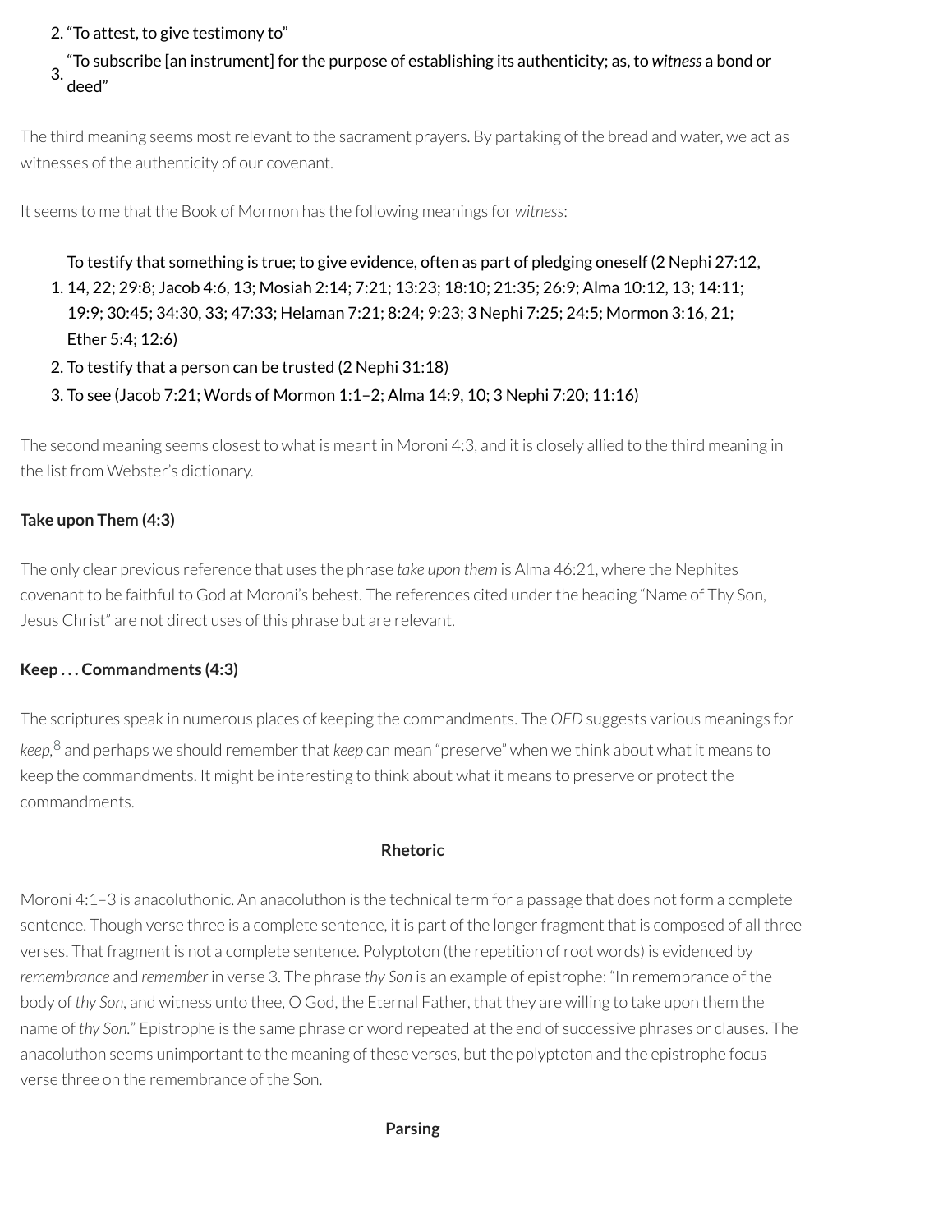2. "To attest, to give testimony to"
3. "To subscribe [an instrument] for the purpose of establishing its authenticity; as, to *witness* a bond or deed"

The third meaning seems most relevant to the sacrament prayers. By partaking of the bread and water, we act as witnesses of the authenticity of our covenant.

It seems to me that the Book of Mormon has the following meanings for *witness*:

1. To testify that something is true; to give evidence, often as part of pledging oneself (2 Nephi 27:12, 14, 22; 29:8; Jacob 4:6, 13; Mosiah 2:14; 7:21; 13:23; 18:10; 21:35; 26:9; Alma 10:12, 13; 14:11; 19:9; 30:45; 34:30, 33; 47:33; Helaman 7:21; 8:24; 9:23; 3 Nephi 7:25; 24:5; Mormon 3:16, 21; Ether 5:4; 12:6)
2. To testify that a person can be trusted (2 Nephi 31:18)
3. To see (Jacob 7:21; Words of Mormon 1:1–2; Alma 14:9, 10; 3 Nephi 7:20; 11:16)

The second meaning seems closest to what is meant in Moroni 4:3, and it is closely allied to the third meaning in the list from Webster's dictionary.

**Take upon Them (4:3)**

The only clear previous reference that uses the phrase *take upon them* is Alma 46:21, where the Nephites covenant to be faithful to God at Moroni's behest. The references cited under the heading "Name of Thy Son, Jesus Christ" are not direct uses of this phrase but are relevant.

**Keep . . . Commandments (4:3)**

The scriptures speak in numerous places of keeping the commandments. The *OED* suggests various meanings for *keep,*[8] and perhaps we should remember that *keep* can mean "preserve" when we think about what it means to keep the commandments. It might be interesting to think about what it means to preserve or protect the commandments.

## Rhetoric

Moroni 4:1–3 is anacoluthonic. An anacoluthon is the technical term for a passage that does not form a complete sentence. Though verse three is a complete sentence, it is part of the longer fragment that is composed of all three verses. That fragment is not a complete sentence. Polyptoton (the repetition of root words) is evidenced by *remembrance* and *remember* in verse 3. The phrase *thy Son* is an example of epistrophe: "In remembrance of the body of *thy Son*, and witness unto thee, O God, the Eternal Father, that they are willing to take upon them the name of *thy Son*." Epistrophe is the same phrase or word repeated at the end of successive phrases or clauses. The anacoluthon seems unimportant to the meaning of these verses, but the polyptoton and the epistrophe focus verse three on the remembrance of the Son.

## Parsing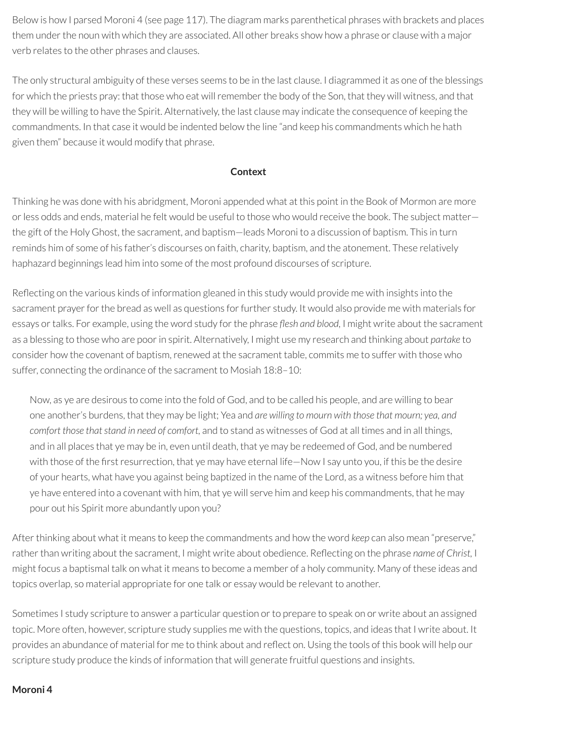Below is how I parsed Moroni 4 (see page 117). The diagram marks parenthetical phrases with brackets and places them under the noun with which they are associated. All other breaks show how a phrase or clause with a major verb relates to the other phrases and clauses.

The only structural ambiguity of these verses seems to be in the last clause. I diagrammed it as one of the blessings for which the priests pray: that those who eat will remember the body of the Son, that they will witness, and that they will be willing to have the Spirit. Alternatively, the last clause may indicate the consequence of keeping the commandments. In that case it would be indented below the line "and keep his commandments which he hath given them" because it would modify that phrase.

**Context**

Thinking he was done with his abridgment, Moroni appended what at this point in the Book of Mormon are more or less odds and ends, material he felt would be useful to those who would receive the book. The subject matter—the gift of the Holy Ghost, the sacrament, and baptism—leads Moroni to a discussion of baptism. This in turn reminds him of some of his father's discourses on faith, charity, baptism, and the atonement. These relatively haphazard beginnings lead him into some of the most profound discourses of scripture.

Reflecting on the various kinds of information gleaned in this study would provide me with insights into the sacrament prayer for the bread as well as questions for further study. It would also provide me with materials for essays or talks. For example, using the word study for the phrase *flesh and blood*, I might write about the sacrament as a blessing to those who are poor in spirit. Alternatively, I might use my research and thinking about *partake* to consider how the covenant of baptism, renewed at the sacrament table, commits me to suffer with those who suffer, connecting the ordinance of the sacrament to Mosiah 18:8–10:

> Now, as ye are desirous to come into the fold of God, and to be called his people, and are willing to bear one another's burdens, that they may be light; Yea and *are willing to mourn with those that mourn; yea, and comfort those that stand in need of comfort*, and to stand as witnesses of God at all times and in all things, and in all places that ye may be in, even until death, that ye may be redeemed of God, and be numbered with those of the first resurrection, that ye may have eternal life—Now I say unto you, if this be the desire of your hearts, what have you against being baptized in the name of the Lord, as a witness before him that ye have entered into a covenant with him, that ye will serve him and keep his commandments, that he may pour out his Spirit more abundantly upon you?

After thinking about what it means to keep the commandments and how the word *keep* can also mean "preserve," rather than writing about the sacrament, I might write about obedience. Reflecting on the phrase *name of Christ*, I might focus a baptismal talk on what it means to become a member of a holy community. Many of these ideas and topics overlap, so material appropriate for one talk or essay would be relevant to another.

Sometimes I study scripture to answer a particular question or to prepare to speak on or write about an assigned topic. More often, however, scripture study supplies me with the questions, topics, and ideas that I write about. It provides an abundance of material for me to think about and reflect on. Using the tools of this book will help our scripture study produce the kinds of information that will generate fruitful questions and insights.

**Moroni 4**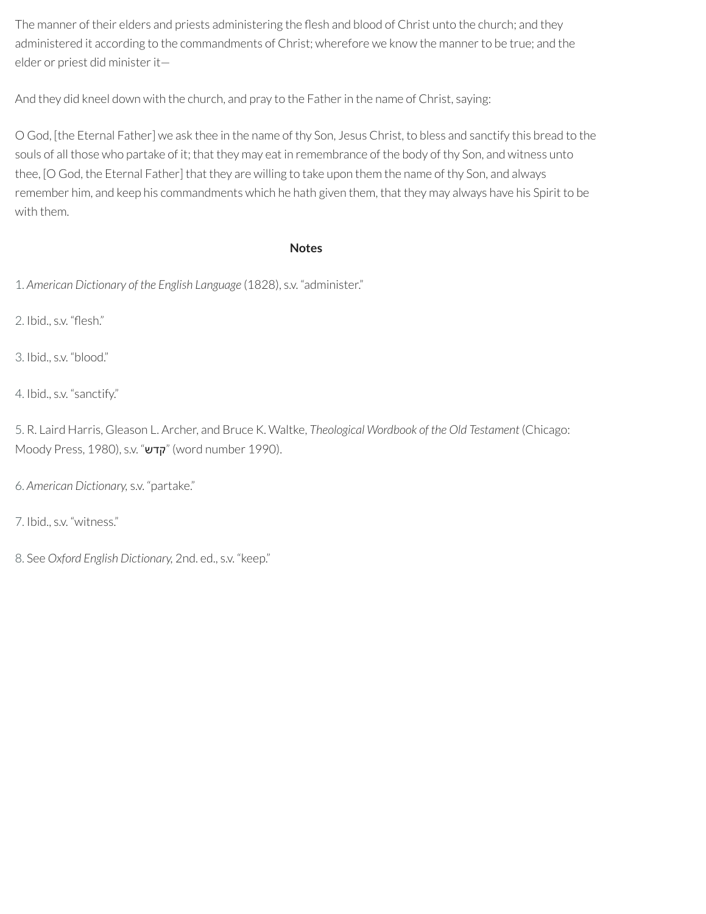The manner of their elders and priests administering the flesh and blood of Christ unto the church; and they administered it according to the commandments of Christ; wherefore we know the manner to be true; and the elder or priest did minister it—

And they did kneel down with the church, and pray to the Father in the name of Christ, saying:

O God, [the Eternal Father] we ask thee in the name of thy Son, Jesus Christ, to bless and sanctify this bread to the souls of all those who partake of it; that they may eat in remembrance of the body of thy Son, and witness unto thee, [O God, the Eternal Father] that they are willing to take upon them the name of thy Son, and always remember him, and keep his commandments which he hath given them, that they may always have his Spirit to be with them.

### Notes

1. *American Dictionary of the English Language* (1828), s.v. "administer."

2. Ibid., s.v. "flesh."

3. Ibid., s.v. "blood."

4. Ibid., s.v. "sanctify."

5. R. Laird Harris, Gleason L. Archer, and Bruce K. Waltke, *Theological Wordbook of the Old Testament* (Chicago: Moody Press, 1980), s.v. "קדש" (word number 1990).

6. *American Dictionary,* s.v. "partake."

7. Ibid., s.v. "witness."

8. See *Oxford English Dictionary,* 2nd. ed., s.v. "keep."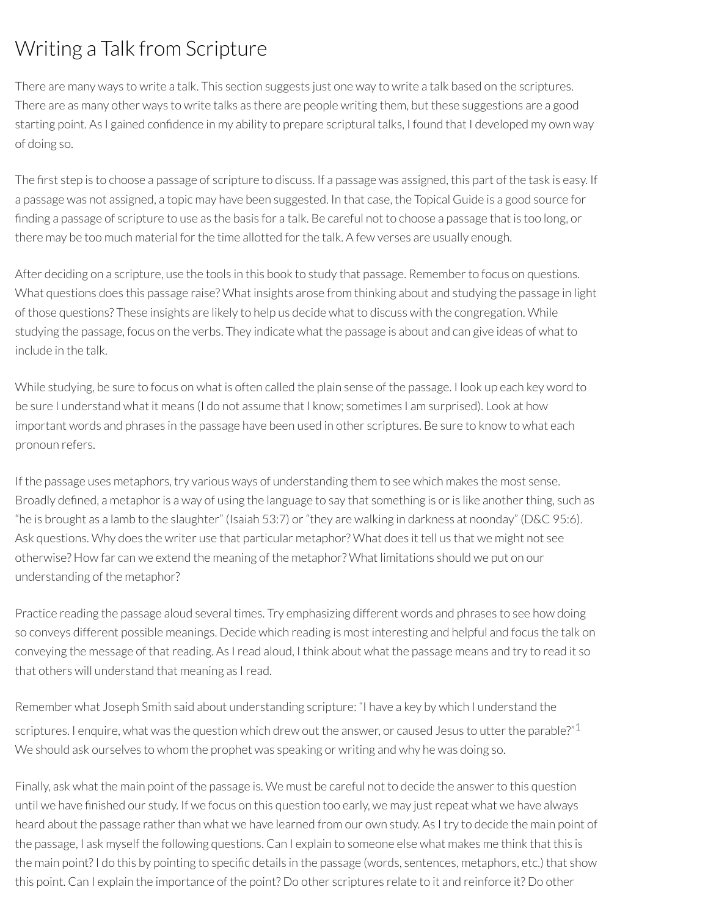# Writing a Talk from Scripture

There are many ways to write a talk. This section suggests just one way to write a talk based on the scriptures. There are as many other ways to write talks as there are people writing them, but these suggestions are a good starting point. As I gained confidence in my ability to prepare scriptural talks, I found that I developed my own way of doing so.

The first step is to choose a passage of scripture to discuss. If a passage was assigned, this part of the task is easy. If a passage was not assigned, a topic may have been suggested. In that case, the Topical Guide is a good source for finding a passage of scripture to use as the basis for a talk. Be careful not to choose a passage that is too long, or there may be too much material for the time allotted for the talk. A few verses are usually enough.

After deciding on a scripture, use the tools in this book to study that passage. Remember to focus on questions. What questions does this passage raise? What insights arose from thinking about and studying the passage in light of those questions? These insights are likely to help us decide what to discuss with the congregation. While studying the passage, focus on the verbs. They indicate what the passage is about and can give ideas of what to include in the talk.

While studying, be sure to focus on what is often called the plain sense of the passage. I look up each key word to be sure I understand what it means (I do not assume that I know; sometimes I am surprised). Look at how important words and phrases in the passage have been used in other scriptures. Be sure to know to what each pronoun refers.

If the passage uses metaphors, try various ways of understanding them to see which makes the most sense. Broadly defined, a metaphor is a way of using the language to say that something is or is like another thing, such as "he is brought as a lamb to the slaughter" (Isaiah 53:7) or "they are walking in darkness at noonday" (D&C 95:6). Ask questions. Why does the writer use that particular metaphor? What does it tell us that we might not see otherwise? How far can we extend the meaning of the metaphor? What limitations should we put on our understanding of the metaphor?

Practice reading the passage aloud several times. Try emphasizing different words and phrases to see how doing so conveys different possible meanings. Decide which reading is most interesting and helpful and focus the talk on conveying the message of that reading. As I read aloud, I think about what the passage means and try to read it so that others will understand that meaning as I read.

Remember what Joseph Smith said about understanding scripture: "I have a key by which I understand the scriptures. I enquire, what was the question which drew out the answer, or caused Jesus to utter the parable?"[1] We should ask ourselves to whom the prophet was speaking or writing and why he was doing so.

Finally, ask what the main point of the passage is. We must be careful not to decide the answer to this question until we have finished our study. If we focus on this question too early, we may just repeat what we have always heard about the passage rather than what we have learned from our own study. As I try to decide the main point of the passage, I ask myself the following questions. Can I explain to someone else what makes me think that this is the main point? I do this by pointing to specific details in the passage (words, sentences, metaphors, etc.) that show this point. Can I explain the importance of the point? Do other scriptures relate to it and reinforce it? Do other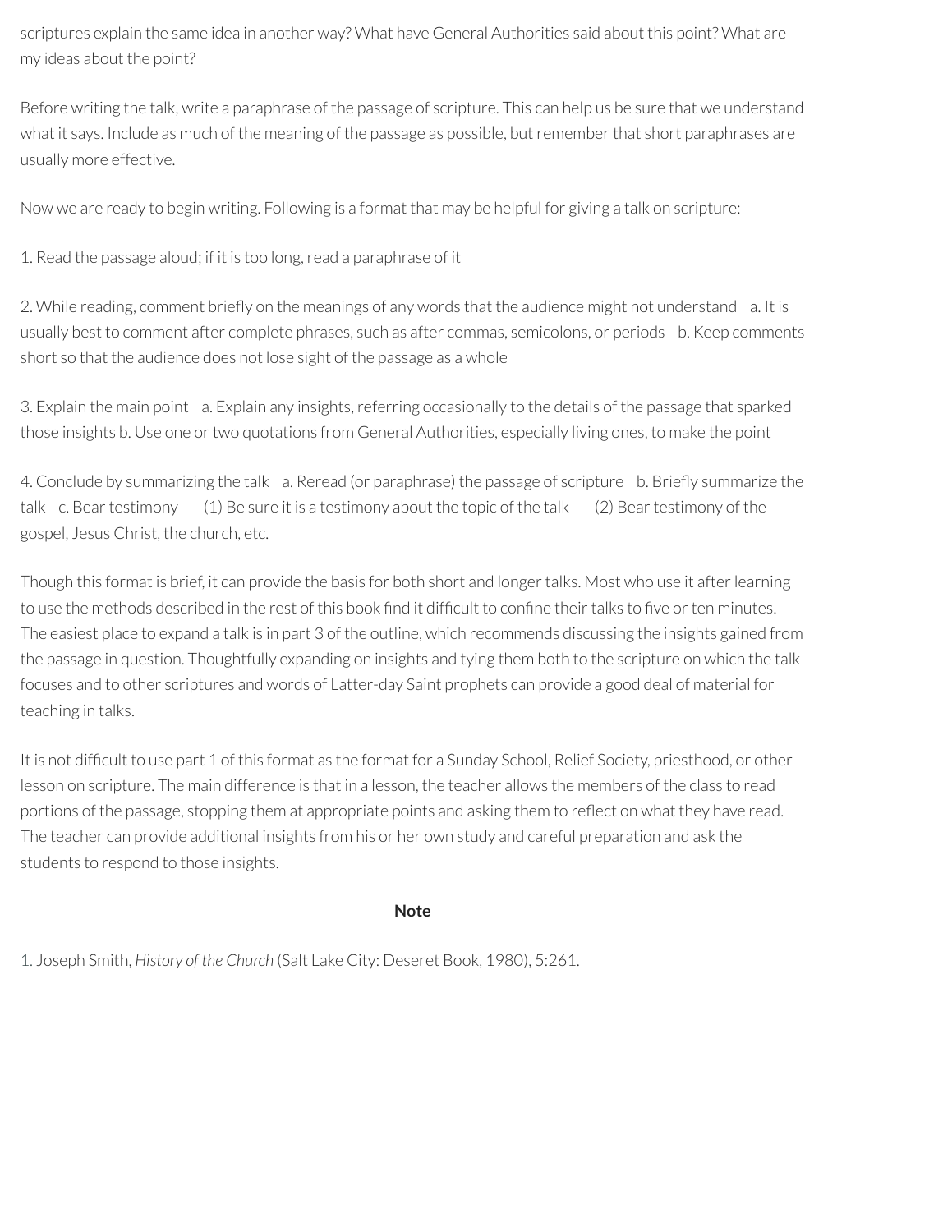scriptures explain the same idea in another way? What have General Authorities said about this point? What are my ideas about the point?

Before writing the talk, write a paraphrase of the passage of scripture. This can help us be sure that we understand what it says. Include as much of the meaning of the passage as possible, but remember that short paraphrases are usually more effective.

Now we are ready to begin writing. Following is a format that may be helpful for giving a talk on scripture:

1. Read the passage aloud; if it is too long, read a paraphrase of it

2. While reading, comment briefly on the meanings of any words that the audience might not understand a. It is usually best to comment after complete phrases, such as after commas, semicolons, or periods b. Keep comments short so that the audience does not lose sight of the passage as a whole

3. Explain the main point a. Explain any insights, referring occasionally to the details of the passage that sparked those insights b. Use one or two quotations from General Authorities, especially living ones, to make the point

4. Conclude by summarizing the talk a. Reread (or paraphrase) the passage of scripture b. Briefly summarize the talk c. Bear testimony (1) Be sure it is a testimony about the topic of the talk (2) Bear testimony of the gospel, Jesus Christ, the church, etc.

Though this format is brief, it can provide the basis for both short and longer talks. Most who use it after learning to use the methods described in the rest of this book find it difficult to confine their talks to five or ten minutes. The easiest place to expand a talk is in part 3 of the outline, which recommends discussing the insights gained from the passage in question. Thoughtfully expanding on insights and tying them both to the scripture on which the talk focuses and to other scriptures and words of Latter-day Saint prophets can provide a good deal of material for teaching in talks.

It is not difficult to use part 1 of this format as the format for a Sunday School, Relief Society, priesthood, or other lesson on scripture. The main difference is that in a lesson, the teacher allows the members of the class to read portions of the passage, stopping them at appropriate points and asking them to reflect on what they have read. The teacher can provide additional insights from his or her own study and careful preparation and ask the students to respond to those insights.

**Note**

1. Joseph Smith, *History of the Church* (Salt Lake City: Deseret Book, 1980), 5:261.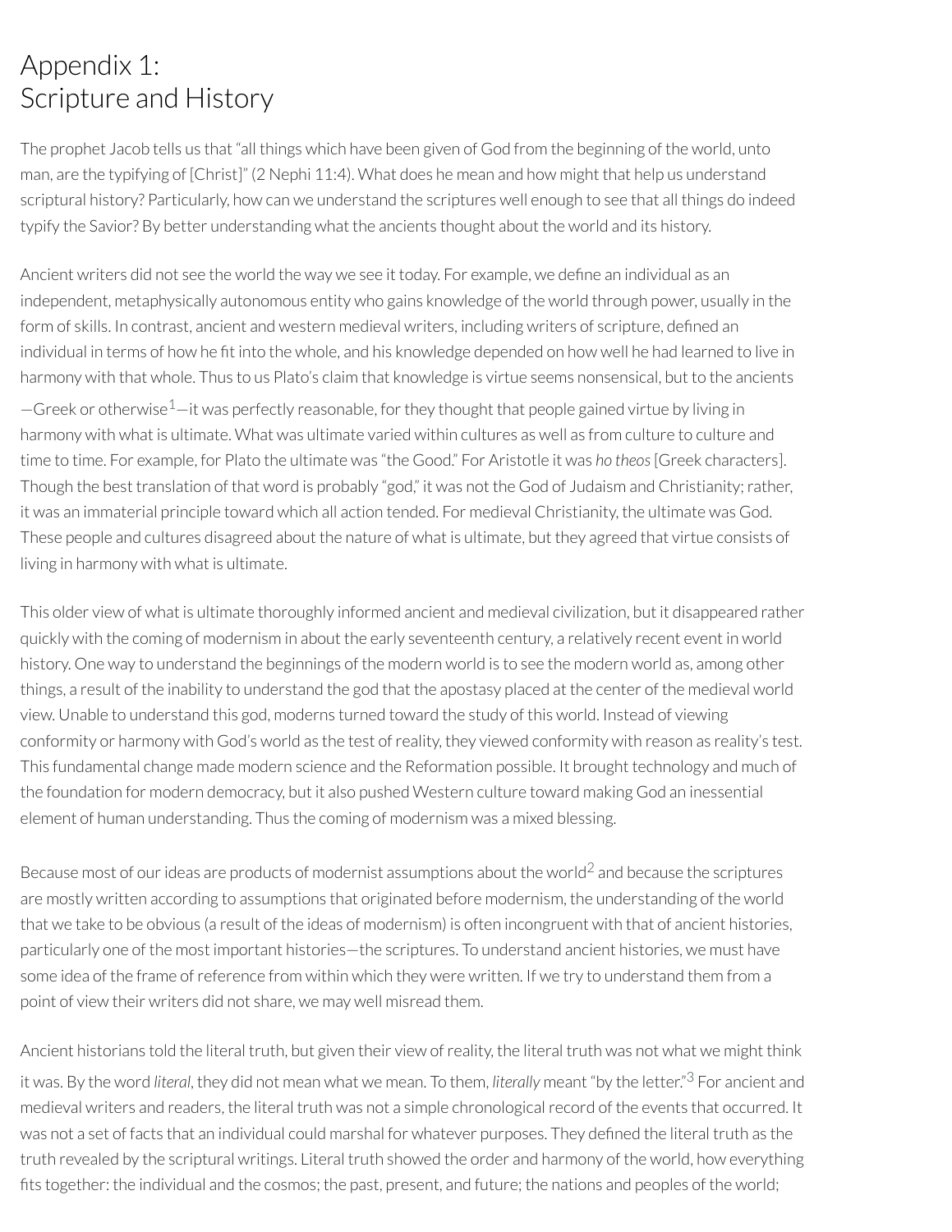# Appendix 1: Scripture and History

The prophet Jacob tells us that "all things which have been given of God from the beginning of the world, unto man, are the typifying of [Christ]" (2 Nephi 11:4). What does he mean and how might that help us understand scriptural history? Particularly, how can we understand the scriptures well enough to see that all things do indeed typify the Savior? By better understanding what the ancients thought about the world and its history.

Ancient writers did not see the world the way we see it today. For example, we define an individual as an independent, metaphysically autonomous entity who gains knowledge of the world through power, usually in the form of skills. In contrast, ancient and western medieval writers, including writers of scripture, defined an individual in terms of how he fit into the whole, and his knowledge depended on how well he had learned to live in harmony with that whole. Thus to us Plato's claim that knowledge is virtue seems nonsensical, but to the ancients—Greek or otherwise[1]—it was perfectly reasonable, for they thought that people gained virtue by living in harmony with what is ultimate. What was ultimate varied within cultures as well as from culture to culture and time to time. For example, for Plato the ultimate was "the Good." For Aristotle it was *ho theos* [Greek characters]. Though the best translation of that word is probably "god," it was not the God of Judaism and Christianity; rather, it was an immaterial principle toward which all action tended. For medieval Christianity, the ultimate was God. These people and cultures disagreed about the nature of what is ultimate, but they agreed that virtue consists of living in harmony with what is ultimate.

This older view of what is ultimate thoroughly informed ancient and medieval civilization, but it disappeared rather quickly with the coming of modernism in about the early seventeenth century, a relatively recent event in world history. One way to understand the beginnings of the modern world is to see the modern world as, among other things, a result of the inability to understand the god that the apostasy placed at the center of the medieval world view. Unable to understand this god, moderns turned toward the study of this world. Instead of viewing conformity or harmony with God's world as the test of reality, they viewed conformity with reason as reality's test. This fundamental change made modern science and the Reformation possible. It brought technology and much of the foundation for modern democracy, but it also pushed Western culture toward making God an inessential element of human understanding. Thus the coming of modernism was a mixed blessing.

Because most of our ideas are products of modernist assumptions about the world[2] and because the scriptures are mostly written according to assumptions that originated before modernism, the understanding of the world that we take to be obvious (a result of the ideas of modernism) is often incongruent with that of ancient histories, particularly one of the most important histories—the scriptures. To understand ancient histories, we must have some idea of the frame of reference from within which they were written. If we try to understand them from a point of view their writers did not share, we may well misread them.

Ancient historians told the literal truth, but given their view of reality, the literal truth was not what we might think it was. By the word *literal*, they did not mean what we mean. To them, *literally* meant "by the letter."[3] For ancient and medieval writers and readers, the literal truth was not a simple chronological record of the events that occurred. It was not a set of facts that an individual could marshal for whatever purposes. They defined the literal truth as the truth revealed by the scriptural writings. Literal truth showed the order and harmony of the world, how everything fits together: the individual and the cosmos; the past, present, and future; the nations and peoples of the world;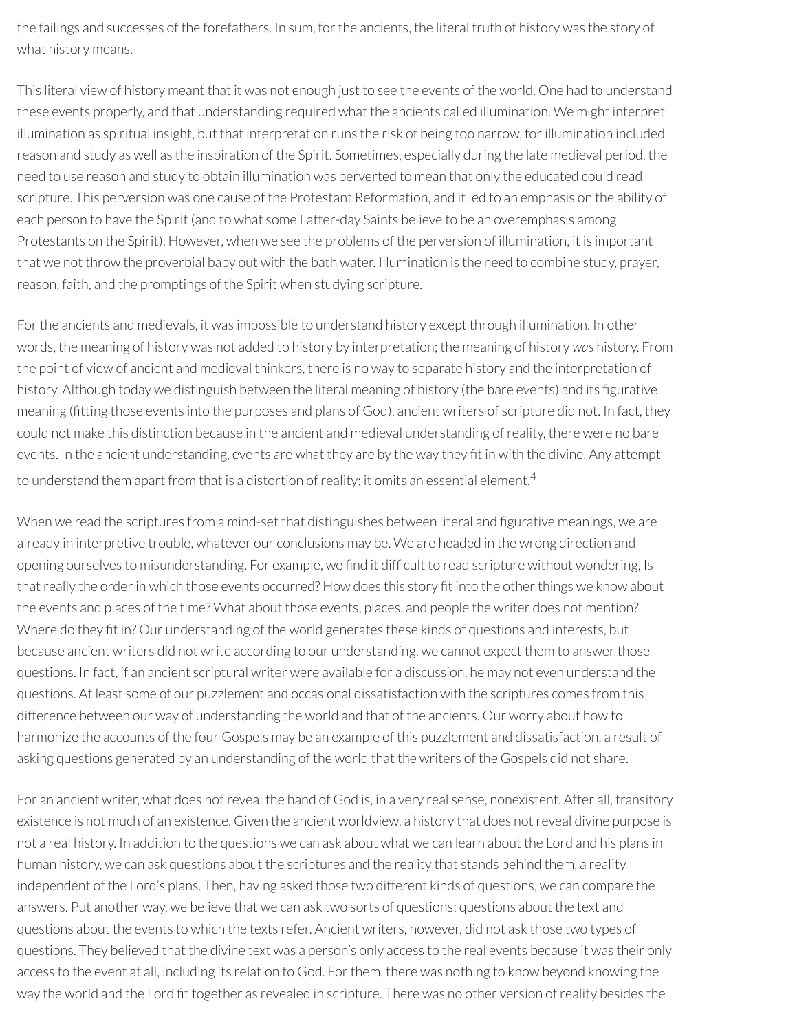the failings and successes of the forefathers. In sum, for the ancients, the literal truth of history was the story of what history means.

This literal view of history meant that it was not enough just to see the events of the world. One had to understand these events properly, and that understanding required what the ancients called illumination. We might interpret illumination as spiritual insight, but that interpretation runs the risk of being too narrow, for illumination included reason and study as well as the inspiration of the Spirit. Sometimes, especially during the late medieval period, the need to use reason and study to obtain illumination was perverted to mean that only the educated could read scripture. This perversion was one cause of the Protestant Reformation, and it led to an emphasis on the ability of each person to have the Spirit (and to what some Latter-day Saints believe to be an overemphasis among Protestants on the Spirit). However, when we see the problems of the perversion of illumination, it is important that we not throw the proverbial baby out with the bath water. Illumination is the need to combine study, prayer, reason, faith, and the promptings of the Spirit when studying scripture.

For the ancients and medievals, it was impossible to understand history except through illumination. In other words, the meaning of history was not added to history by interpretation; the meaning of history *was* history. From the point of view of ancient and medieval thinkers, there is no way to separate history and the interpretation of history. Although today we distinguish between the literal meaning of history (the bare events) and its figurative meaning (fitting those events into the purposes and plans of God), ancient writers of scripture did not. In fact, they could not make this distinction because in the ancient and medieval understanding of reality, there were no bare events. In the ancient understanding, events are what they are by the way they fit in with the divine. Any attempt to understand them apart from that is a distortion of reality; it omits an essential element.[4]

When we read the scriptures from a mind-set that distinguishes between literal and figurative meanings, we are already in interpretive trouble, whatever our conclusions may be. We are headed in the wrong direction and opening ourselves to misunderstanding. For example, we find it difficult to read scripture without wondering, Is that really the order in which those events occurred? How does this story fit into the other things we know about the events and places of the time? What about those events, places, and people the writer does not mention? Where do they fit in? Our understanding of the world generates these kinds of questions and interests, but because ancient writers did not write according to our understanding, we cannot expect them to answer those questions. In fact, if an ancient scriptural writer were available for a discussion, he may not even understand the questions. At least some of our puzzlement and occasional dissatisfaction with the scriptures comes from this difference between our way of understanding the world and that of the ancients. Our worry about how to harmonize the accounts of the four Gospels may be an example of this puzzlement and dissatisfaction, a result of asking questions generated by an understanding of the world that the writers of the Gospels did not share.

For an ancient writer, what does not reveal the hand of God is, in a very real sense, nonexistent. After all, transitory existence is not much of an existence. Given the ancient worldview, a history that does not reveal divine purpose is not a real history. In addition to the questions we can ask about what we can learn about the Lord and his plans in human history, we can ask questions about the scriptures and the reality that stands behind them, a reality independent of the Lord's plans. Then, having asked those two different kinds of questions, we can compare the answers. Put another way, we believe that we can ask two sorts of questions: questions about the text and questions about the events to which the texts refer. Ancient writers, however, did not ask those two types of questions. They believed that the divine text was a person's only access to the real events because it was their only access to the event at all, including its relation to God. For them, there was nothing to know beyond knowing the way the world and the Lord fit together as revealed in scripture. There was no other version of reality besides the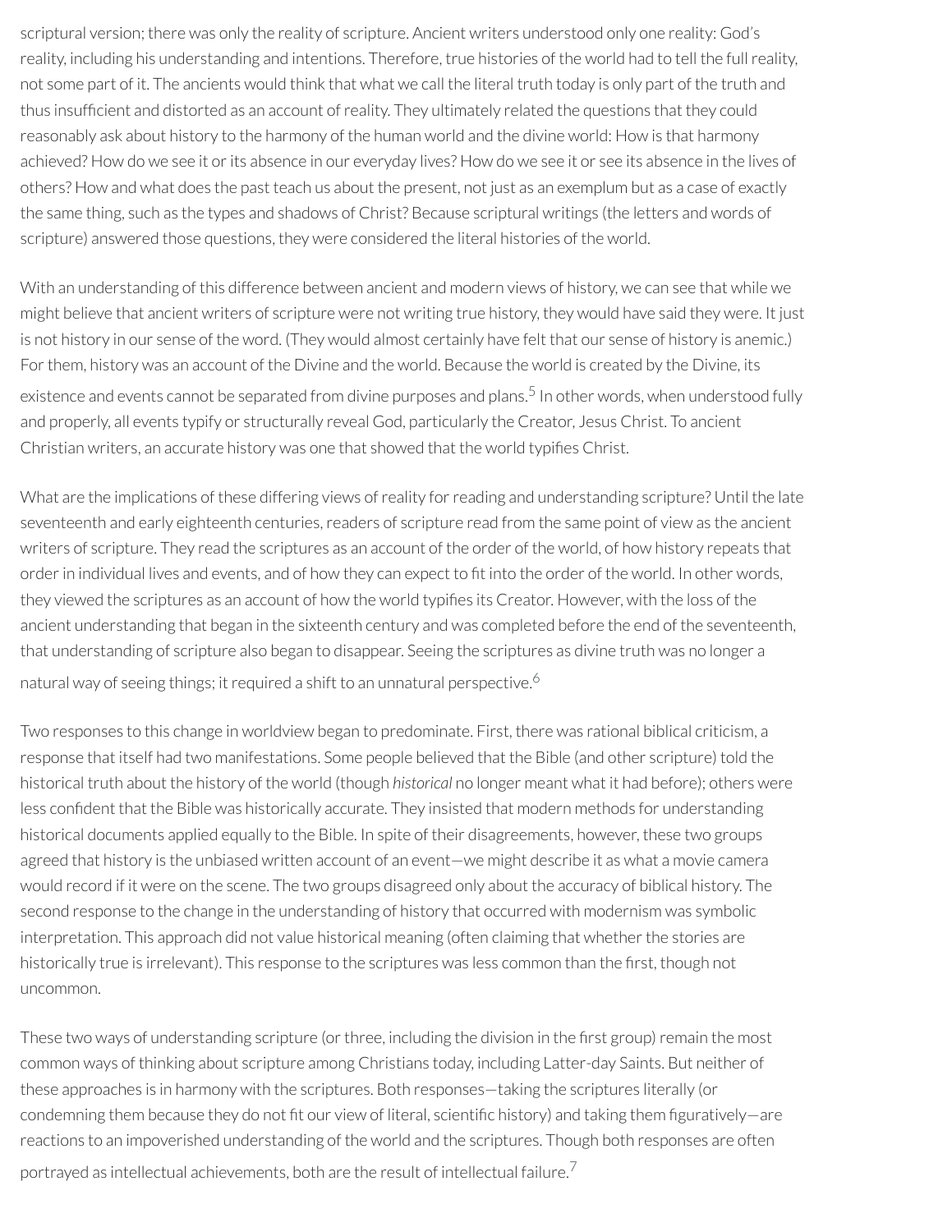scriptural version; there was only the reality of scripture. Ancient writers understood only one reality: God's reality, including his understanding and intentions. Therefore, true histories of the world had to tell the full reality, not some part of it. The ancients would think that what we call the literal truth today is only part of the truth and thus insufficient and distorted as an account of reality. They ultimately related the questions that they could reasonably ask about history to the harmony of the human world and the divine world: How is that harmony achieved? How do we see it or its absence in our everyday lives? How do we see it or see its absence in the lives of others? How and what does the past teach us about the present, not just as an exemplum but as a case of exactly the same thing, such as the types and shadows of Christ? Because scriptural writings (the letters and words of scripture) answered those questions, they were considered the literal histories of the world.

With an understanding of this difference between ancient and modern views of history, we can see that while we might believe that ancient writers of scripture were not writing true history, they would have said they were. It just is not history in our sense of the word. (They would almost certainly have felt that our sense of history is anemic.) For them, history was an account of the Divine and the world. Because the world is created by the Divine, its existence and events cannot be separated from divine purposes and plans.[5] In other words, when understood fully and properly, all events typify or structurally reveal God, particularly the Creator, Jesus Christ. To ancient Christian writers, an accurate history was one that showed that the world typifies Christ.

What are the implications of these differing views of reality for reading and understanding scripture? Until the late seventeenth and early eighteenth centuries, readers of scripture read from the same point of view as the ancient writers of scripture. They read the scriptures as an account of the order of the world, of how history repeats that order in individual lives and events, and of how they can expect to fit into the order of the world. In other words, they viewed the scriptures as an account of how the world typifies its Creator. However, with the loss of the ancient understanding that began in the sixteenth century and was completed before the end of the seventeenth, that understanding of scripture also began to disappear. Seeing the scriptures as divine truth was no longer a natural way of seeing things; it required a shift to an unnatural perspective.[6]

Two responses to this change in worldview began to predominate. First, there was rational biblical criticism, a response that itself had two manifestations. Some people believed that the Bible (and other scripture) told the historical truth about the history of the world (though *historical* no longer meant what it had before); others were less confident that the Bible was historically accurate. They insisted that modern methods for understanding historical documents applied equally to the Bible. In spite of their disagreements, however, these two groups agreed that history is the unbiased written account of an event—we might describe it as what a movie camera would record if it were on the scene. The two groups disagreed only about the accuracy of biblical history. The second response to the change in the understanding of history that occurred with modernism was symbolic interpretation. This approach did not value historical meaning (often claiming that whether the stories are historically true is irrelevant). This response to the scriptures was less common than the first, though not uncommon.

These two ways of understanding scripture (or three, including the division in the first group) remain the most common ways of thinking about scripture among Christians today, including Latter-day Saints. But neither of these approaches is in harmony with the scriptures. Both responses—taking the scriptures literally (or condemning them because they do not fit our view of literal, scientific history) and taking them figuratively—are reactions to an impoverished understanding of the world and the scriptures. Though both responses are often portrayed as intellectual achievements, both are the result of intellectual failure.[7]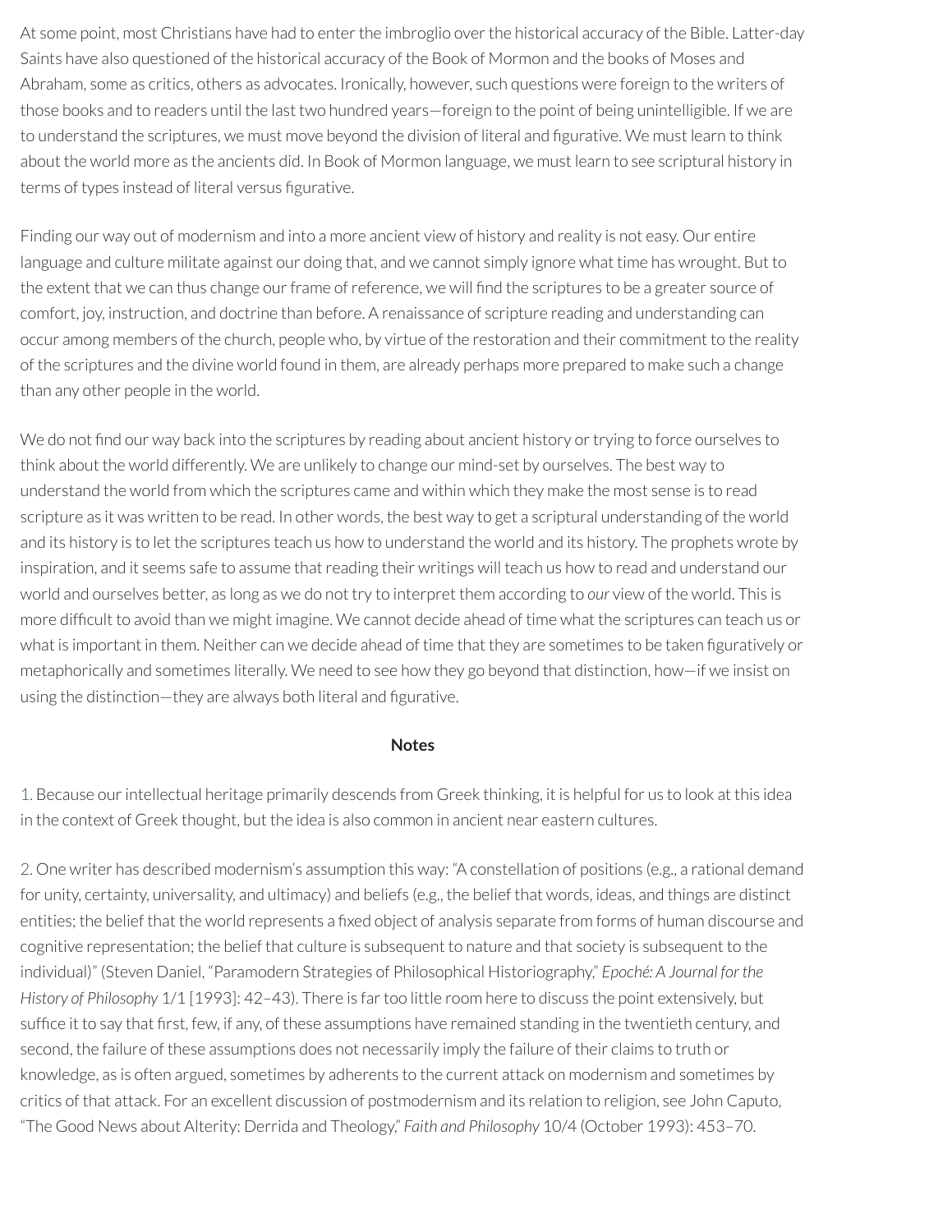At some point, most Christians have had to enter the imbroglio over the historical accuracy of the Bible. Latter-day Saints have also questioned of the historical accuracy of the Book of Mormon and the books of Moses and Abraham, some as critics, others as advocates. Ironically, however, such questions were foreign to the writers of those books and to readers until the last two hundred years—foreign to the point of being unintelligible. If we are to understand the scriptures, we must move beyond the division of literal and figurative. We must learn to think about the world more as the ancients did. In Book of Mormon language, we must learn to see scriptural history in terms of types instead of literal versus figurative.

Finding our way out of modernism and into a more ancient view of history and reality is not easy. Our entire language and culture militate against our doing that, and we cannot simply ignore what time has wrought. But to the extent that we can thus change our frame of reference, we will find the scriptures to be a greater source of comfort, joy, instruction, and doctrine than before. A renaissance of scripture reading and understanding can occur among members of the church, people who, by virtue of the restoration and their commitment to the reality of the scriptures and the divine world found in them, are already perhaps more prepared to make such a change than any other people in the world.

We do not find our way back into the scriptures by reading about ancient history or trying to force ourselves to think about the world differently. We are unlikely to change our mind-set by ourselves. The best way to understand the world from which the scriptures came and within which they make the most sense is to read scripture as it was written to be read. In other words, the best way to get a scriptural understanding of the world and its history is to let the scriptures teach us how to understand the world and its history. The prophets wrote by inspiration, and it seems safe to assume that reading their writings will teach us how to read and understand our world and ourselves better, as long as we do not try to interpret them according to *our* view of the world. This is more difficult to avoid than we might imagine. We cannot decide ahead of time what the scriptures can teach us or what is important in them. Neither can we decide ahead of time that they are sometimes to be taken figuratively or metaphorically and sometimes literally. We need to see how they go beyond that distinction, how—if we insist on using the distinction—they are always both literal and figurative.

**Notes**

1. Because our intellectual heritage primarily descends from Greek thinking, it is helpful for us to look at this idea in the context of Greek thought, but the idea is also common in ancient near eastern cultures.

2. One writer has described modernism's assumption this way: "A constellation of positions (e.g., a rational demand for unity, certainty, universality, and ultimacy) and beliefs (e.g., the belief that words, ideas, and things are distinct entities; the belief that the world represents a fixed object of analysis separate from forms of human discourse and cognitive representation; the belief that culture is subsequent to nature and that society is subsequent to the individual)" (Steven Daniel, "Paramodern Strategies of Philosophical Historiography," *Epoché: A Journal for the History of Philosophy* 1/1 [1993]: 42–43). There is far too little room here to discuss the point extensively, but suffice it to say that first, few, if any, of these assumptions have remained standing in the twentieth century, and second, the failure of these assumptions does not necessarily imply the failure of their claims to truth or knowledge, as is often argued, sometimes by adherents to the current attack on modernism and sometimes by critics of that attack. For an excellent discussion of postmodernism and its relation to religion, see John Caputo, "The Good News about Alterity: Derrida and Theology," *Faith and Philosophy* 10/4 (October 1993): 453–70.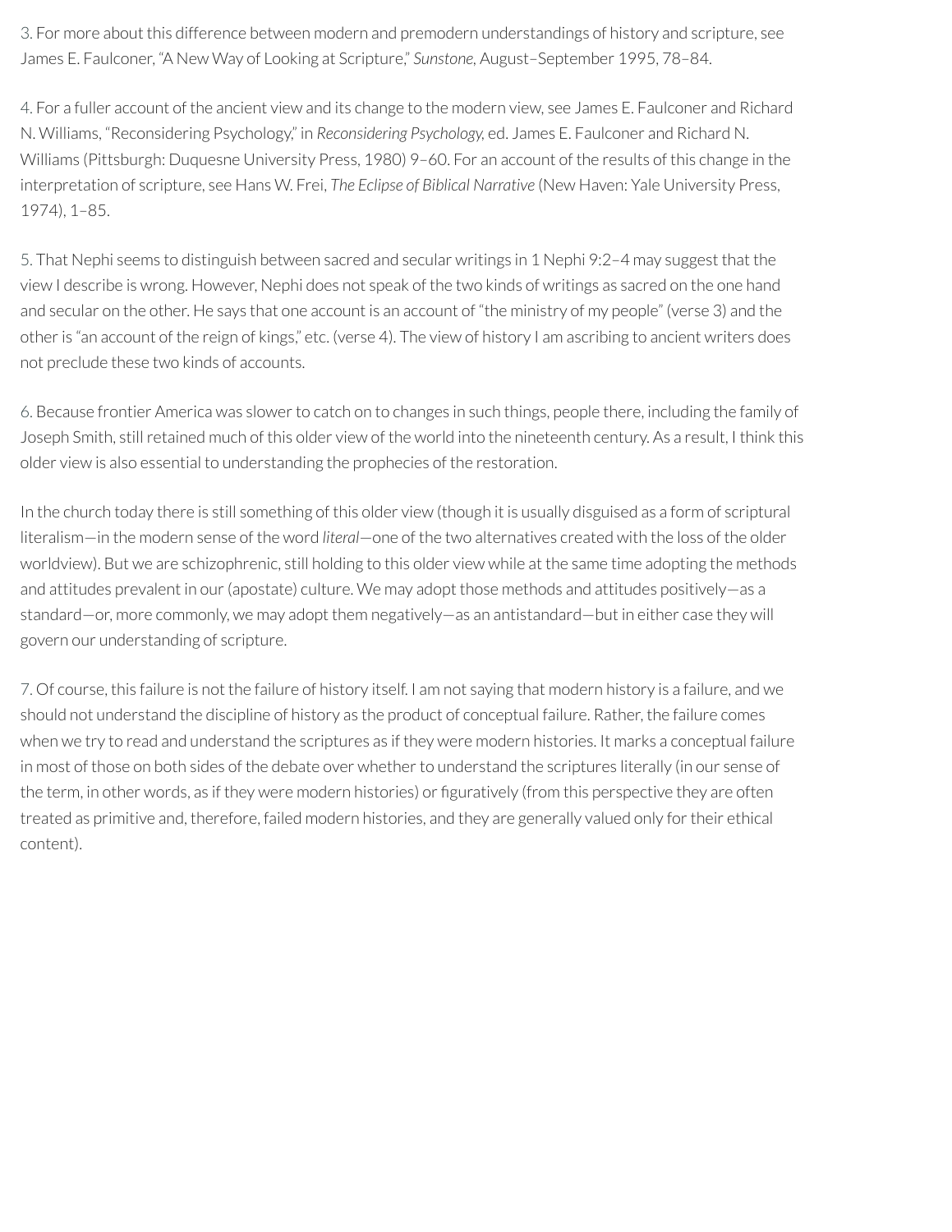3. For more about this difference between modern and premodern understandings of history and scripture, see James E. Faulconer, "A New Way of Looking at Scripture," *Sunstone*, August–September 1995, 78–84.

4. For a fuller account of the ancient view and its change to the modern view, see James E. Faulconer and Richard N. Williams, "Reconsidering Psychology," in *Reconsidering Psychology*, ed. James E. Faulconer and Richard N. Williams (Pittsburgh: Duquesne University Press, 1980) 9–60. For an account of the results of this change in the interpretation of scripture, see Hans W. Frei, *The Eclipse of Biblical Narrative* (New Haven: Yale University Press, 1974), 1–85.

5. That Nephi seems to distinguish between sacred and secular writings in 1 Nephi 9:2–4 may suggest that the view I describe is wrong. However, Nephi does not speak of the two kinds of writings as sacred on the one hand and secular on the other. He says that one account is an account of "the ministry of my people" (verse 3) and the other is "an account of the reign of kings," etc. (verse 4). The view of history I am ascribing to ancient writers does not preclude these two kinds of accounts.

6. Because frontier America was slower to catch on to changes in such things, people there, including the family of Joseph Smith, still retained much of this older view of the world into the nineteenth century. As a result, I think this older view is also essential to understanding the prophecies of the restoration.

In the church today there is still something of this older view (though it is usually disguised as a form of scriptural literalism—in the modern sense of the word *literal*—one of the two alternatives created with the loss of the older worldview). But we are schizophrenic, still holding to this older view while at the same time adopting the methods and attitudes prevalent in our (apostate) culture. We may adopt those methods and attitudes positively—as a standard—or, more commonly, we may adopt them negatively—as an antistandard—but in either case they will govern our understanding of scripture.

7. Of course, this failure is not the failure of history itself. I am not saying that modern history is a failure, and we should not understand the discipline of history as the product of conceptual failure. Rather, the failure comes when we try to read and understand the scriptures as if they were modern histories. It marks a conceptual failure in most of those on both sides of the debate over whether to understand the scriptures literally (in our sense of the term, in other words, as if they were modern histories) or figuratively (from this perspective they are often treated as primitive and, therefore, failed modern histories, and they are generally valued only for their ethical content).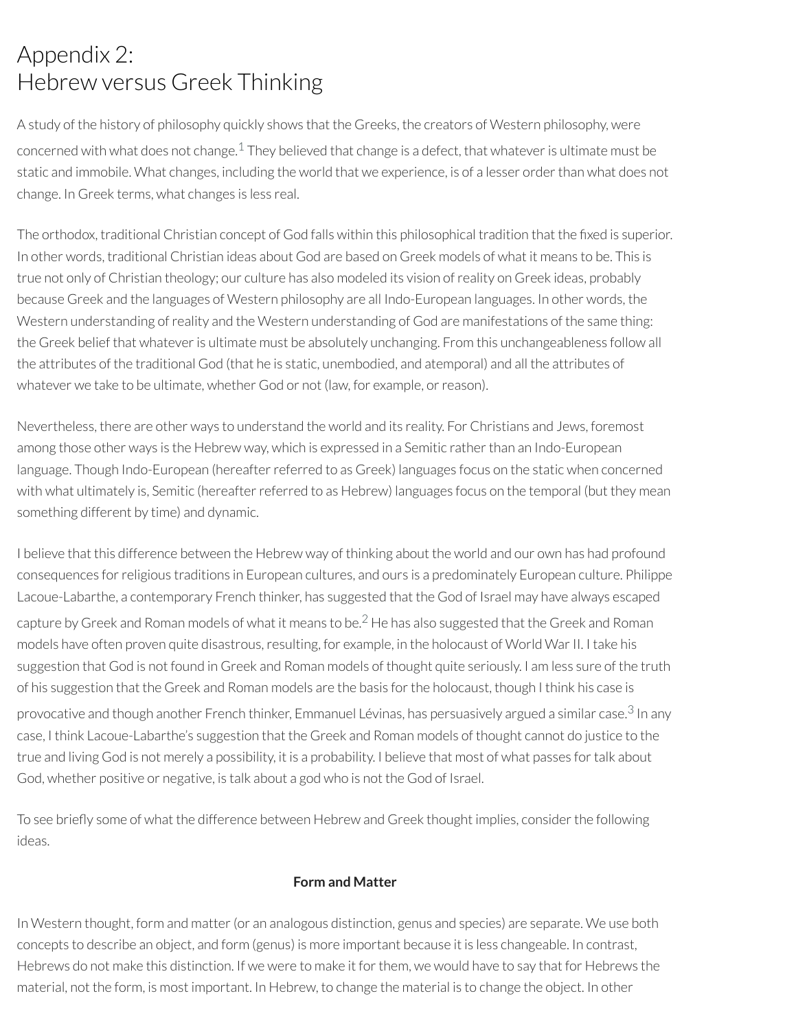# Appendix 2: Hebrew versus Greek Thinking

A study of the history of philosophy quickly shows that the Greeks, the creators of Western philosophy, were concerned with what does not change.[1] They believed that change is a defect, that whatever is ultimate must be static and immobile. What changes, including the world that we experience, is of a lesser order than what does not change. In Greek terms, what changes is less real.

The orthodox, traditional Christian concept of God falls within this philosophical tradition that the fixed is superior. In other words, traditional Christian ideas about God are based on Greek models of what it means to be. This is true not only of Christian theology; our culture has also modeled its vision of reality on Greek ideas, probably because Greek and the languages of Western philosophy are all Indo-European languages. In other words, the Western understanding of reality and the Western understanding of God are manifestations of the same thing: the Greek belief that whatever is ultimate must be absolutely unchanging. From this unchangeableness follow all the attributes of the traditional God (that he is static, unembodied, and atemporal) and all the attributes of whatever we take to be ultimate, whether God or not (law, for example, or reason).

Nevertheless, there are other ways to understand the world and its reality. For Christians and Jews, foremost among those other ways is the Hebrew way, which is expressed in a Semitic rather than an Indo-European language. Though Indo-European (hereafter referred to as Greek) languages focus on the static when concerned with what ultimately is, Semitic (hereafter referred to as Hebrew) languages focus on the temporal (but they mean something different by time) and dynamic.

I believe that this difference between the Hebrew way of thinking about the world and our own has had profound consequences for religious traditions in European cultures, and ours is a predominately European culture. Philippe Lacoue-Labarthe, a contemporary French thinker, has suggested that the God of Israel may have always escaped capture by Greek and Roman models of what it means to be.[2] He has also suggested that the Greek and Roman models have often proven quite disastrous, resulting, for example, in the holocaust of World War II. I take his suggestion that God is not found in Greek and Roman models of thought quite seriously. I am less sure of the truth of his suggestion that the Greek and Roman models are the basis for the holocaust, though I think his case is provocative and though another French thinker, Emmanuel Lévinas, has persuasively argued a similar case.[3] In any case, I think Lacoue-Labarthe's suggestion that the Greek and Roman models of thought cannot do justice to the true and living God is not merely a possibility, it is a probability. I believe that most of what passes for talk about God, whether positive or negative, is talk about a god who is not the God of Israel.

To see briefly some of what the difference between Hebrew and Greek thought implies, consider the following ideas.

**Form and Matter**

In Western thought, form and matter (or an analogous distinction, genus and species) are separate. We use both concepts to describe an object, and form (genus) is more important because it is less changeable. In contrast, Hebrews do not make this distinction. If we were to make it for them, we would have to say that for Hebrews the material, not the form, is most important. In Hebrew, to change the material is to change the object. In other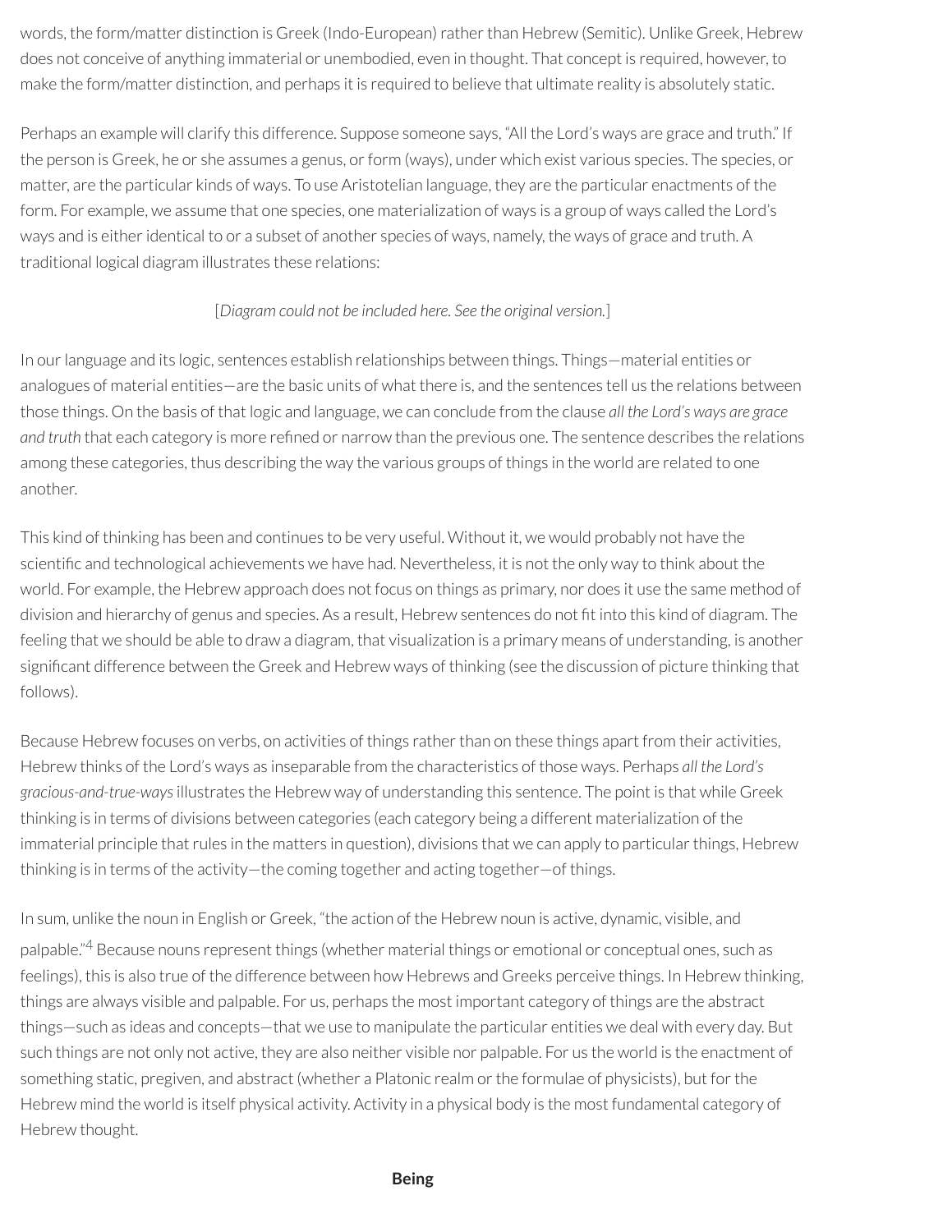words, the form/matter distinction is Greek (Indo-European) rather than Hebrew (Semitic). Unlike Greek, Hebrew does not conceive of anything immaterial or unembodied, even in thought. That concept is required, however, to make the form/matter distinction, and perhaps it is required to believe that ultimate reality is absolutely static.

Perhaps an example will clarify this difference. Suppose someone says, "All the Lord's ways are grace and truth." If the person is Greek, he or she assumes a genus, or form (ways), under which exist various species. The species, or matter, are the particular kinds of ways. To use Aristotelian language, they are the particular enactments of the form. For example, we assume that one species, one materialization of ways is a group of ways called the Lord's ways and is either identical to or a subset of another species of ways, namely, the ways of grace and truth. A traditional logical diagram illustrates these relations:

[*Diagram could not be included here. See the original version.*]

In our language and its logic, sentences establish relationships between things. Things—material entities or analogues of material entities—are the basic units of what there is, and the sentences tell us the relations between those things. On the basis of that logic and language, we can conclude from the clause *all the Lord's ways are grace and truth* that each category is more refined or narrow than the previous one. The sentence describes the relations among these categories, thus describing the way the various groups of things in the world are related to one another.

This kind of thinking has been and continues to be very useful. Without it, we would probably not have the scientific and technological achievements we have had. Nevertheless, it is not the only way to think about the world. For example, the Hebrew approach does not focus on things as primary, nor does it use the same method of division and hierarchy of genus and species. As a result, Hebrew sentences do not fit into this kind of diagram. The feeling that we should be able to draw a diagram, that visualization is a primary means of understanding, is another significant difference between the Greek and Hebrew ways of thinking (see the discussion of picture thinking that follows).

Because Hebrew focuses on verbs, on activities of things rather than on these things apart from their activities, Hebrew thinks of the Lord's ways as inseparable from the characteristics of those ways. Perhaps *all the Lord's gracious-and-true-ways* illustrates the Hebrew way of understanding this sentence. The point is that while Greek thinking is in terms of divisions between categories (each category being a different materialization of the immaterial principle that rules in the matters in question), divisions that we can apply to particular things, Hebrew thinking is in terms of the activity—the coming together and acting together—of things.

In sum, unlike the noun in English or Greek, "the action of the Hebrew noun is active, dynamic, visible, and palpable."[4] Because nouns represent things (whether material things or emotional or conceptual ones, such as feelings), this is also true of the difference between how Hebrews and Greeks perceive things. In Hebrew thinking, things are always visible and palpable. For us, perhaps the most important category of things are the abstract things—such as ideas and concepts—that we use to manipulate the particular entities we deal with every day. But such things are not only not active, they are also neither visible nor palpable. For us the world is the enactment of something static, pregiven, and abstract (whether a Platonic realm or the formulae of physicists), but for the Hebrew mind the world is itself physical activity. Activity in a physical body is the most fundamental category of Hebrew thought.

## Being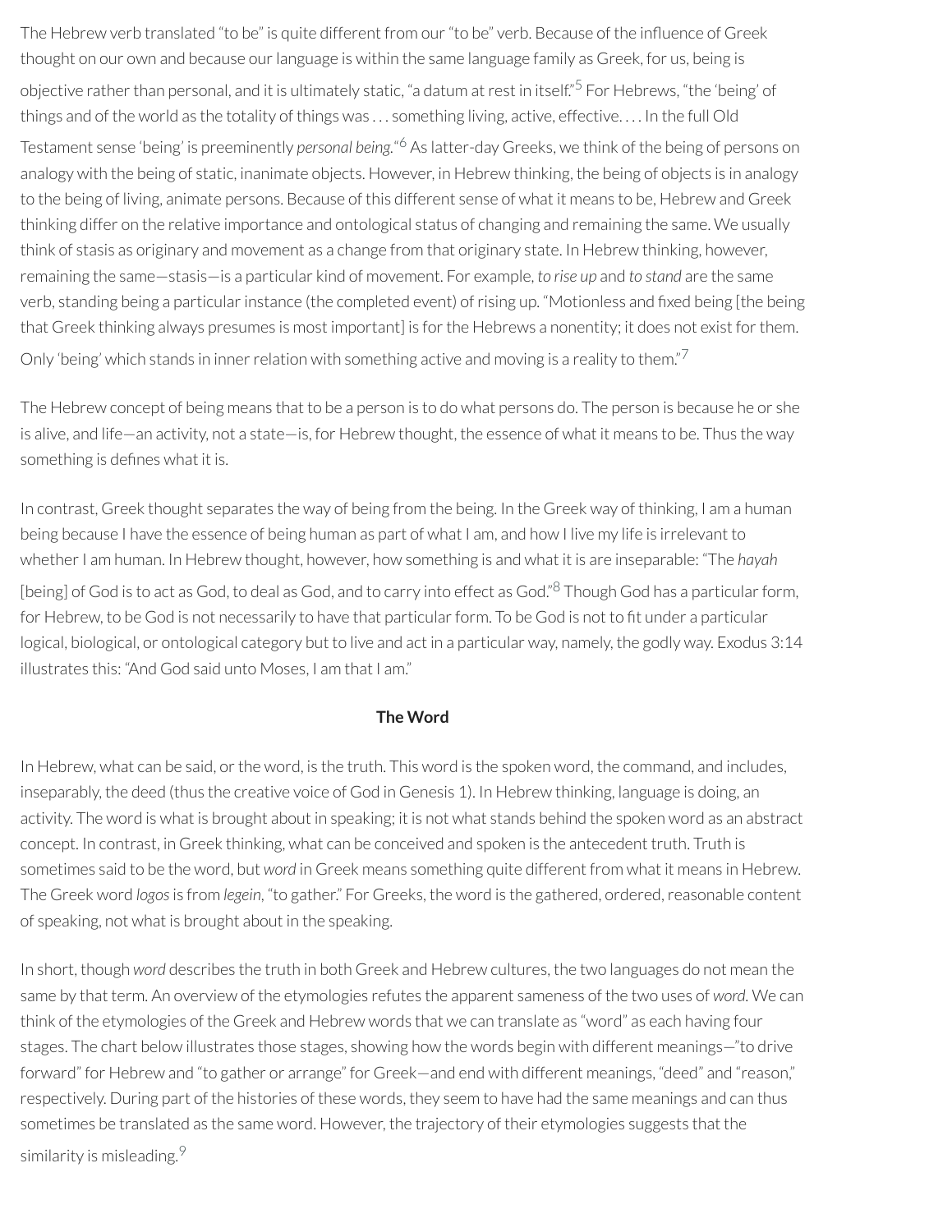The Hebrew verb translated "to be" is quite different from our "to be" verb. Because of the influence of Greek thought on our own and because our language is within the same language family as Greek, for us, being is objective rather than personal, and it is ultimately static, "a datum at rest in itself."[5] For Hebrews, "the 'being' of things and of the world as the totality of things was . . . something living, active, effective. . . . In the full Old Testament sense 'being' is preeminently *personal being*."[6] As latter-day Greeks, we think of the being of persons on analogy with the being of static, inanimate objects. However, in Hebrew thinking, the being of objects is in analogy to the being of living, animate persons. Because of this different sense of what it means to be, Hebrew and Greek thinking differ on the relative importance and ontological status of changing and remaining the same. We usually think of stasis as originary and movement as a change from that originary state. In Hebrew thinking, however, remaining the same—stasis—is a particular kind of movement. For example, *to rise up* and *to stand* are the same verb, standing being a particular instance (the completed event) of rising up. "Motionless and fixed being [the being that Greek thinking always presumes is most important] is for the Hebrews a nonentity; it does not exist for them. Only 'being' which stands in inner relation with something active and moving is a reality to them."[7]

The Hebrew concept of being means that to be a person is to do what persons do. The person is because he or she is alive, and life—an activity, not a state—is, for Hebrew thought, the essence of what it means to be. Thus the way something is defines what it is.

In contrast, Greek thought separates the way of being from the being. In the Greek way of thinking, I am a human being because I have the essence of being human as part of what I am, and how I live my life is irrelevant to whether I am human. In Hebrew thought, however, how something is and what it is are inseparable: "The *hayah* [being] of God is to act as God, to deal as God, and to carry into effect as God."[8] Though God has a particular form, for Hebrew, to be God is not necessarily to have that particular form. To be God is not to fit under a particular logical, biological, or ontological category but to live and act in a particular way, namely, the godly way. Exodus 3:14 illustrates this: "And God said unto Moses, I am that I am."

## The Word

In Hebrew, what can be said, or the word, is the truth. This word is the spoken word, the command, and includes, inseparably, the deed (thus the creative voice of God in Genesis 1). In Hebrew thinking, language is doing, an activity. The word is what is brought about in speaking; it is not what stands behind the spoken word as an abstract concept. In contrast, in Greek thinking, what can be conceived and spoken is the antecedent truth. Truth is sometimes said to be the word, but *word* in Greek means something quite different from what it means in Hebrew. The Greek word *logos* is from *legein*, "to gather." For Greeks, the word is the gathered, ordered, reasonable content of speaking, not what is brought about in the speaking.

In short, though *word* describes the truth in both Greek and Hebrew cultures, the two languages do not mean the same by that term. An overview of the etymologies refutes the apparent sameness of the two uses of *word*. We can think of the etymologies of the Greek and Hebrew words that we can translate as "word" as each having four stages. The chart below illustrates those stages, showing how the words begin with different meanings—"to drive forward" for Hebrew and "to gather or arrange" for Greek—and end with different meanings, "deed" and "reason," respectively. During part of the histories of these words, they seem to have had the same meanings and can thus sometimes be translated as the same word. However, the trajectory of their etymologies suggests that the similarity is misleading.[9]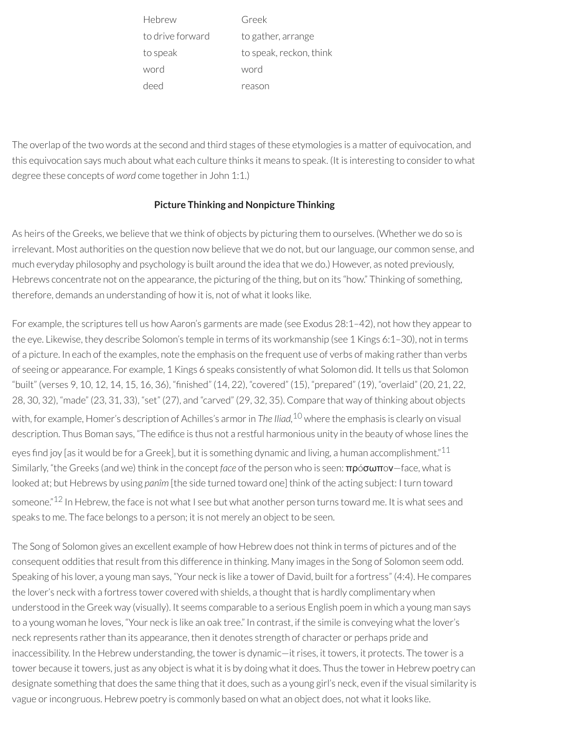| Hebrew | Greek |
| --- | --- |
| to drive forward | to gather, arrange |
| to speak | to speak, reckon, think |
| word | word |
| deed | reason |

The overlap of the two words at the second and third stages of these etymologies is a matter of equivocation, and this equivocation says much about what each culture thinks it means to speak. (It is interesting to consider to what degree these concepts of *word* come together in John 1:1.)

### Picture Thinking and Nonpicture Thinking

As heirs of the Greeks, we believe that we think of objects by picturing them to ourselves. (Whether we do so is irrelevant. Most authorities on the question now believe that we do not, but our language, our common sense, and much everyday philosophy and psychology is built around the idea that we do.) However, as noted previously, Hebrews concentrate not on the appearance, the picturing of the thing, but on its "how." Thinking of something, therefore, demands an understanding of how it is, not of what it looks like.

For example, the scriptures tell us how Aaron's garments are made (see Exodus 28:1–42), not how they appear to the eye. Likewise, they describe Solomon's temple in terms of its workmanship (see 1 Kings 6:1–30), not in terms of a picture. In each of the examples, note the emphasis on the frequent use of verbs of making rather than verbs of seeing or appearance. For example, 1 Kings 6 speaks consistently of what Solomon did. It tells us that Solomon "built" (verses 9, 10, 12, 14, 15, 16, 36), "finished" (14, 22), "covered" (15), "prepared" (19), "overlaid" (20, 21, 22, 28, 30, 32), "made" (23, 31, 33), "set" (27), and "carved" (29, 32, 35). Compare that way of thinking about objects with, for example, Homer's description of Achilles's armor in *The Iliad,*[10] where the emphasis is clearly on visual description. Thus Boman says, "The edifice is thus not a restful harmonious unity in the beauty of whose lines the eyes find joy [as it would be for a Greek], but it is something dynamic and living, a human accomplishment."[11] Similarly, "the Greeks (and we) think in the concept *face* of the person who is seen: πρόσωπον—face, what is looked at; but Hebrews by using *panîm* [the side turned toward one] think of the acting subject: I turn toward someone."[12] In Hebrew, the face is not what I see but what another person turns toward me. It is what sees and speaks to me. The face belongs to a person; it is not merely an object to be seen.

The Song of Solomon gives an excellent example of how Hebrew does not think in terms of pictures and of the consequent oddities that result from this difference in thinking. Many images in the Song of Solomon seem odd. Speaking of his lover, a young man says, "Your neck is like a tower of David, built for a fortress" (4:4). He compares the lover's neck with a fortress tower covered with shields, a thought that is hardly complimentary when understood in the Greek way (visually). It seems comparable to a serious English poem in which a young man says to a young woman he loves, "Your neck is like an oak tree." In contrast, if the simile is conveying what the lover's neck represents rather than its appearance, then it denotes strength of character or perhaps pride and inaccessibility. In the Hebrew understanding, the tower is dynamic—it rises, it towers, it protects. The tower is a tower because it towers, just as any object is what it is by doing what it does. Thus the tower in Hebrew poetry can designate something that does the same thing that it does, such as a young girl's neck, even if the visual similarity is vague or incongruous. Hebrew poetry is commonly based on what an object does, not what it looks like.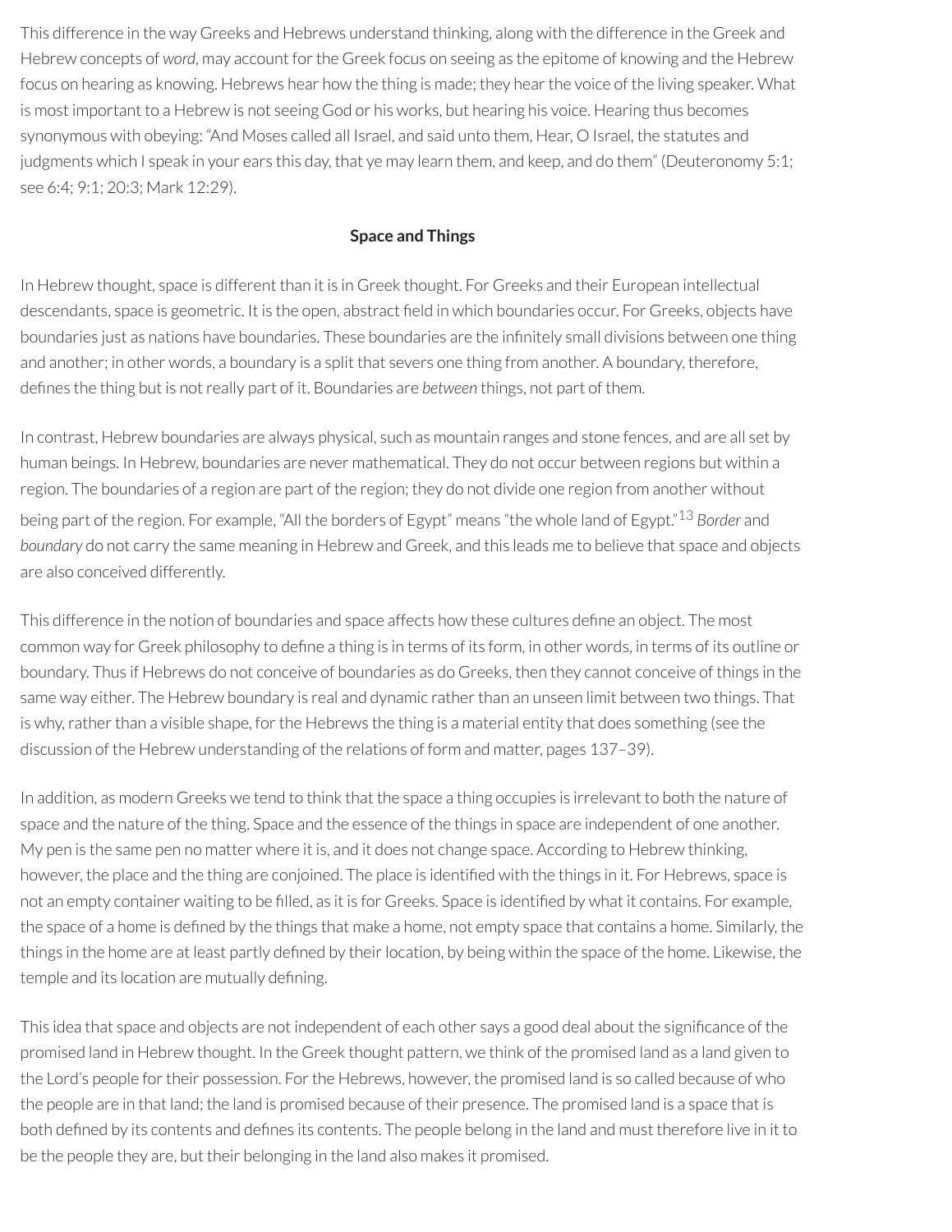This difference in the way Greeks and Hebrews understand thinking, along with the difference in the Greek and Hebrew concepts of *word*, may account for the Greek focus on seeing as the epitome of knowing and the Hebrew focus on hearing as knowing. Hebrews hear how the thing is made; they hear the voice of the living speaker. What is most important to a Hebrew is not seeing God or his works, but hearing his voice. Hearing thus becomes synonymous with obeying: "And Moses called all Israel, and said unto them, Hear, O Israel, the statutes and judgments which I speak in your ears this day, that ye may learn them, and keep, and do them" (Deuteronomy 5:1; see 6:4; 9:1; 20:3; Mark 12:29).

## Space and Things

In Hebrew thought, space is different than it is in Greek thought. For Greeks and their European intellectual descendants, space is geometric. It is the open, abstract field in which boundaries occur. For Greeks, objects have boundaries just as nations have boundaries. These boundaries are the infinitely small divisions between one thing and another; in other words, a boundary is a split that severs one thing from another. A boundary, therefore, defines the thing but is not really part of it. Boundaries are *between* things, not part of them.

In contrast, Hebrew boundaries are always physical, such as mountain ranges and stone fences, and are all set by human beings. In Hebrew, boundaries are never mathematical. They do not occur between regions but within a region. The boundaries of a region are part of the region; they do not divide one region from another without being part of the region. For example, "All the borders of Egypt" means "the whole land of Egypt."[13] *Border* and *boundary* do not carry the same meaning in Hebrew and Greek, and this leads me to believe that space and objects are also conceived differently.

This difference in the notion of boundaries and space affects how these cultures define an object. The most common way for Greek philosophy to define a thing is in terms of its form, in other words, in terms of its outline or boundary. Thus if Hebrews do not conceive of boundaries as do Greeks, then they cannot conceive of things in the same way either. The Hebrew boundary is real and dynamic rather than an unseen limit between two things. That is why, rather than a visible shape, for the Hebrews the thing is a material entity that does something (see the discussion of the Hebrew understanding of the relations of form and matter, pages 137–39).

In addition, as modern Greeks we tend to think that the space a thing occupies is irrelevant to both the nature of space and the nature of the thing. Space and the essence of the things in space are independent of one another. My pen is the same pen no matter where it is, and it does not change space. According to Hebrew thinking, however, the place and the thing are conjoined. The place is identified with the things in it. For Hebrews, space is not an empty container waiting to be filled, as it is for Greeks. Space is identified by what it contains. For example, the space of a home is defined by the things that make a home, not empty space that contains a home. Similarly, the things in the home are at least partly defined by their location, by being within the space of the home. Likewise, the temple and its location are mutually defining.

This idea that space and objects are not independent of each other says a good deal about the significance of the promised land in Hebrew thought. In the Greek thought pattern, we think of the promised land as a land given to the Lord's people for their possession. For the Hebrews, however, the promised land is so called because of who the people are in that land; the land is promised because of their presence. The promised land is a space that is both defined by its contents and defines its contents. The people belong in the land and must therefore live in it to be the people they are, but their belonging in the land also makes it promised.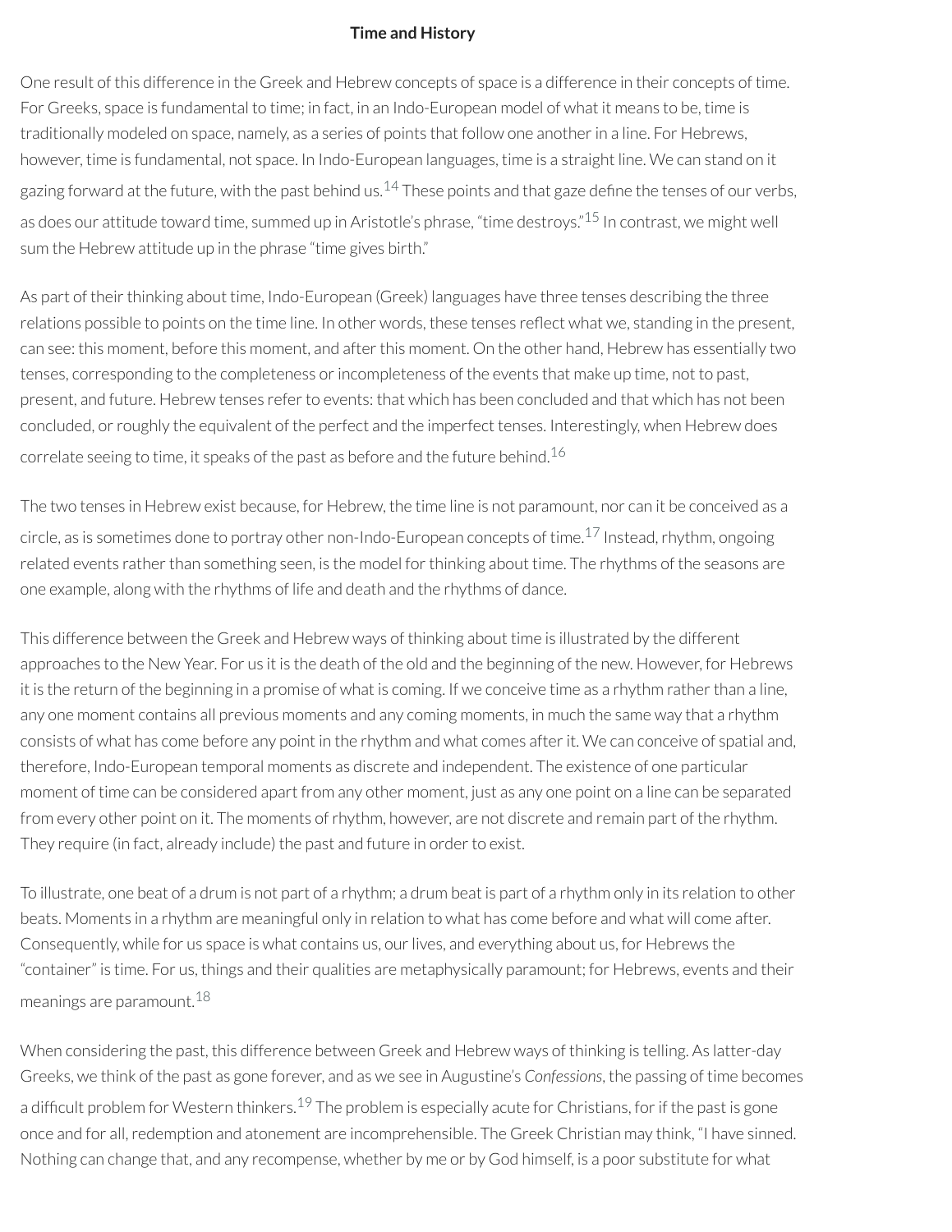## Time and History

One result of this difference in the Greek and Hebrew concepts of space is a difference in their concepts of time. For Greeks, space is fundamental to time; in fact, in an Indo-European model of what it means to be, time is traditionally modeled on space, namely, as a series of points that follow one another in a line. For Hebrews, however, time is fundamental, not space. In Indo-European languages, time is a straight line. We can stand on it gazing forward at the future, with the past behind us.[14] These points and that gaze define the tenses of our verbs, as does our attitude toward time, summed up in Aristotle's phrase, "time destroys."[15] In contrast, we might well sum the Hebrew attitude up in the phrase "time gives birth."

As part of their thinking about time, Indo-European (Greek) languages have three tenses describing the three relations possible to points on the time line. In other words, these tenses reflect what we, standing in the present, can see: this moment, before this moment, and after this moment. On the other hand, Hebrew has essentially two tenses, corresponding to the completeness or incompleteness of the events that make up time, not to past, present, and future. Hebrew tenses refer to events: that which has been concluded and that which has not been concluded, or roughly the equivalent of the perfect and the imperfect tenses. Interestingly, when Hebrew does correlate seeing to time, it speaks of the past as before and the future behind.[16]

The two tenses in Hebrew exist because, for Hebrew, the time line is not paramount, nor can it be conceived as a circle, as is sometimes done to portray other non-Indo-European concepts of time.[17] Instead, rhythm, ongoing related events rather than something seen, is the model for thinking about time. The rhythms of the seasons are one example, along with the rhythms of life and death and the rhythms of dance.

This difference between the Greek and Hebrew ways of thinking about time is illustrated by the different approaches to the New Year. For us it is the death of the old and the beginning of the new. However, for Hebrews it is the return of the beginning in a promise of what is coming. If we conceive time as a rhythm rather than a line, any one moment contains all previous moments and any coming moments, in much the same way that a rhythm consists of what has come before any point in the rhythm and what comes after it. We can conceive of spatial and, therefore, Indo-European temporal moments as discrete and independent. The existence of one particular moment of time can be considered apart from any other moment, just as any one point on a line can be separated from every other point on it. The moments of rhythm, however, are not discrete and remain part of the rhythm. They require (in fact, already include) the past and future in order to exist.

To illustrate, one beat of a drum is not part of a rhythm; a drum beat is part of a rhythm only in its relation to other beats. Moments in a rhythm are meaningful only in relation to what has come before and what will come after. Consequently, while for us space is what contains us, our lives, and everything about us, for Hebrews the "container" is time. For us, things and their qualities are metaphysically paramount; for Hebrews, events and their meanings are paramount.[18]

When considering the past, this difference between Greek and Hebrew ways of thinking is telling. As latter-day Greeks, we think of the past as gone forever, and as we see in Augustine's *Confessions*, the passing of time becomes a difficult problem for Western thinkers.[19] The problem is especially acute for Christians, for if the past is gone once and for all, redemption and atonement are incomprehensible. The Greek Christian may think, "I have sinned. Nothing can change that, and any recompense, whether by me or by God himself, is a poor substitute for what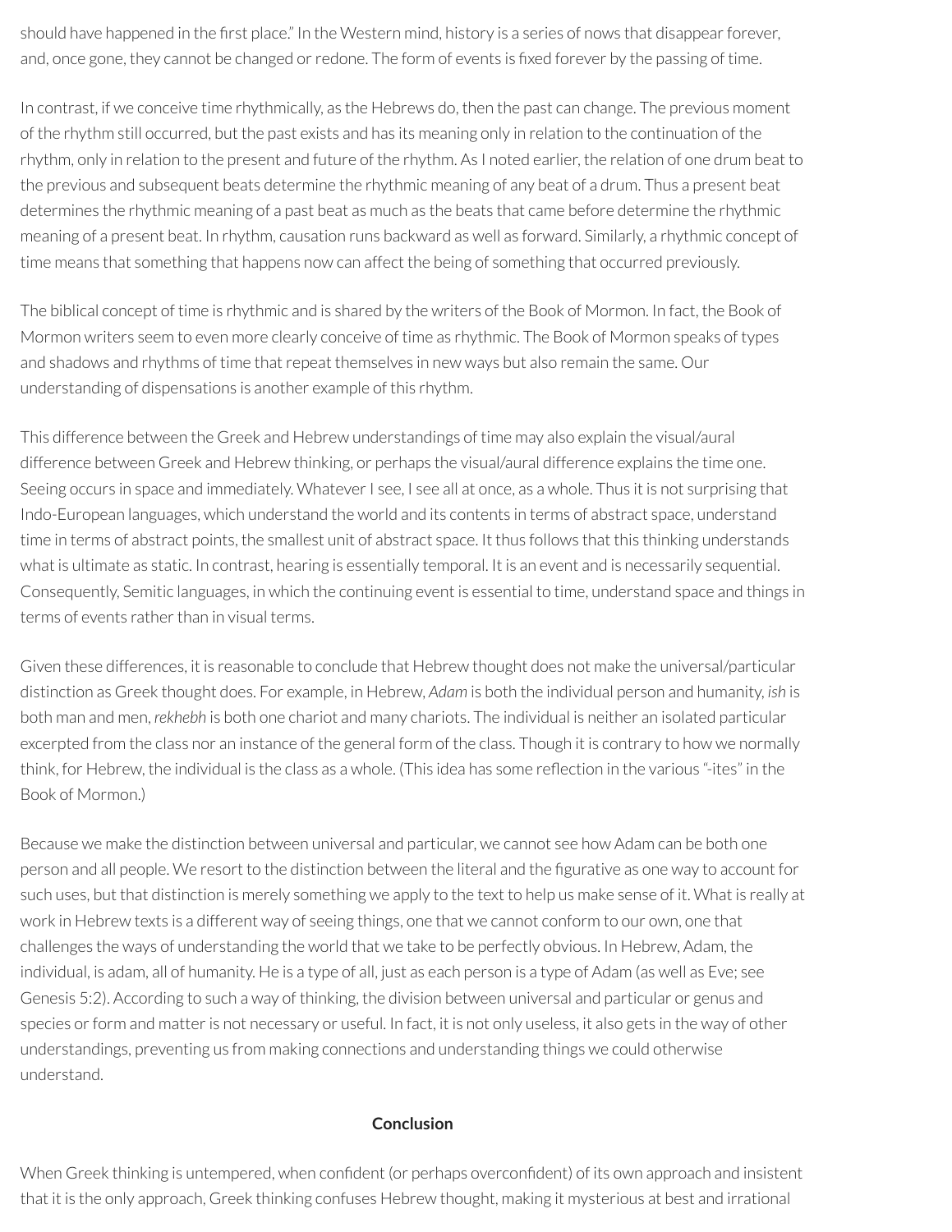should have happened in the first place." In the Western mind, history is a series of nows that disappear forever, and, once gone, they cannot be changed or redone. The form of events is fixed forever by the passing of time.

In contrast, if we conceive time rhythmically, as the Hebrews do, then the past can change. The previous moment of the rhythm still occurred, but the past exists and has its meaning only in relation to the continuation of the rhythm, only in relation to the present and future of the rhythm. As I noted earlier, the relation of one drum beat to the previous and subsequent beats determine the rhythmic meaning of any beat of a drum. Thus a present beat determines the rhythmic meaning of a past beat as much as the beats that came before determine the rhythmic meaning of a present beat. In rhythm, causation runs backward as well as forward. Similarly, a rhythmic concept of time means that something that happens now can affect the being of something that occurred previously.

The biblical concept of time is rhythmic and is shared by the writers of the Book of Mormon. In fact, the Book of Mormon writers seem to even more clearly conceive of time as rhythmic. The Book of Mormon speaks of types and shadows and rhythms of time that repeat themselves in new ways but also remain the same. Our understanding of dispensations is another example of this rhythm.

This difference between the Greek and Hebrew understandings of time may also explain the visual/aural difference between Greek and Hebrew thinking, or perhaps the visual/aural difference explains the time one. Seeing occurs in space and immediately. Whatever I see, I see all at once, as a whole. Thus it is not surprising that Indo-European languages, which understand the world and its contents in terms of abstract space, understand time in terms of abstract points, the smallest unit of abstract space. It thus follows that this thinking understands what is ultimate as static. In contrast, hearing is essentially temporal. It is an event and is necessarily sequential. Consequently, Semitic languages, in which the continuing event is essential to time, understand space and things in terms of events rather than in visual terms.

Given these differences, it is reasonable to conclude that Hebrew thought does not make the universal/particular distinction as Greek thought does. For example, in Hebrew, *Adam* is both the individual person and humanity, *ish* is both man and men, *rekhebh* is both one chariot and many chariots. The individual is neither an isolated particular excerpted from the class nor an instance of the general form of the class. Though it is contrary to how we normally think, for Hebrew, the individual is the class as a whole. (This idea has some reflection in the various "-ites" in the Book of Mormon.)

Because we make the distinction between universal and particular, we cannot see how Adam can be both one person and all people. We resort to the distinction between the literal and the figurative as one way to account for such uses, but that distinction is merely something we apply to the text to help us make sense of it. What is really at work in Hebrew texts is a different way of seeing things, one that we cannot conform to our own, one that challenges the ways of understanding the world that we take to be perfectly obvious. In Hebrew, Adam, the individual, is adam, all of humanity. He is a type of all, just as each person is a type of Adam (as well as Eve; see Genesis 5:2). According to such a way of thinking, the division between universal and particular or genus and species or form and matter is not necessary or useful. In fact, it is not only useless, it also gets in the way of other understandings, preventing us from making connections and understanding things we could otherwise understand.

## Conclusion

When Greek thinking is untempered, when confident (or perhaps overconfident) of its own approach and insistent that it is the only approach, Greek thinking confuses Hebrew thought, making it mysterious at best and irrational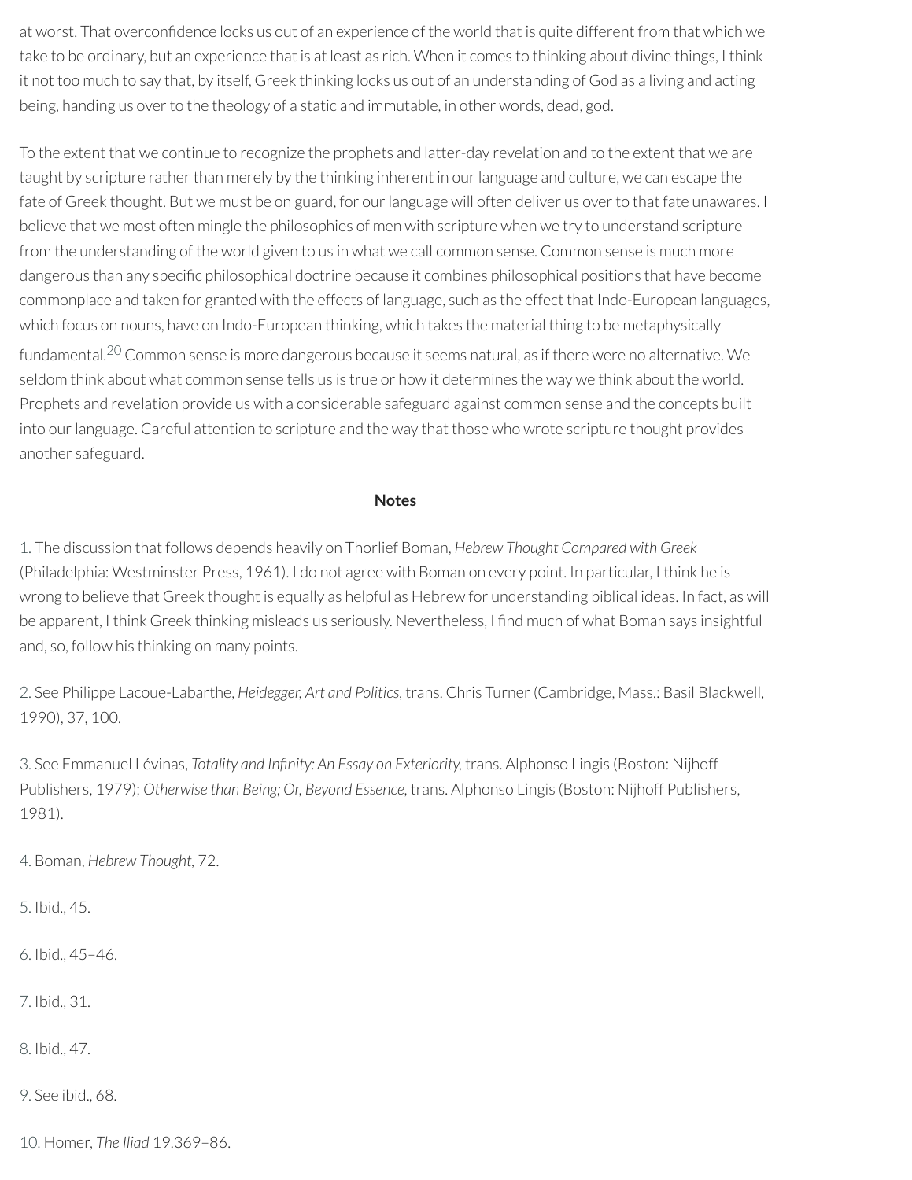at worst. That overconfidence locks us out of an experience of the world that is quite different from that which we take to be ordinary, but an experience that is at least as rich. When it comes to thinking about divine things, I think it not too much to say that, by itself, Greek thinking locks us out of an understanding of God as a living and acting being, handing us over to the theology of a static and immutable, in other words, dead, god.

To the extent that we continue to recognize the prophets and latter-day revelation and to the extent that we are taught by scripture rather than merely by the thinking inherent in our language and culture, we can escape the fate of Greek thought. But we must be on guard, for our language will often deliver us over to that fate unawares. I believe that we most often mingle the philosophies of men with scripture when we try to understand scripture from the understanding of the world given to us in what we call common sense. Common sense is much more dangerous than any specific philosophical doctrine because it combines philosophical positions that have become commonplace and taken for granted with the effects of language, such as the effect that Indo-European languages, which focus on nouns, have on Indo-European thinking, which takes the material thing to be metaphysically fundamental.[20] Common sense is more dangerous because it seems natural, as if there were no alternative. We seldom think about what common sense tells us is true or how it determines the way we think about the world. Prophets and revelation provide us with a considerable safeguard against common sense and the concepts built into our language. Careful attention to scripture and the way that those who wrote scripture thought provides another safeguard.

## Notes

1. The discussion that follows depends heavily on Thorlief Boman, *Hebrew Thought Compared with Greek* (Philadelphia: Westminster Press, 1961). I do not agree with Boman on every point. In particular, I think he is wrong to believe that Greek thought is equally as helpful as Hebrew for understanding biblical ideas. In fact, as will be apparent, I think Greek thinking misleads us seriously. Nevertheless, I find much of what Boman says insightful and, so, follow his thinking on many points.

2. See Philippe Lacoue-Labarthe, *Heidegger, Art and Politics,* trans. Chris Turner (Cambridge, Mass.: Basil Blackwell, 1990), 37, 100.

3. See Emmanuel Lévinas, *Totality and Infinity: An Essay on Exteriority,* trans. Alphonso Lingis (Boston: Nijhoff Publishers, 1979); *Otherwise than Being; Or, Beyond Essence,* trans. Alphonso Lingis (Boston: Nijhoff Publishers, 1981).

4. Boman, *Hebrew Thought,* 72.

5. Ibid., 45.

6. Ibid., 45–46.

7. Ibid., 31.

8. Ibid., 47.

9. See ibid., 68.

10. Homer, *The Iliad* 19.369–86.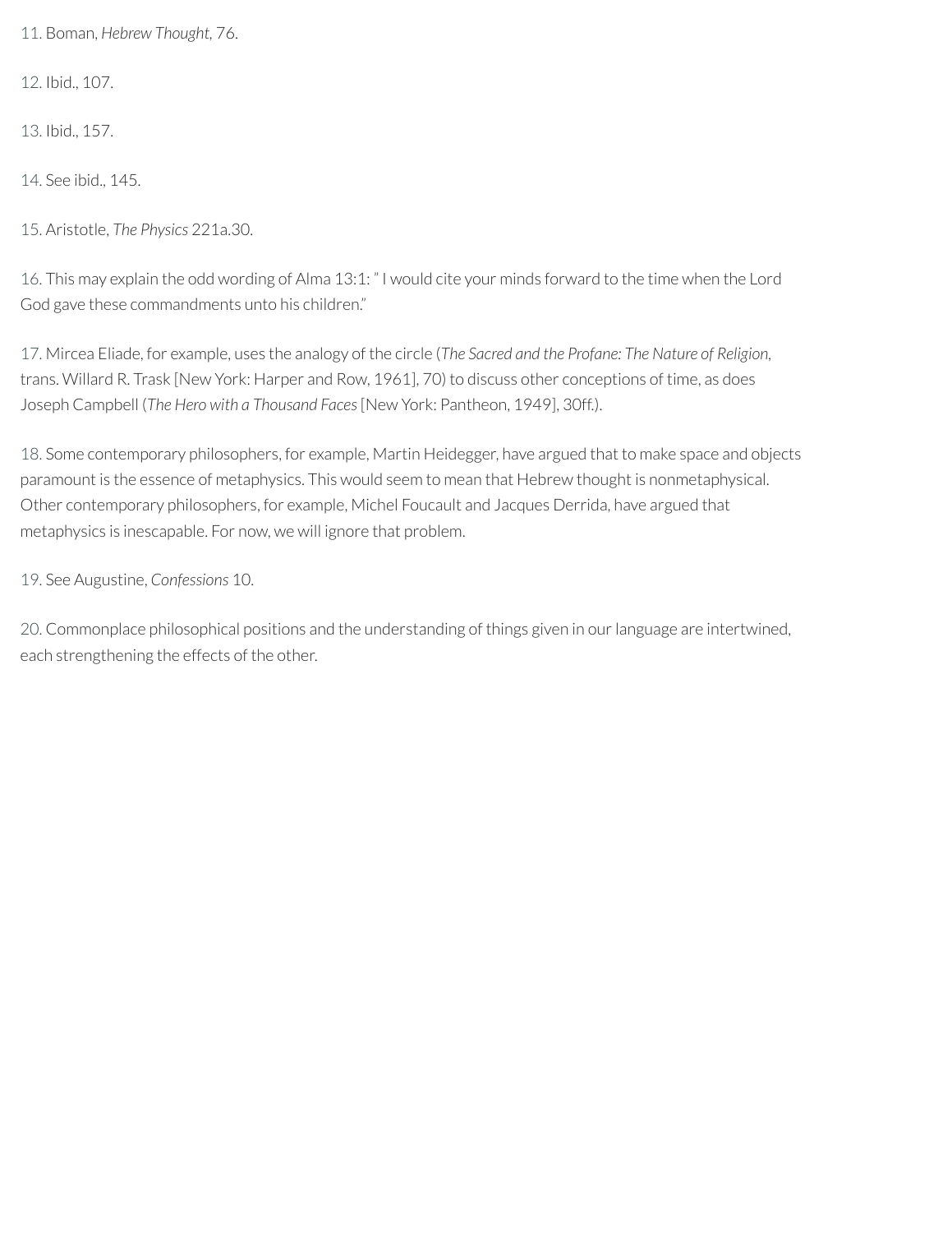11. Boman, *Hebrew Thought,* 76.

12. Ibid., 107.

13. Ibid., 157.

14. See ibid., 145.

15. Aristotle, *The Physics* 221a.30.

16. This may explain the odd wording of Alma 13:1: " I would cite your minds forward to the time when the Lord God gave these commandments unto his children."

17. Mircea Eliade, for example, uses the analogy of the circle (*The Sacred and the Profane: The Nature of Religion,* trans. Willard R. Trask [New York: Harper and Row, 1961], 70) to discuss other conceptions of time, as does Joseph Campbell (*The Hero with a Thousand Faces* [New York: Pantheon, 1949], 30ff.).

18. Some contemporary philosophers, for example, Martin Heidegger, have argued that to make space and objects paramount is the essence of metaphysics. This would seem to mean that Hebrew thought is nonmetaphysical. Other contemporary philosophers, for example, Michel Foucault and Jacques Derrida, have argued that metaphysics is inescapable. For now, we will ignore that problem.

19. See Augustine, *Confessions* 10.

20. Commonplace philosophical positions and the understanding of things given in our language are intertwined, each strengthening the effects of the other.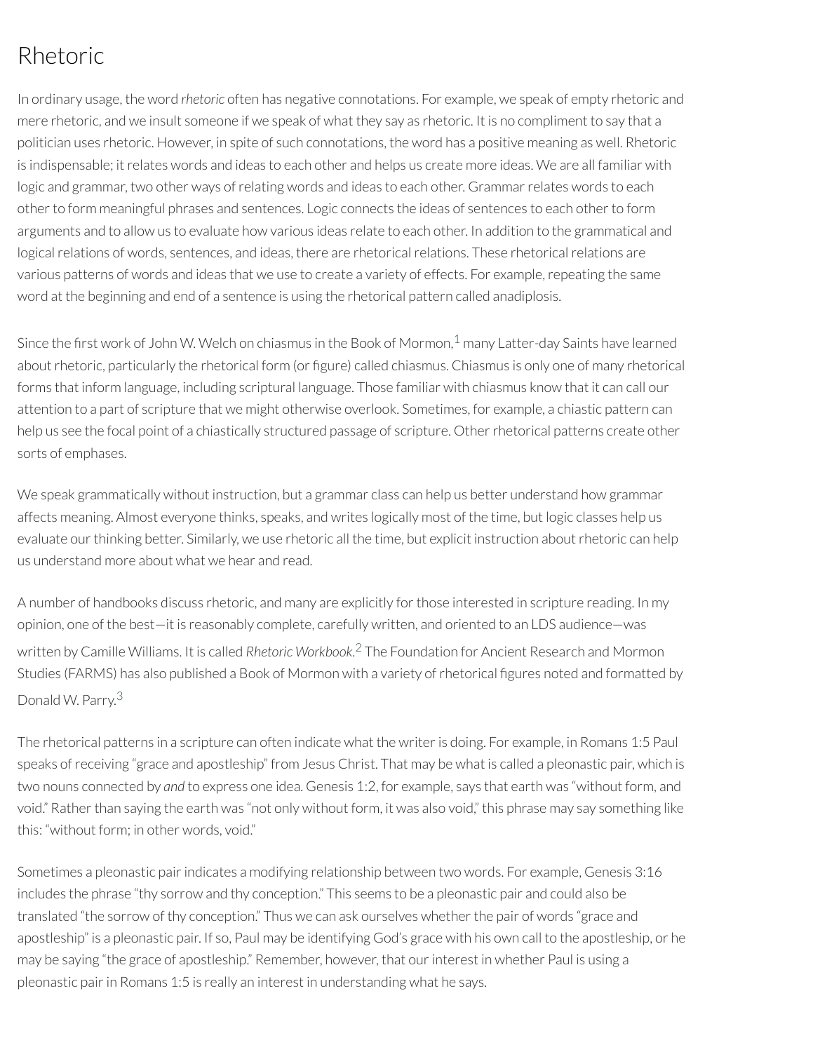# Rhetoric

In ordinary usage, the word *rhetoric* often has negative connotations. For example, we speak of empty rhetoric and mere rhetoric, and we insult someone if we speak of what they say as rhetoric. It is no compliment to say that a politician uses rhetoric. However, in spite of such connotations, the word has a positive meaning as well. Rhetoric is indispensable; it relates words and ideas to each other and helps us create more ideas. We are all familiar with logic and grammar, two other ways of relating words and ideas to each other. Grammar relates words to each other to form meaningful phrases and sentences. Logic connects the ideas of sentences to each other to form arguments and to allow us to evaluate how various ideas relate to each other. In addition to the grammatical and logical relations of words, sentences, and ideas, there are rhetorical relations. These rhetorical relations are various patterns of words and ideas that we use to create a variety of effects. For example, repeating the same word at the beginning and end of a sentence is using the rhetorical pattern called anadiplosis.

Since the first work of John W. Welch on chiasmus in the Book of Mormon,[1] many Latter-day Saints have learned about rhetoric, particularly the rhetorical form (or figure) called chiasmus. Chiasmus is only one of many rhetorical forms that inform language, including scriptural language. Those familiar with chiasmus know that it can call our attention to a part of scripture that we might otherwise overlook. Sometimes, for example, a chiastic pattern can help us see the focal point of a chiastically structured passage of scripture. Other rhetorical patterns create other sorts of emphases.

We speak grammatically without instruction, but a grammar class can help us better understand how grammar affects meaning. Almost everyone thinks, speaks, and writes logically most of the time, but logic classes help us evaluate our thinking better. Similarly, we use rhetoric all the time, but explicit instruction about rhetoric can help us understand more about what we hear and read.

A number of handbooks discuss rhetoric, and many are explicitly for those interested in scripture reading. In my opinion, one of the best—it is reasonably complete, carefully written, and oriented to an LDS audience—was written by Camille Williams. It is called *Rhetoric Workbook*.[2] The Foundation for Ancient Research and Mormon Studies (FARMS) has also published a Book of Mormon with a variety of rhetorical figures noted and formatted by Donald W. Parry.[3]

The rhetorical patterns in a scripture can often indicate what the writer is doing. For example, in Romans 1:5 Paul speaks of receiving "grace and apostleship" from Jesus Christ. That may be what is called a pleonastic pair, which is two nouns connected by *and* to express one idea. Genesis 1:2, for example, says that earth was "without form, and void." Rather than saying the earth was "not only without form, it was also void," this phrase may say something like this: "without form; in other words, void."

Sometimes a pleonastic pair indicates a modifying relationship between two words. For example, Genesis 3:16 includes the phrase "thy sorrow and thy conception." This seems to be a pleonastic pair and could also be translated "the sorrow of thy conception." Thus we can ask ourselves whether the pair of words "grace and apostleship" is a pleonastic pair. If so, Paul may be identifying God's grace with his own call to the apostleship, or he may be saying "the grace of apostleship." Remember, however, that our interest in whether Paul is using a pleonastic pair in Romans 1:5 is really an interest in understanding what he says.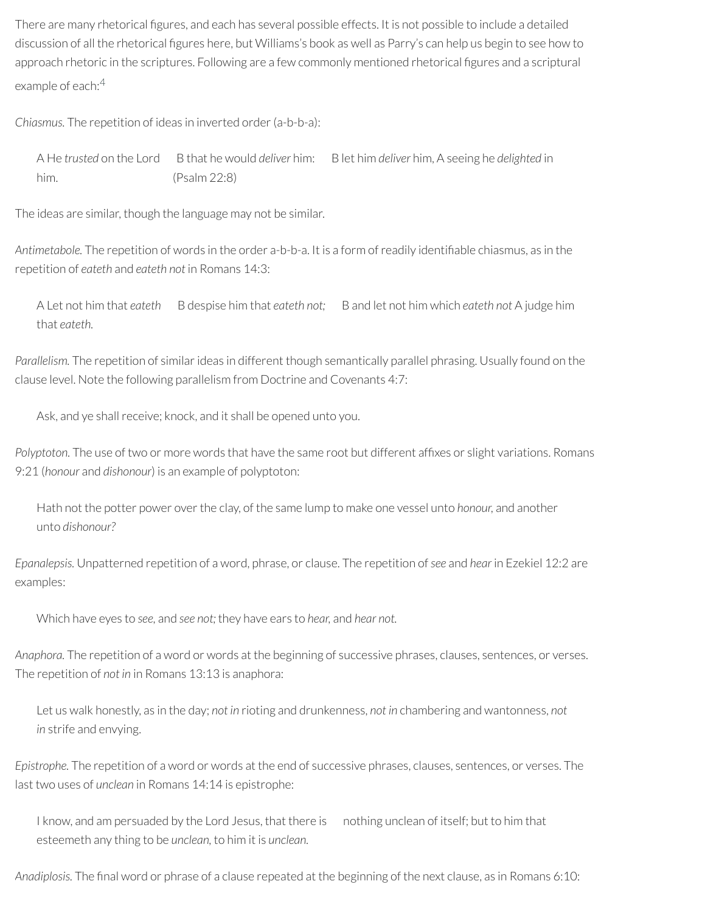There are many rhetorical figures, and each has several possible effects. It is not possible to include a detailed discussion of all the rhetorical figures here, but Williams's book as well as Parry's can help us begin to see how to approach rhetoric in the scriptures. Following are a few commonly mentioned rhetorical figures and a scriptural example of each:[4]

*Chiasmus.* The repetition of ideas in inverted order (a-b-b-a):

> A He *trusted* on the Lord B that he would *deliver* him: B let him *deliver* him, A seeing he *delighted* in him. (Psalm 22:8)

The ideas are similar, though the language may not be similar.

*Antimetabole.* The repetition of words in the order a-b-b-a. It is a form of readily identifiable chiasmus, as in the repetition of *eateth* and *eateth not* in Romans 14:3:

> A Let not him that *eateth* B despise him that *eateth not;* B and let not him which *eateth not* A judge him that *eateth.*

*Parallelism.* The repetition of similar ideas in different though semantically parallel phrasing. Usually found on the clause level. Note the following parallelism from Doctrine and Covenants 4:7:

> Ask, and ye shall receive; knock, and it shall be opened unto you.

*Polyptoton.* The use of two or more words that have the same root but different affixes or slight variations. Romans 9:21 (*honour* and *dishonour*) is an example of polyptoton:

> Hath not the potter power over the clay, of the same lump to make one vessel unto *honour,* and another unto *dishonour?*

*Epanalepsis.* Unpatterned repetition of a word, phrase, or clause. The repetition of *see* and *hear* in Ezekiel 12:2 are examples:

> Which have eyes to *see,* and *see not;* they have ears to *hear,* and *hear not.*

*Anaphora.* The repetition of a word or words at the beginning of successive phrases, clauses, sentences, or verses. The repetition of *not in* in Romans 13:13 is anaphora:

> Let us walk honestly, as in the day; *not in* rioting and drunkenness, *not in* chambering and wantonness, *not in* strife and envying.

*Epistrophe.* The repetition of a word or words at the end of successive phrases, clauses, sentences, or verses. The last two uses of *unclean* in Romans 14:14 is epistrophe:

> I know, and am persuaded by the Lord Jesus, that there is nothing unclean of itself; but to him that esteemeth any thing to be *unclean,* to him it is *unclean.*

*Anadiplosis.* The final word or phrase of a clause repeated at the beginning of the next clause, as in Romans 6:10: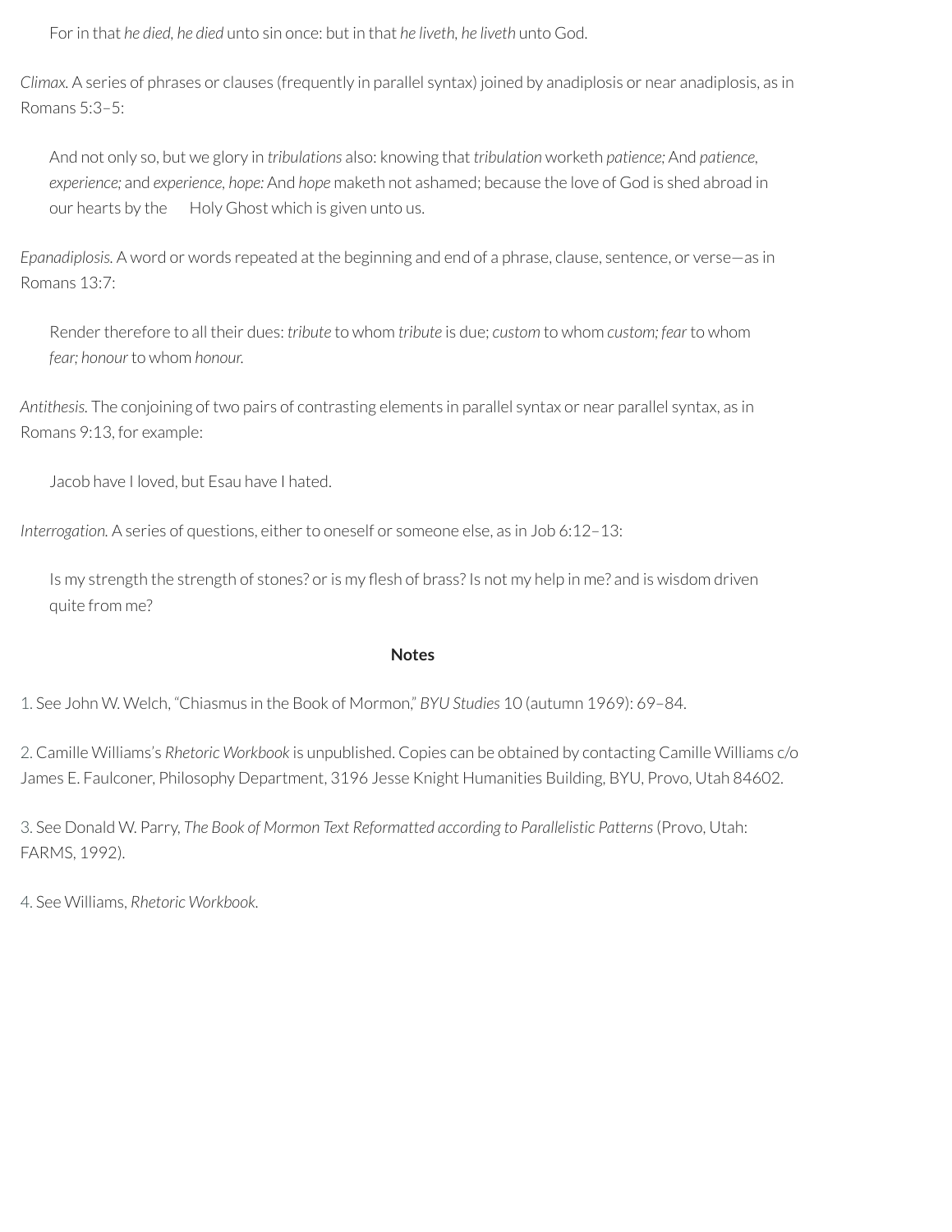> For in that *he died, he died* unto sin once: but in that *he liveth, he liveth* unto God.

*Climax.* A series of phrases or clauses (frequently in parallel syntax) joined by anadiplosis or near anadiplosis, as in Romans 5:3–5:

> And not only so, but we glory in *tribulations* also: knowing that *tribulation* worketh *patience;* And *patience, experience;* and *experience, hope:* And *hope* maketh not ashamed; because the love of God is shed abroad in our hearts by the Holy Ghost which is given unto us.

*Epanadiplosis.* A word or words repeated at the beginning and end of a phrase, clause, sentence, or verse—as in Romans 13:7:

> Render therefore to all their dues: *tribute* to whom *tribute* is due; *custom* to whom *custom; fear* to whom *fear; honour* to whom *honour.*

*Antithesis.* The conjoining of two pairs of contrasting elements in parallel syntax or near parallel syntax, as in Romans 9:13, for example:

> Jacob have I loved, but Esau have I hated.

*Interrogation.* A series of questions, either to oneself or someone else, as in Job 6:12–13:

> Is my strength the strength of stones? or is my flesh of brass? Is not my help in me? and is wisdom driven quite from me?

## Notes

1. See John W. Welch, "Chiasmus in the Book of Mormon," *BYU Studies* 10 (autumn 1969): 69–84.

2. Camille Williams's *Rhetoric Workbook* is unpublished. Copies can be obtained by contacting Camille Williams c/o James E. Faulconer, Philosophy Department, 3196 Jesse Knight Humanities Building, BYU, Provo, Utah 84602.

3. See Donald W. Parry, *The Book of Mormon Text Reformatted according to Parallelistic Patterns* (Provo, Utah: FARMS, 1992).

4. See Williams, *Rhetoric Workbook.*